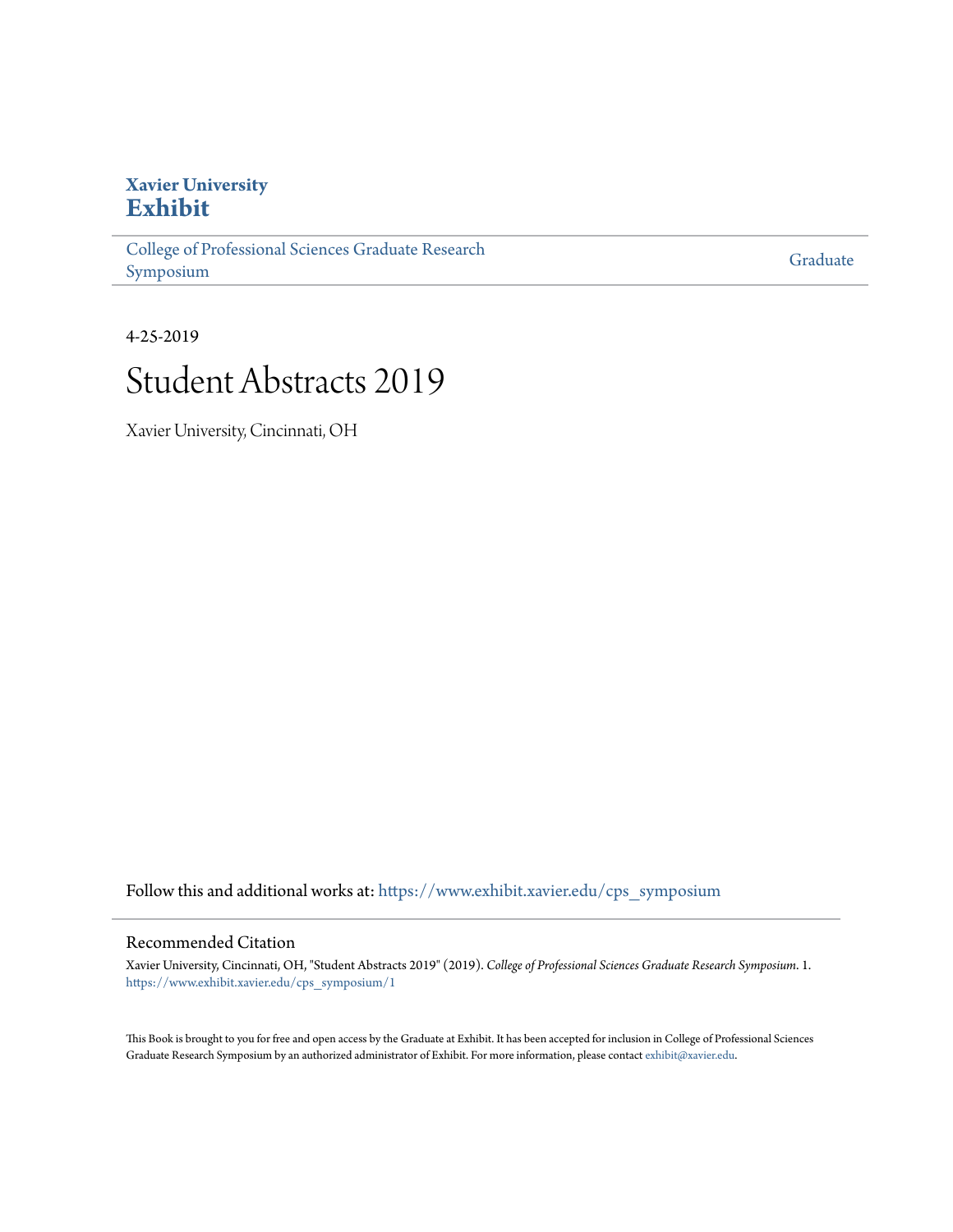**Xavier University**
**Exhibit**

College of Professional Sciences Graduate Research Symposium | Graduate

4-25-2019

# Student Abstracts 2019

Xavier University, Cincinnati, OH

Follow this and additional works at: https://www.exhibit.xavier.edu/cps_symposium

## Recommended Citation

Xavier University, Cincinnati, OH, "Student Abstracts 2019" (2019). *College of Professional Sciences Graduate Research Symposium*. 1.
https://www.exhibit.xavier.edu/cps_symposium/1

This Book is brought to you for free and open access by the Graduate at Exhibit. It has been accepted for inclusion in College of Professional Sciences Graduate Research Symposium by an authorized administrator of Exhibit. For more information, please contact exhibit@xavier.edu.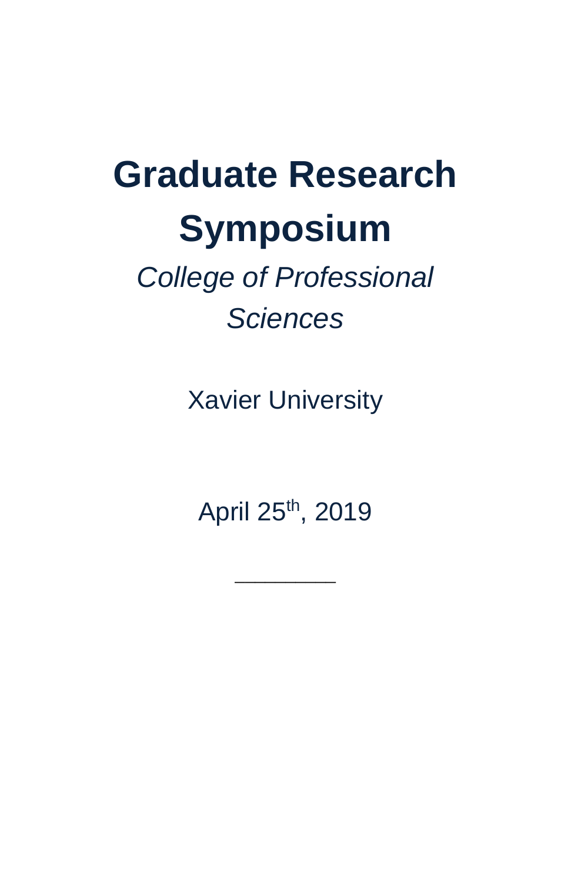# Graduate Research Symposium

*College of Professional Sciences*

Xavier University

April 25th, 2019

________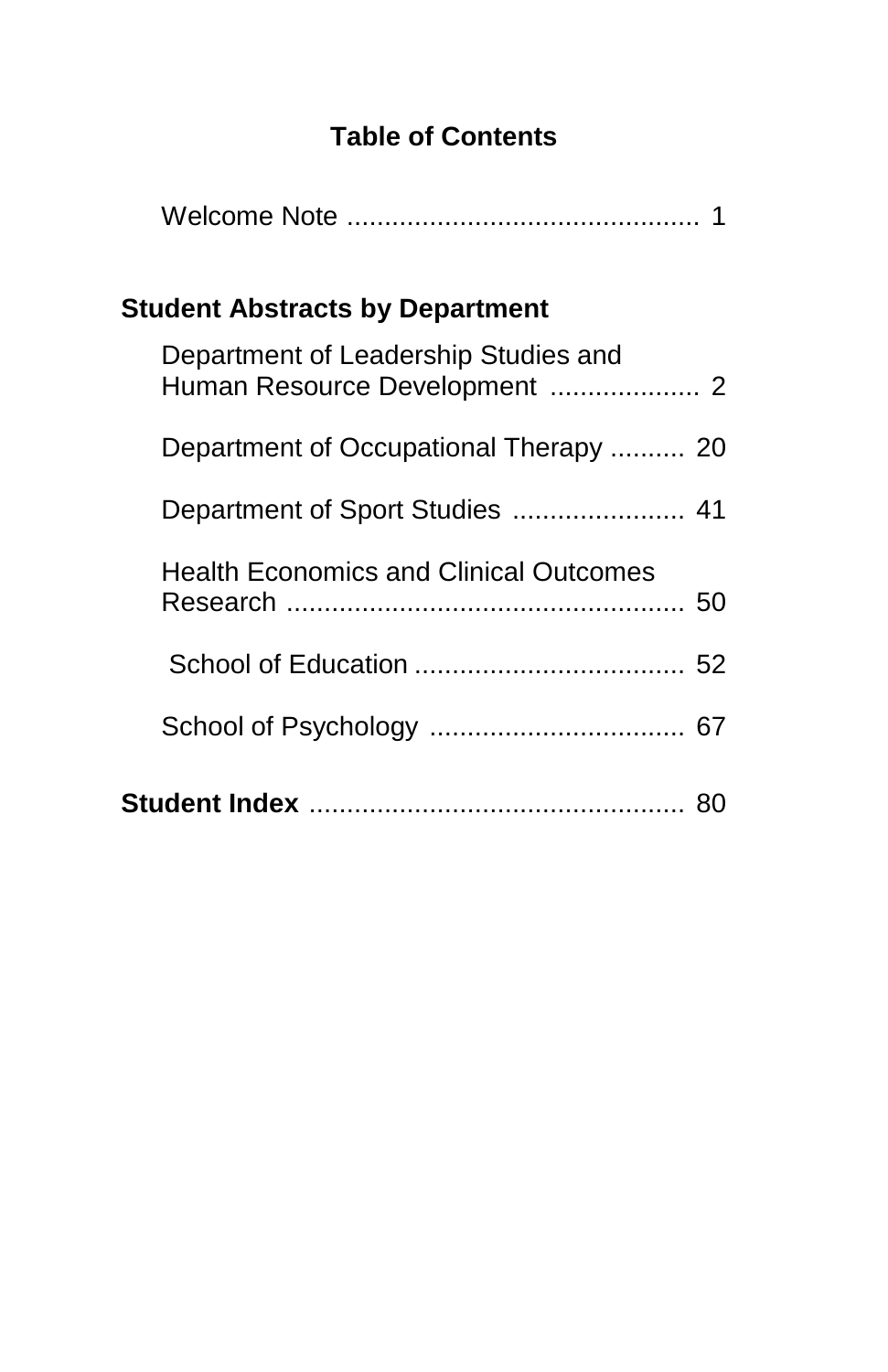# Table of Contents

Welcome Note .............................................. 1

**Student Abstracts by Department**

Department of Leadership Studies and Human Resource Development .................... 2

Department of Occupational Therapy .......... 20

Department of Sport Studies ....................... 41

Health Economics and Clinical Outcomes Research ..................................................... 50

School of Education .................................... 52

School of Psychology .................................. 67

**Student Index** .................................................. 80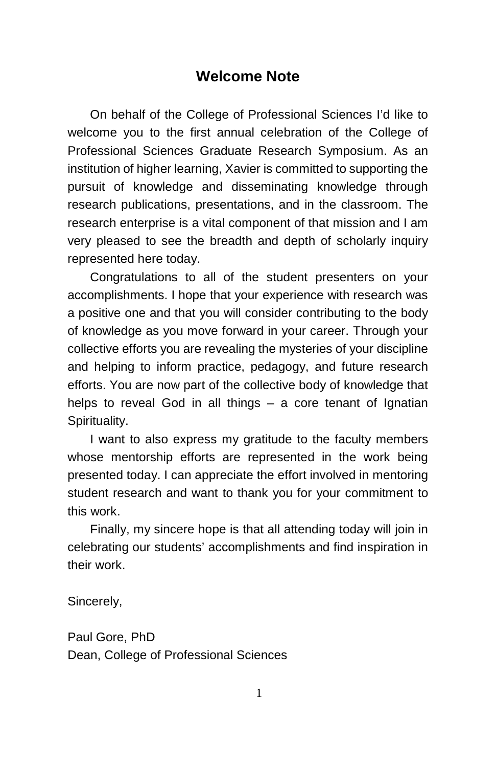# Welcome Note

On behalf of the College of Professional Sciences I'd like to welcome you to the first annual celebration of the College of Professional Sciences Graduate Research Symposium. As an institution of higher learning, Xavier is committed to supporting the pursuit of knowledge and disseminating knowledge through research publications, presentations, and in the classroom. The research enterprise is a vital component of that mission and I am very pleased to see the breadth and depth of scholarly inquiry represented here today.

Congratulations to all of the student presenters on your accomplishments. I hope that your experience with research was a positive one and that you will consider contributing to the body of knowledge as you move forward in your career. Through your collective efforts you are revealing the mysteries of your discipline and helping to inform practice, pedagogy, and future research efforts. You are now part of the collective body of knowledge that helps to reveal God in all things – a core tenant of Ignatian Spirituality.

I want to also express my gratitude to the faculty members whose mentorship efforts are represented in the work being presented today. I can appreciate the effort involved in mentoring student research and want to thank you for your commitment to this work.

Finally, my sincere hope is that all attending today will join in celebrating our students' accomplishments and find inspiration in their work.

Sincerely,

Paul Gore, PhD  
Dean, College of Professional Sciences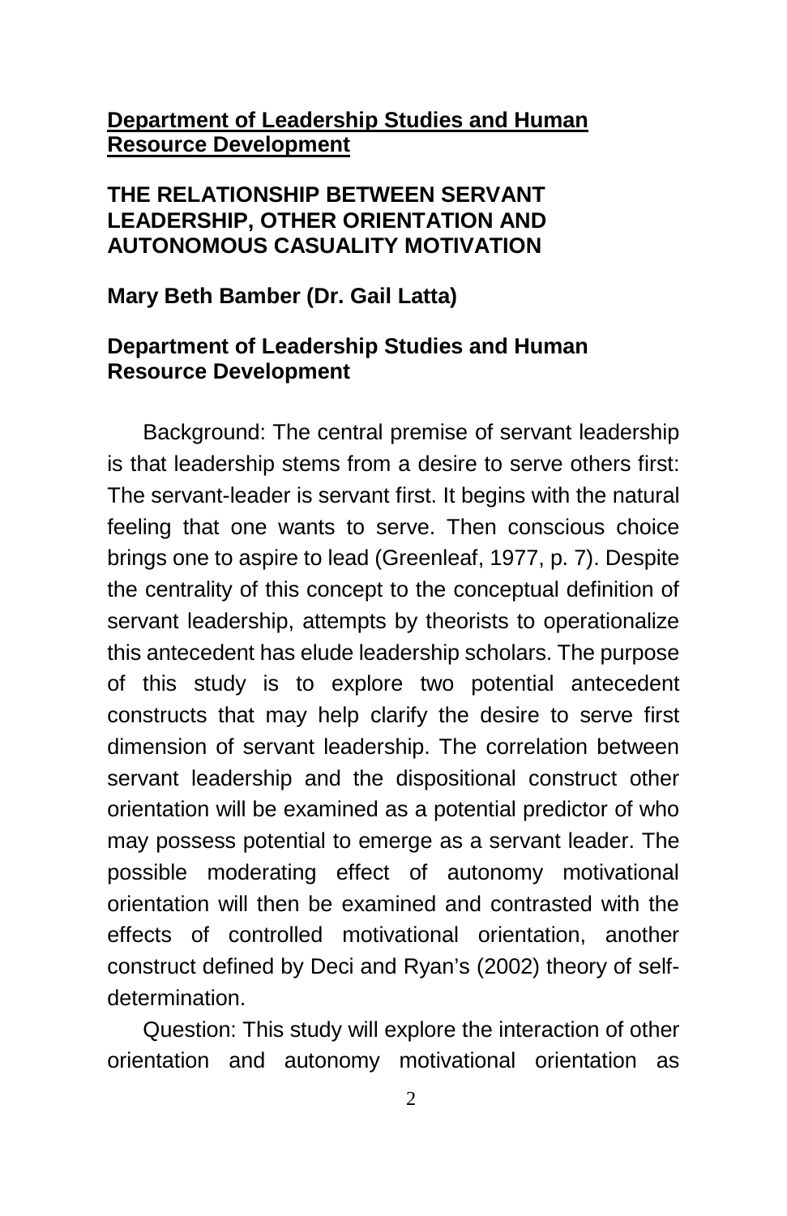**<u>Department of Leadership Studies and Human Resource Development</u>**

**THE RELATIONSHIP BETWEEN SERVANT LEADERSHIP, OTHER ORIENTATION AND AUTONOMOUS CASUALITY MOTIVATION**

**Mary Beth Bamber (Dr. Gail Latta)**

**Department of Leadership Studies and Human Resource Development**

Background: The central premise of servant leadership is that leadership stems from a desire to serve others first: The servant-leader is servant first. It begins with the natural feeling that one wants to serve. Then conscious choice brings one to aspire to lead (Greenleaf, 1977, p. 7). Despite the centrality of this concept to the conceptual definition of servant leadership, attempts by theorists to operationalize this antecedent has elude leadership scholars. The purpose of this study is to explore two potential antecedent constructs that may help clarify the desire to serve first dimension of servant leadership. The correlation between servant leadership and the dispositional construct other orientation will be examined as a potential predictor of who may possess potential to emerge as a servant leader. The possible moderating effect of autonomy motivational orientation will then be examined and contrasted with the effects of controlled motivational orientation, another construct defined by Deci and Ryan's (2002) theory of self-determination.

Question: This study will explore the interaction of other orientation and autonomy motivational orientation as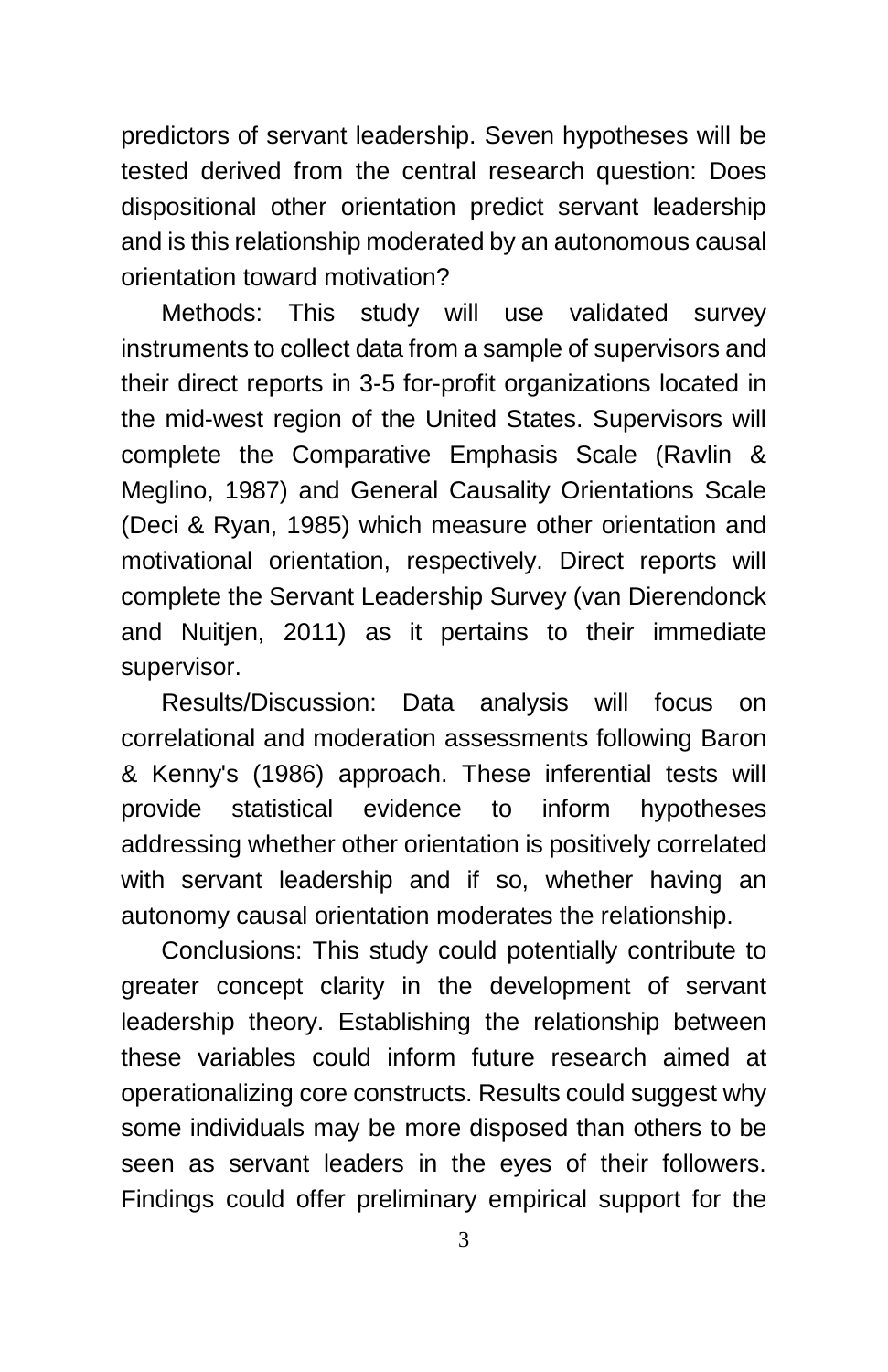predictors of servant leadership. Seven hypotheses will be tested derived from the central research question: Does dispositional other orientation predict servant leadership and is this relationship moderated by an autonomous causal orientation toward motivation?

Methods: This study will use validated survey instruments to collect data from a sample of supervisors and their direct reports in 3-5 for-profit organizations located in the mid-west region of the United States. Supervisors will complete the Comparative Emphasis Scale (Ravlin & Meglino, 1987) and General Causality Orientations Scale (Deci & Ryan, 1985) which measure other orientation and motivational orientation, respectively. Direct reports will complete the Servant Leadership Survey (van Dierendonck and Nuitjen, 2011) as it pertains to their immediate supervisor.

Results/Discussion: Data analysis will focus on correlational and moderation assessments following Baron & Kenny's (1986) approach. These inferential tests will provide statistical evidence to inform hypotheses addressing whether other orientation is positively correlated with servant leadership and if so, whether having an autonomy causal orientation moderates the relationship.

Conclusions: This study could potentially contribute to greater concept clarity in the development of servant leadership theory. Establishing the relationship between these variables could inform future research aimed at operationalizing core constructs. Results could suggest why some individuals may be more disposed than others to be seen as servant leaders in the eyes of their followers. Findings could offer preliminary empirical support for the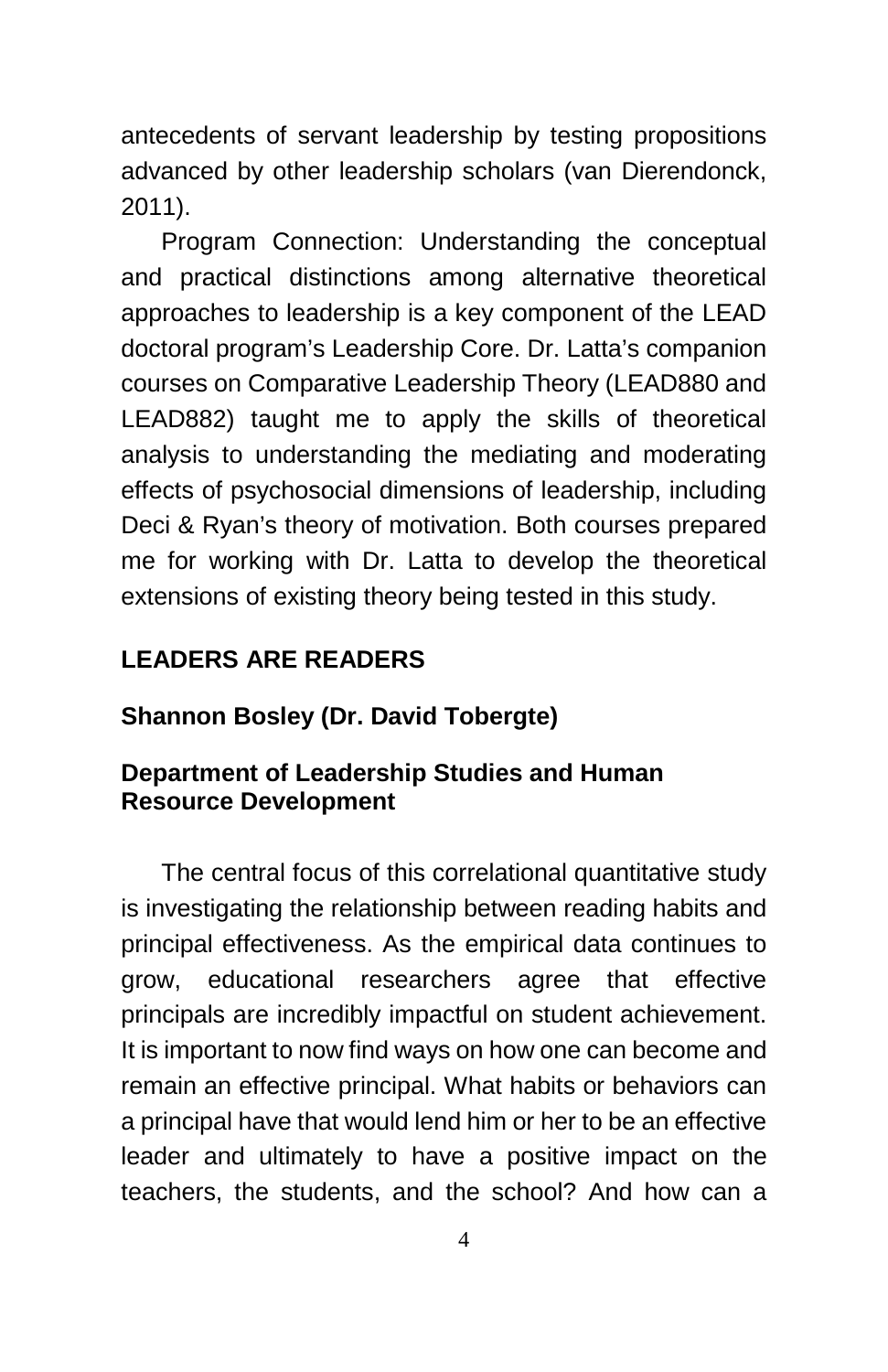antecedents of servant leadership by testing propositions advanced by other leadership scholars (van Dierendonck, 2011).

Program Connection: Understanding the conceptual and practical distinctions among alternative theoretical approaches to leadership is a key component of the LEAD doctoral program's Leadership Core. Dr. Latta's companion courses on Comparative Leadership Theory (LEAD880 and LEAD882) taught me to apply the skills of theoretical analysis to understanding the mediating and moderating effects of psychosocial dimensions of leadership, including Deci & Ryan's theory of motivation. Both courses prepared me for working with Dr. Latta to develop the theoretical extensions of existing theory being tested in this study.

## LEADERS ARE READERS

**Shannon Bosley (Dr. David Tobergte)**

**Department of Leadership Studies and Human Resource Development**

The central focus of this correlational quantitative study is investigating the relationship between reading habits and principal effectiveness. As the empirical data continues to grow, educational researchers agree that effective principals are incredibly impactful on student achievement. It is important to now find ways on how one can become and remain an effective principal. What habits or behaviors can a principal have that would lend him or her to be an effective leader and ultimately to have a positive impact on the teachers, the students, and the school? And how can a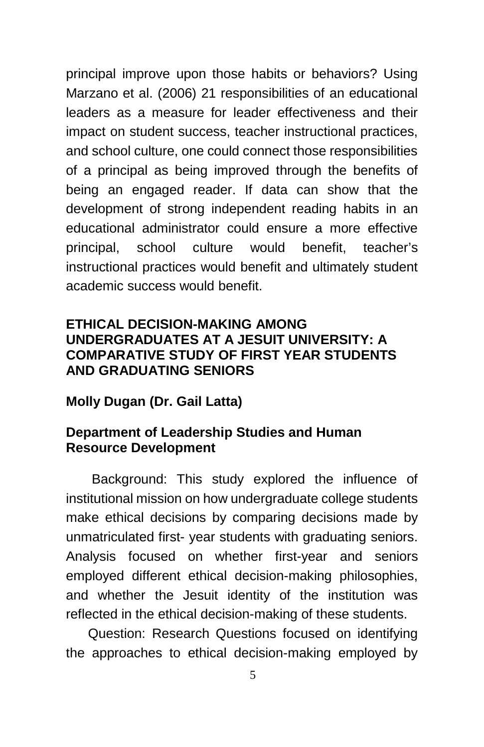principal improve upon those habits or behaviors? Using Marzano et al. (2006) 21 responsibilities of an educational leaders as a measure for leader effectiveness and their impact on student success, teacher instructional practices, and school culture, one could connect those responsibilities of a principal as being improved through the benefits of being an engaged reader. If data can show that the development of strong independent reading habits in an educational administrator could ensure a more effective principal, school culture would benefit, teacher's instructional practices would benefit and ultimately student academic success would benefit.

## ETHICAL DECISION-MAKING AMONG UNDERGRADUATES AT A JESUIT UNIVERSITY: A COMPARATIVE STUDY OF FIRST YEAR STUDENTS AND GRADUATING SENIORS

**Molly Dugan (Dr. Gail Latta)**

**Department of Leadership Studies and Human Resource Development**

Background: This study explored the influence of institutional mission on how undergraduate college students make ethical decisions by comparing decisions made by unmatriculated first- year students with graduating seniors. Analysis focused on whether first-year and seniors employed different ethical decision-making philosophies, and whether the Jesuit identity of the institution was reflected in the ethical decision-making of these students.

Question: Research Questions focused on identifying the approaches to ethical decision-making employed by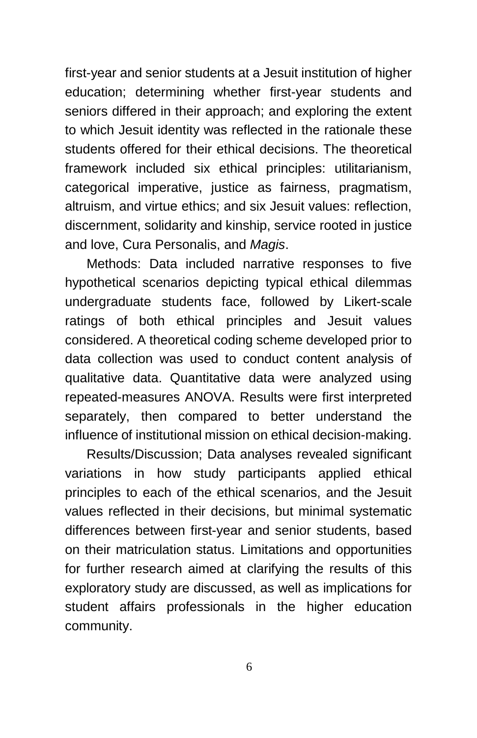first-year and senior students at a Jesuit institution of higher education; determining whether first-year students and seniors differed in their approach; and exploring the extent to which Jesuit identity was reflected in the rationale these students offered for their ethical decisions. The theoretical framework included six ethical principles: utilitarianism, categorical imperative, justice as fairness, pragmatism, altruism, and virtue ethics; and six Jesuit values: reflection, discernment, solidarity and kinship, service rooted in justice and love, Cura Personalis, and *Magis*.

Methods: Data included narrative responses to five hypothetical scenarios depicting typical ethical dilemmas undergraduate students face, followed by Likert-scale ratings of both ethical principles and Jesuit values considered. A theoretical coding scheme developed prior to data collection was used to conduct content analysis of qualitative data. Quantitative data were analyzed using repeated-measures ANOVA. Results were first interpreted separately, then compared to better understand the influence of institutional mission on ethical decision-making.

Results/Discussion; Data analyses revealed significant variations in how study participants applied ethical principles to each of the ethical scenarios, and the Jesuit values reflected in their decisions, but minimal systematic differences between first-year and senior students, based on their matriculation status. Limitations and opportunities for further research aimed at clarifying the results of this exploratory study are discussed, as well as implications for student affairs professionals in the higher education community.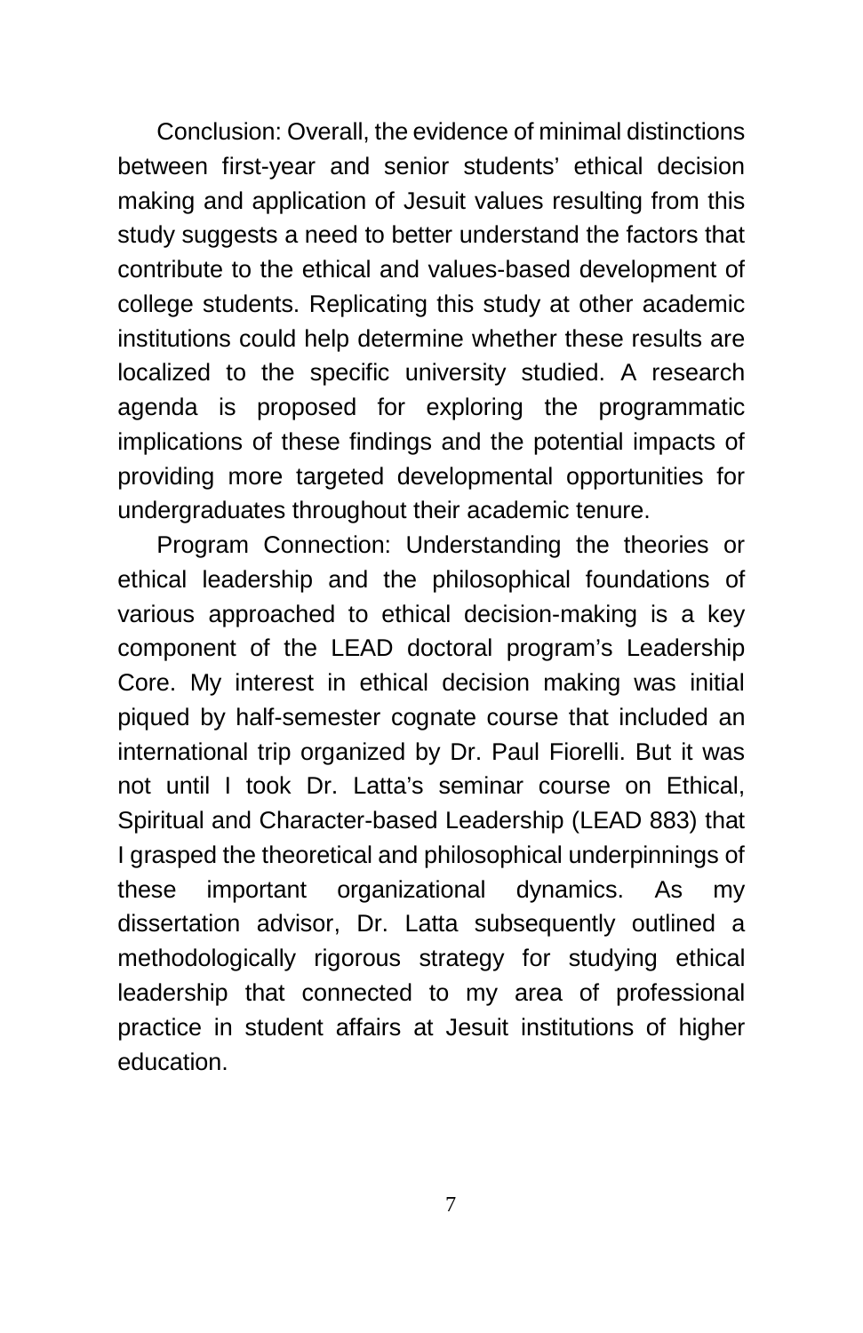Conclusion: Overall, the evidence of minimal distinctions between first-year and senior students' ethical decision making and application of Jesuit values resulting from this study suggests a need to better understand the factors that contribute to the ethical and values-based development of college students. Replicating this study at other academic institutions could help determine whether these results are localized to the specific university studied. A research agenda is proposed for exploring the programmatic implications of these findings and the potential impacts of providing more targeted developmental opportunities for undergraduates throughout their academic tenure.

Program Connection: Understanding the theories or ethical leadership and the philosophical foundations of various approached to ethical decision-making is a key component of the LEAD doctoral program's Leadership Core. My interest in ethical decision making was initial piqued by half-semester cognate course that included an international trip organized by Dr. Paul Fiorelli. But it was not until I took Dr. Latta's seminar course on Ethical, Spiritual and Character-based Leadership (LEAD 883) that I grasped the theoretical and philosophical underpinnings of these important organizational dynamics. As my dissertation advisor, Dr. Latta subsequently outlined a methodologically rigorous strategy for studying ethical leadership that connected to my area of professional practice in student affairs at Jesuit institutions of higher education.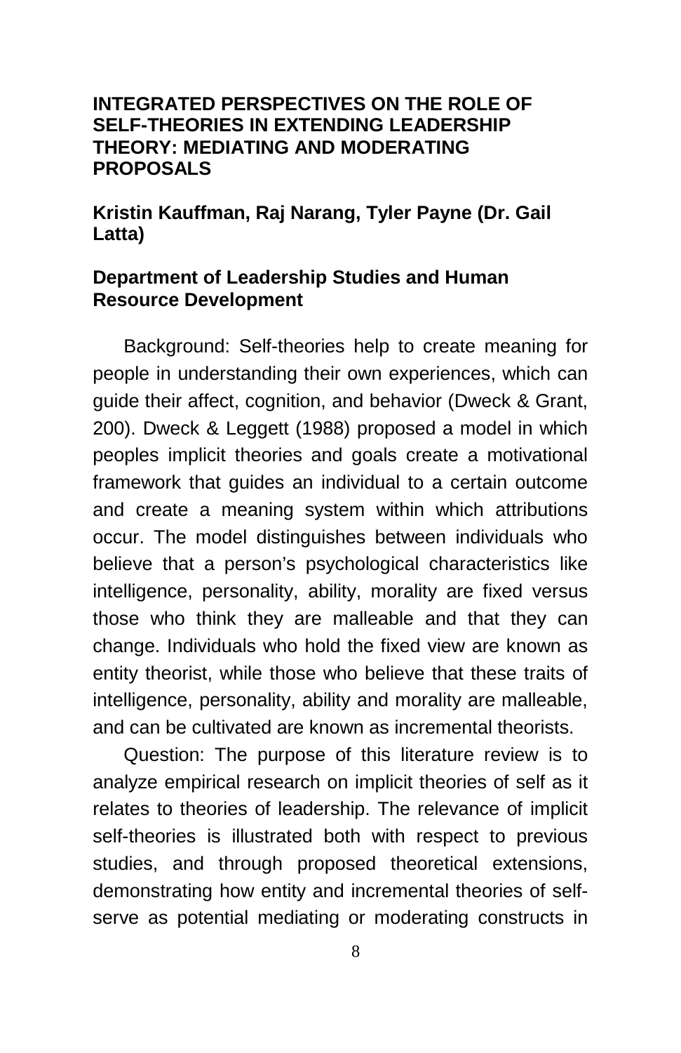# INTEGRATED PERSPECTIVES ON THE ROLE OF SELF-THEORIES IN EXTENDING LEADERSHIP THEORY: MEDIATING AND MODERATING PROPOSALS

**Kristin Kauffman, Raj Narang, Tyler Payne (Dr. Gail Latta)**

**Department of Leadership Studies and Human Resource Development**

Background: Self-theories help to create meaning for people in understanding their own experiences, which can guide their affect, cognition, and behavior (Dweck & Grant, 200). Dweck & Leggett (1988) proposed a model in which peoples implicit theories and goals create a motivational framework that guides an individual to a certain outcome and create a meaning system within which attributions occur. The model distinguishes between individuals who believe that a person's psychological characteristics like intelligence, personality, ability, morality are fixed versus those who think they are malleable and that they can change. Individuals who hold the fixed view are known as entity theorist, while those who believe that these traits of intelligence, personality, ability and morality are malleable, and can be cultivated are known as incremental theorists.

Question: The purpose of this literature review is to analyze empirical research on implicit theories of self as it relates to theories of leadership. The relevance of implicit self-theories is illustrated both with respect to previous studies, and through proposed theoretical extensions, demonstrating how entity and incremental theories of self-serve as potential mediating or moderating constructs in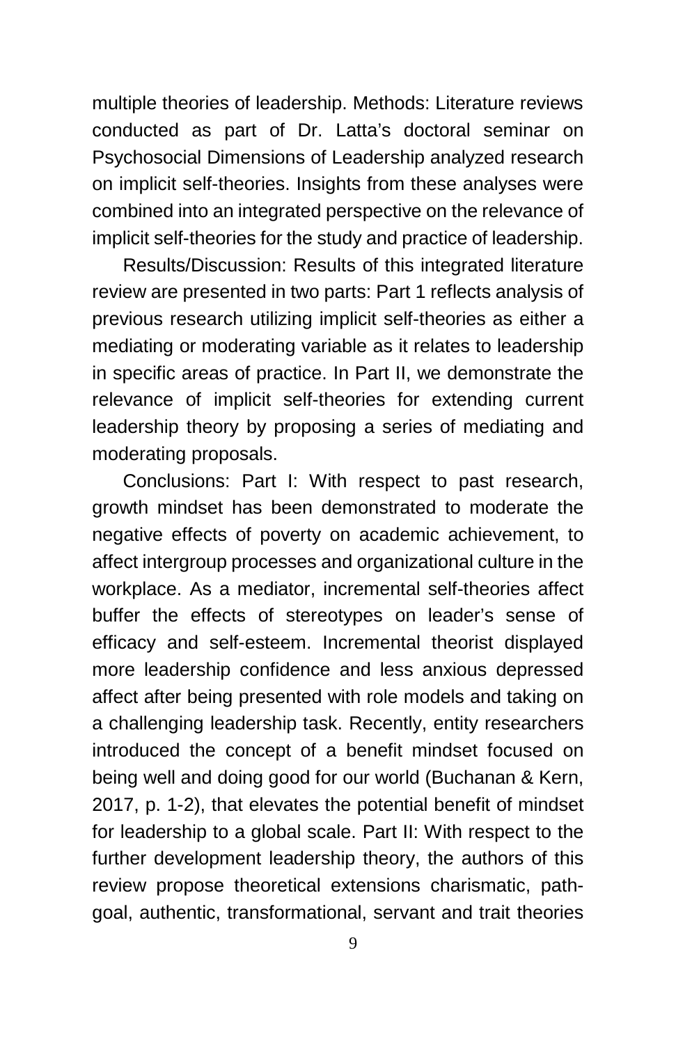multiple theories of leadership. Methods: Literature reviews conducted as part of Dr. Latta's doctoral seminar on Psychosocial Dimensions of Leadership analyzed research on implicit self-theories. Insights from these analyses were combined into an integrated perspective on the relevance of implicit self-theories for the study and practice of leadership.

Results/Discussion: Results of this integrated literature review are presented in two parts: Part 1 reflects analysis of previous research utilizing implicit self-theories as either a mediating or moderating variable as it relates to leadership in specific areas of practice. In Part II, we demonstrate the relevance of implicit self-theories for extending current leadership theory by proposing a series of mediating and moderating proposals.

Conclusions: Part I: With respect to past research, growth mindset has been demonstrated to moderate the negative effects of poverty on academic achievement, to affect intergroup processes and organizational culture in the workplace. As a mediator, incremental self-theories affect buffer the effects of stereotypes on leader's sense of efficacy and self-esteem. Incremental theorist displayed more leadership confidence and less anxious depressed affect after being presented with role models and taking on a challenging leadership task. Recently, entity researchers introduced the concept of a benefit mindset focused on being well and doing good for our world (Buchanan & Kern, 2017, p. 1-2), that elevates the potential benefit of mindset for leadership to a global scale. Part II: With respect to the further development leadership theory, the authors of this review propose theoretical extensions charismatic, path-goal, authentic, transformational, servant and trait theories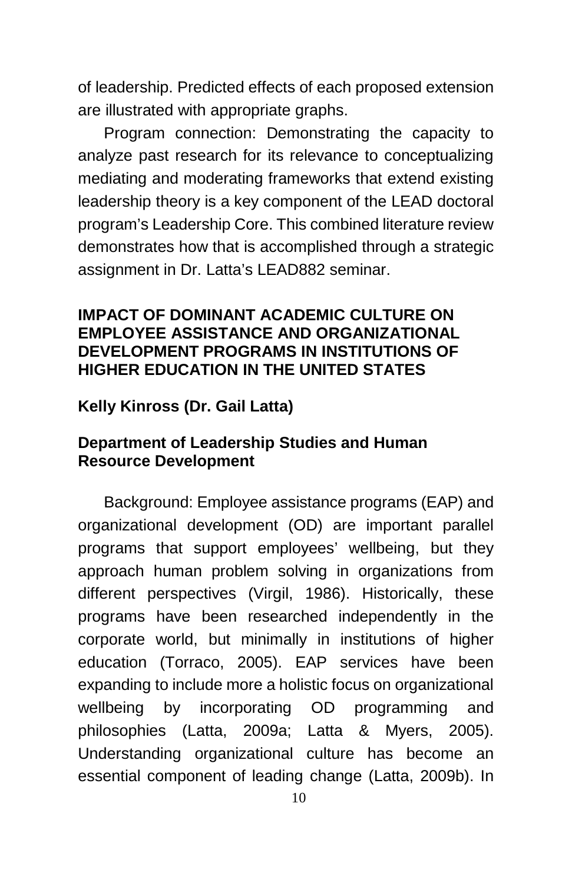of leadership. Predicted effects of each proposed extension are illustrated with appropriate graphs.

Program connection: Demonstrating the capacity to analyze past research for its relevance to conceptualizing mediating and moderating frameworks that extend existing leadership theory is a key component of the LEAD doctoral program's Leadership Core. This combined literature review demonstrates how that is accomplished through a strategic assignment in Dr. Latta's LEAD882 seminar.

## IMPACT OF DOMINANT ACADEMIC CULTURE ON EMPLOYEE ASSISTANCE AND ORGANIZATIONAL DEVELOPMENT PROGRAMS IN INSTITUTIONS OF HIGHER EDUCATION IN THE UNITED STATES

**Kelly Kinross (Dr. Gail Latta)**

**Department of Leadership Studies and Human Resource Development**

Background: Employee assistance programs (EAP) and organizational development (OD) are important parallel programs that support employees' wellbeing, but they approach human problem solving in organizations from different perspectives (Virgil, 1986). Historically, these programs have been researched independently in the corporate world, but minimally in institutions of higher education (Torraco, 2005). EAP services have been expanding to include more a holistic focus on organizational wellbeing by incorporating OD programming and philosophies (Latta, 2009a; Latta & Myers, 2005). Understanding organizational culture has become an essential component of leading change (Latta, 2009b). In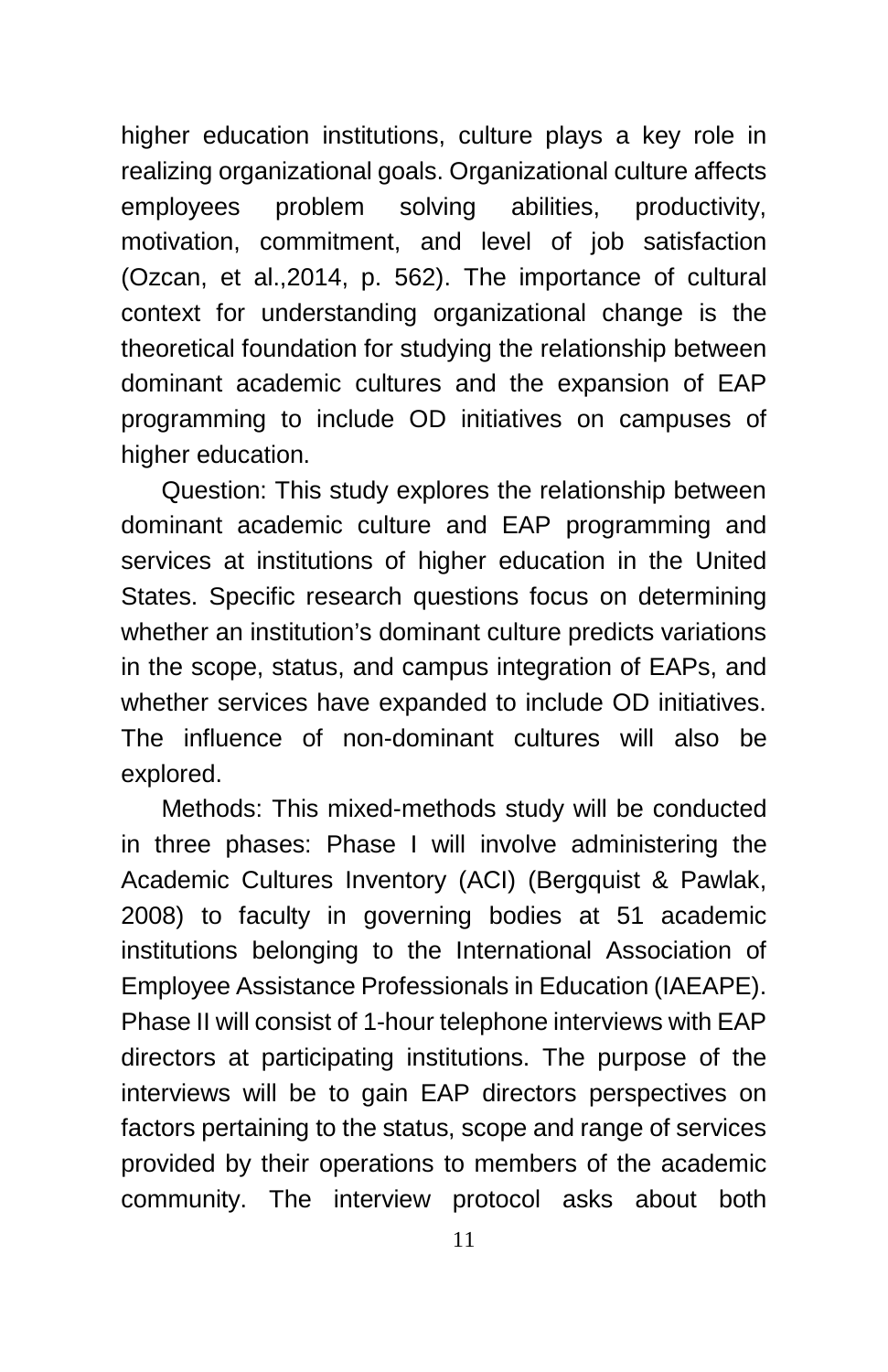higher education institutions, culture plays a key role in realizing organizational goals. Organizational culture affects employees problem solving abilities, productivity, motivation, commitment, and level of job satisfaction (Ozcan, et al.,2014, p. 562). The importance of cultural context for understanding organizational change is the theoretical foundation for studying the relationship between dominant academic cultures and the expansion of EAP programming to include OD initiatives on campuses of higher education.

Question: This study explores the relationship between dominant academic culture and EAP programming and services at institutions of higher education in the United States. Specific research questions focus on determining whether an institution's dominant culture predicts variations in the scope, status, and campus integration of EAPs, and whether services have expanded to include OD initiatives. The influence of non-dominant cultures will also be explored.

Methods: This mixed-methods study will be conducted in three phases: Phase I will involve administering the Academic Cultures Inventory (ACI) (Bergquist & Pawlak, 2008) to faculty in governing bodies at 51 academic institutions belonging to the International Association of Employee Assistance Professionals in Education (IAEAPE). Phase II will consist of 1-hour telephone interviews with EAP directors at participating institutions. The purpose of the interviews will be to gain EAP directors perspectives on factors pertaining to the status, scope and range of services provided by their operations to members of the academic community. The interview protocol asks about both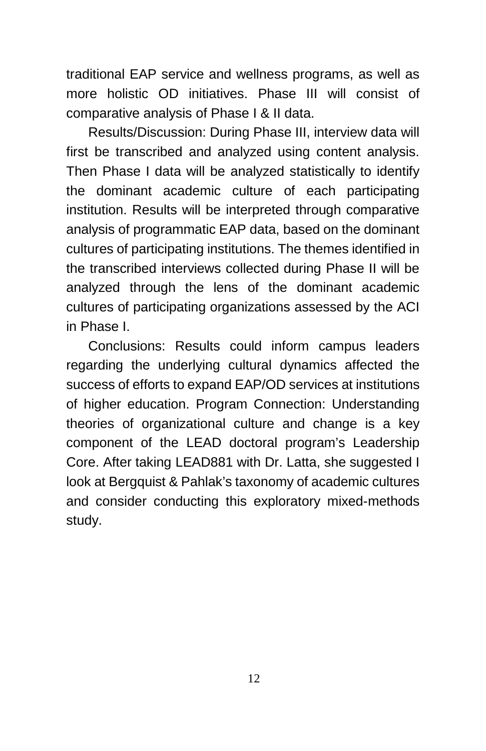traditional EAP service and wellness programs, as well as more holistic OD initiatives. Phase III will consist of comparative analysis of Phase I & II data.

Results/Discussion: During Phase III, interview data will first be transcribed and analyzed using content analysis. Then Phase I data will be analyzed statistically to identify the dominant academic culture of each participating institution. Results will be interpreted through comparative analysis of programmatic EAP data, based on the dominant cultures of participating institutions. The themes identified in the transcribed interviews collected during Phase II will be analyzed through the lens of the dominant academic cultures of participating organizations assessed by the ACI in Phase I.

Conclusions: Results could inform campus leaders regarding the underlying cultural dynamics affected the success of efforts to expand EAP/OD services at institutions of higher education. Program Connection: Understanding theories of organizational culture and change is a key component of the LEAD doctoral program's Leadership Core. After taking LEAD881 with Dr. Latta, she suggested I look at Bergquist & Pahlak's taxonomy of academic cultures and consider conducting this exploratory mixed-methods study.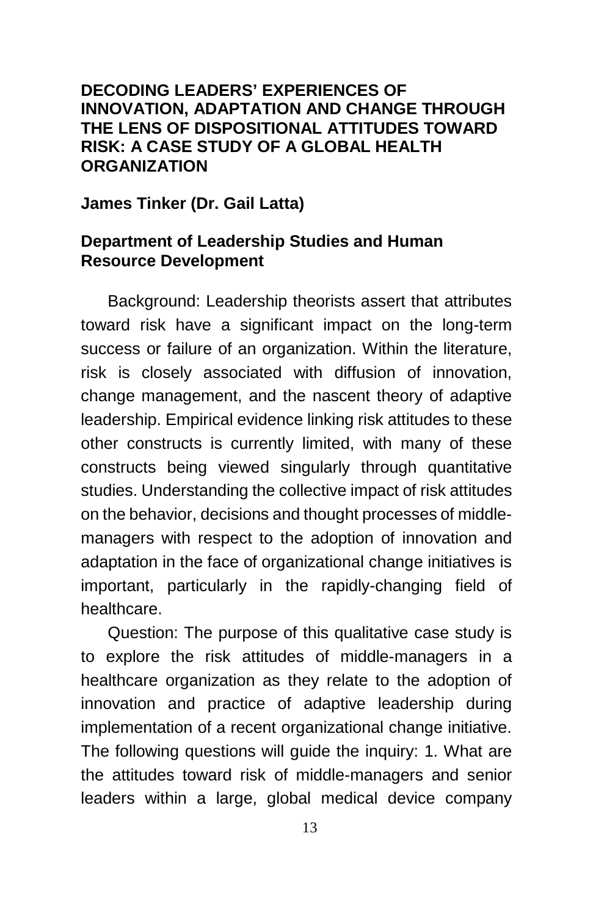**DECODING LEADERS' EXPERIENCES OF INNOVATION, ADAPTATION AND CHANGE THROUGH THE LENS OF DISPOSITIONAL ATTITUDES TOWARD RISK: A CASE STUDY OF A GLOBAL HEALTH ORGANIZATION**

**James Tinker (Dr. Gail Latta)**

**Department of Leadership Studies and Human Resource Development**

Background: Leadership theorists assert that attributes toward risk have a significant impact on the long-term success or failure of an organization. Within the literature, risk is closely associated with diffusion of innovation, change management, and the nascent theory of adaptive leadership. Empirical evidence linking risk attitudes to these other constructs is currently limited, with many of these constructs being viewed singularly through quantitative studies. Understanding the collective impact of risk attitudes on the behavior, decisions and thought processes of middle-managers with respect to the adoption of innovation and adaptation in the face of organizational change initiatives is important, particularly in the rapidly-changing field of healthcare.

Question: The purpose of this qualitative case study is to explore the risk attitudes of middle-managers in a healthcare organization as they relate to the adoption of innovation and practice of adaptive leadership during implementation of a recent organizational change initiative. The following questions will guide the inquiry: 1. What are the attitudes toward risk of middle-managers and senior leaders within a large, global medical device company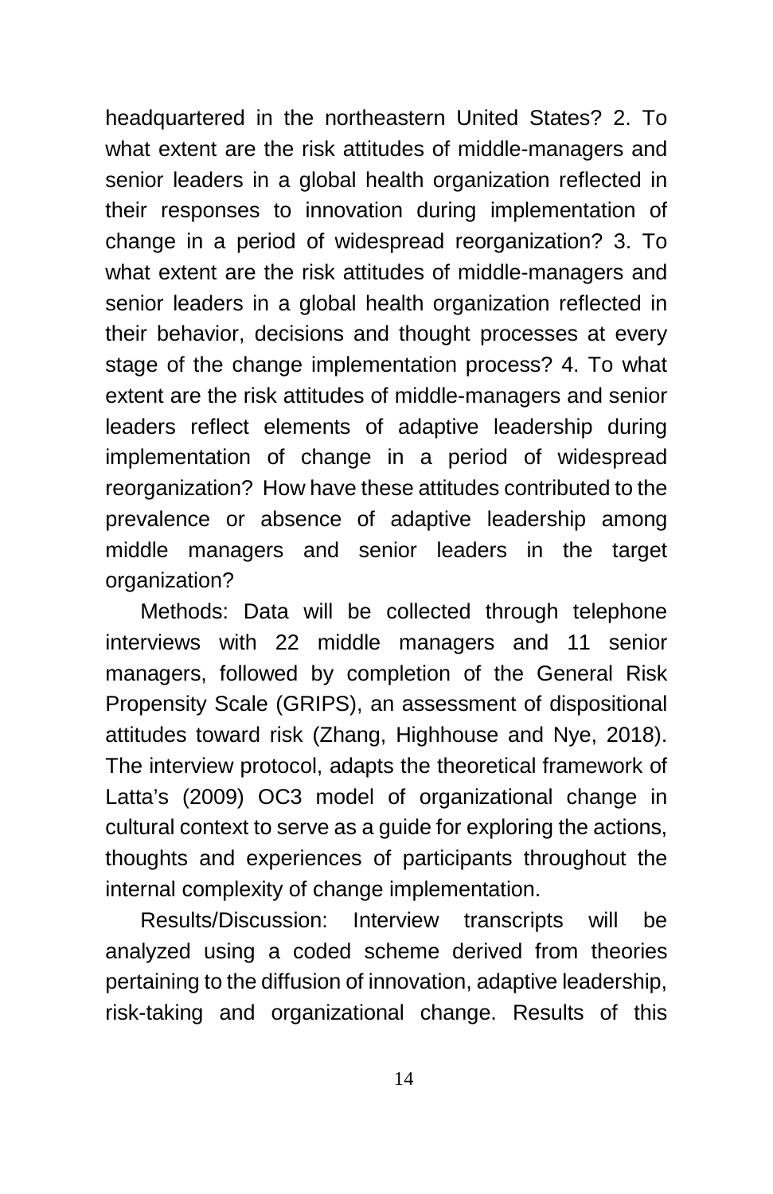headquartered in the northeastern United States? 2. To what extent are the risk attitudes of middle-managers and senior leaders in a global health organization reflected in their responses to innovation during implementation of change in a period of widespread reorganization? 3. To what extent are the risk attitudes of middle-managers and senior leaders in a global health organization reflected in their behavior, decisions and thought processes at every stage of the change implementation process? 4. To what extent are the risk attitudes of middle-managers and senior leaders reflect elements of adaptive leadership during implementation of change in a period of widespread reorganization? How have these attitudes contributed to the prevalence or absence of adaptive leadership among middle managers and senior leaders in the target organization?

Methods: Data will be collected through telephone interviews with 22 middle managers and 11 senior managers, followed by completion of the General Risk Propensity Scale (GRIPS), an assessment of dispositional attitudes toward risk (Zhang, Highhouse and Nye, 2018). The interview protocol, adapts the theoretical framework of Latta's (2009) OC3 model of organizational change in cultural context to serve as a guide for exploring the actions, thoughts and experiences of participants throughout the internal complexity of change implementation.

Results/Discussion: Interview transcripts will be analyzed using a coded scheme derived from theories pertaining to the diffusion of innovation, adaptive leadership, risk-taking and organizational change. Results of this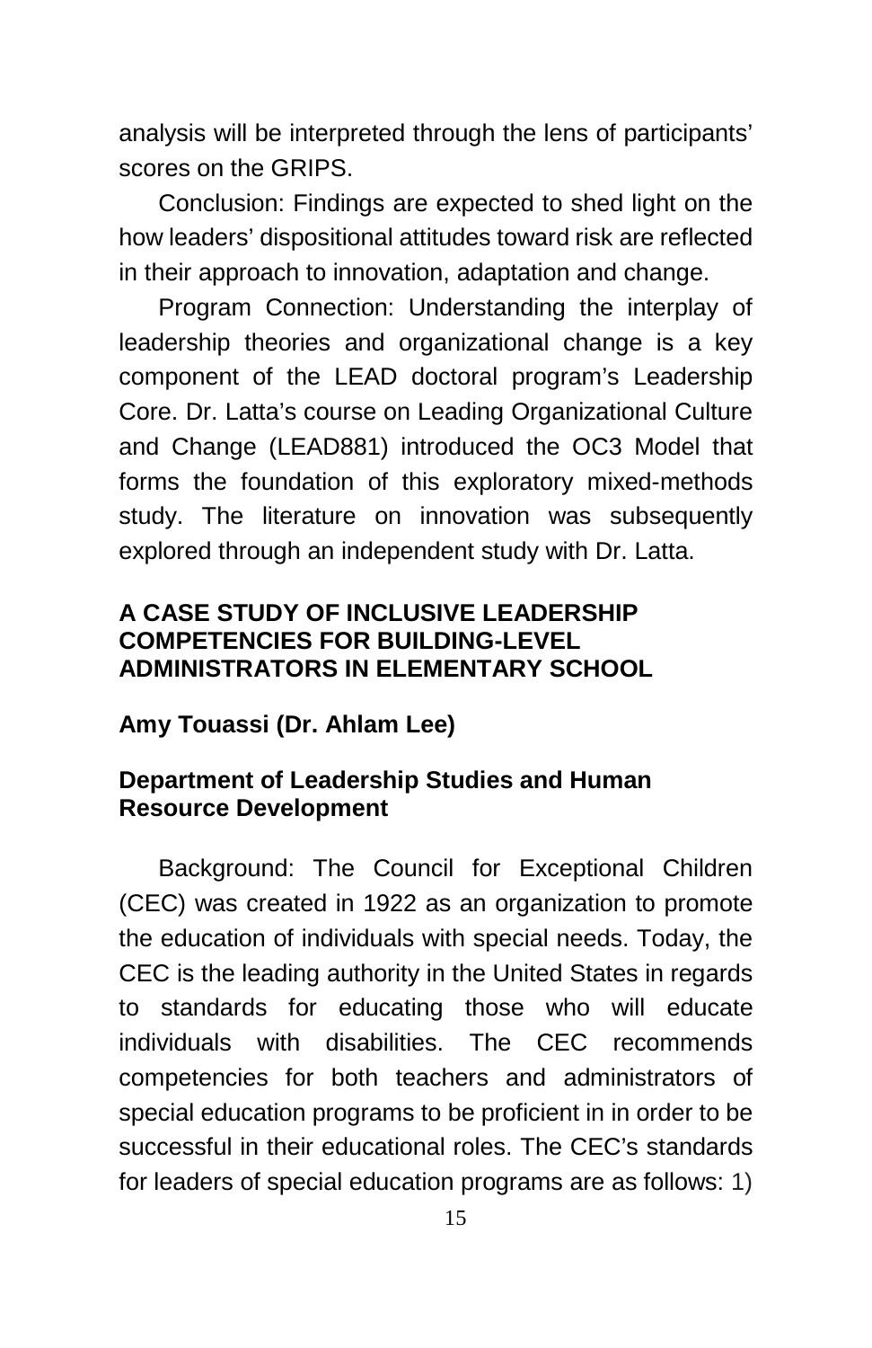analysis will be interpreted through the lens of participants' scores on the GRIPS.

Conclusion: Findings are expected to shed light on the how leaders' dispositional attitudes toward risk are reflected in their approach to innovation, adaptation and change.

Program Connection: Understanding the interplay of leadership theories and organizational change is a key component of the LEAD doctoral program's Leadership Core. Dr. Latta's course on Leading Organizational Culture and Change (LEAD881) introduced the OC3 Model that forms the foundation of this exploratory mixed-methods study. The literature on innovation was subsequently explored through an independent study with Dr. Latta.

### A CASE STUDY OF INCLUSIVE LEADERSHIP COMPETENCIES FOR BUILDING-LEVEL ADMINISTRATORS IN ELEMENTARY SCHOOL

**Amy Touassi (Dr. Ahlam Lee)**

**Department of Leadership Studies and Human Resource Development**

Background: The Council for Exceptional Children (CEC) was created in 1922 as an organization to promote the education of individuals with special needs. Today, the CEC is the leading authority in the United States in regards to standards for educating those who will educate individuals with disabilities. The CEC recommends competencies for both teachers and administrators of special education programs to be proficient in in order to be successful in their educational roles. The CEC's standards for leaders of special education programs are as follows: 1)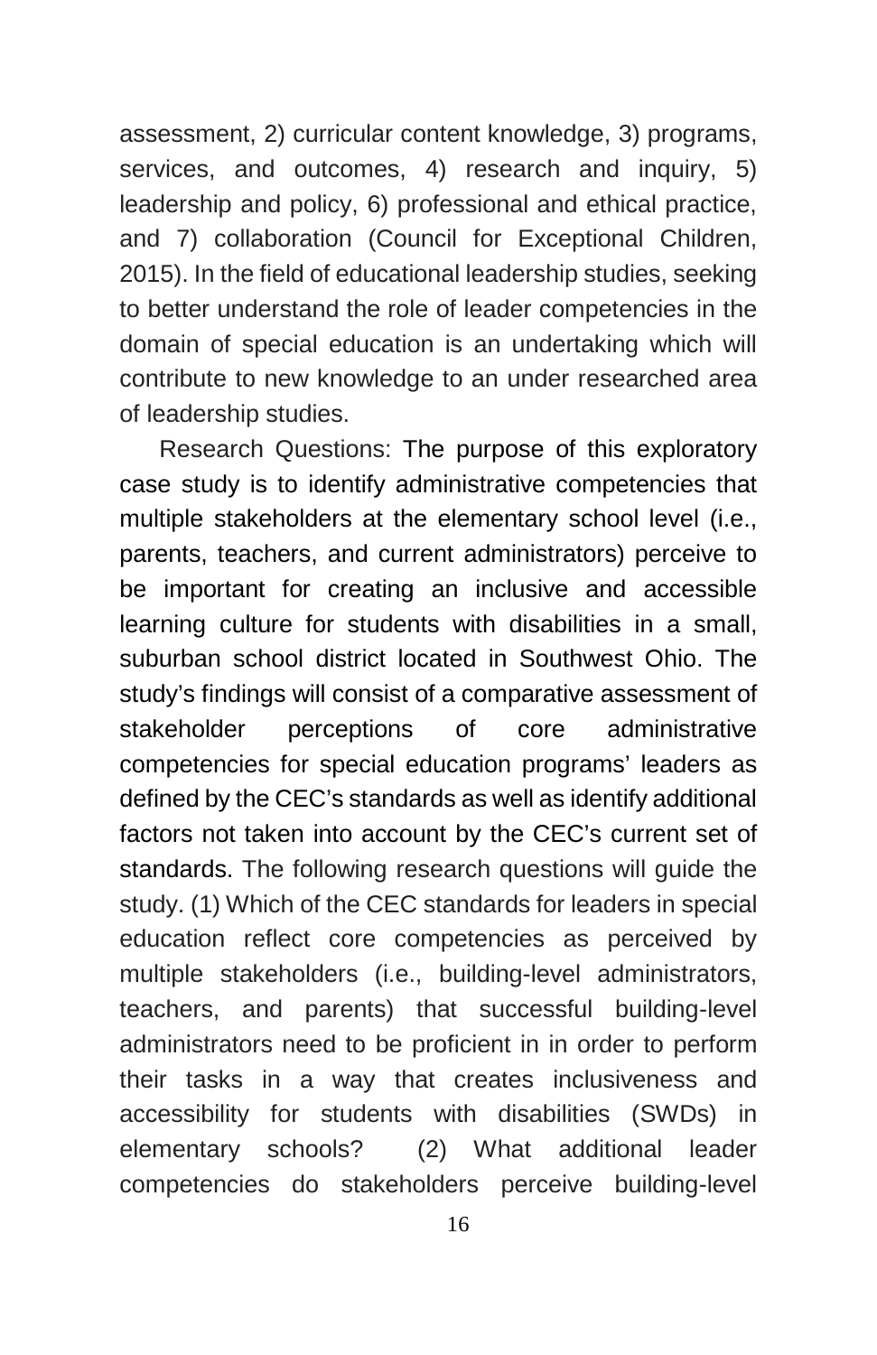assessment, 2) curricular content knowledge, 3) programs, services, and outcomes, 4) research and inquiry, 5) leadership and policy, 6) professional and ethical practice, and 7) collaboration (Council for Exceptional Children, 2015). In the field of educational leadership studies, seeking to better understand the role of leader competencies in the domain of special education is an undertaking which will contribute to new knowledge to an under researched area of leadership studies.

Research Questions: The purpose of this exploratory case study is to identify administrative competencies that multiple stakeholders at the elementary school level (i.e., parents, teachers, and current administrators) perceive to be important for creating an inclusive and accessible learning culture for students with disabilities in a small, suburban school district located in Southwest Ohio. The study's findings will consist of a comparative assessment of stakeholder perceptions of core administrative competencies for special education programs' leaders as defined by the CEC's standards as well as identify additional factors not taken into account by the CEC's current set of standards. The following research questions will guide the study. (1) Which of the CEC standards for leaders in special education reflect core competencies as perceived by multiple stakeholders (i.e., building-level administrators, teachers, and parents) that successful building-level administrators need to be proficient in in order to perform their tasks in a way that creates inclusiveness and accessibility for students with disabilities (SWDs) in elementary schools? (2) What additional leader competencies do stakeholders perceive building-level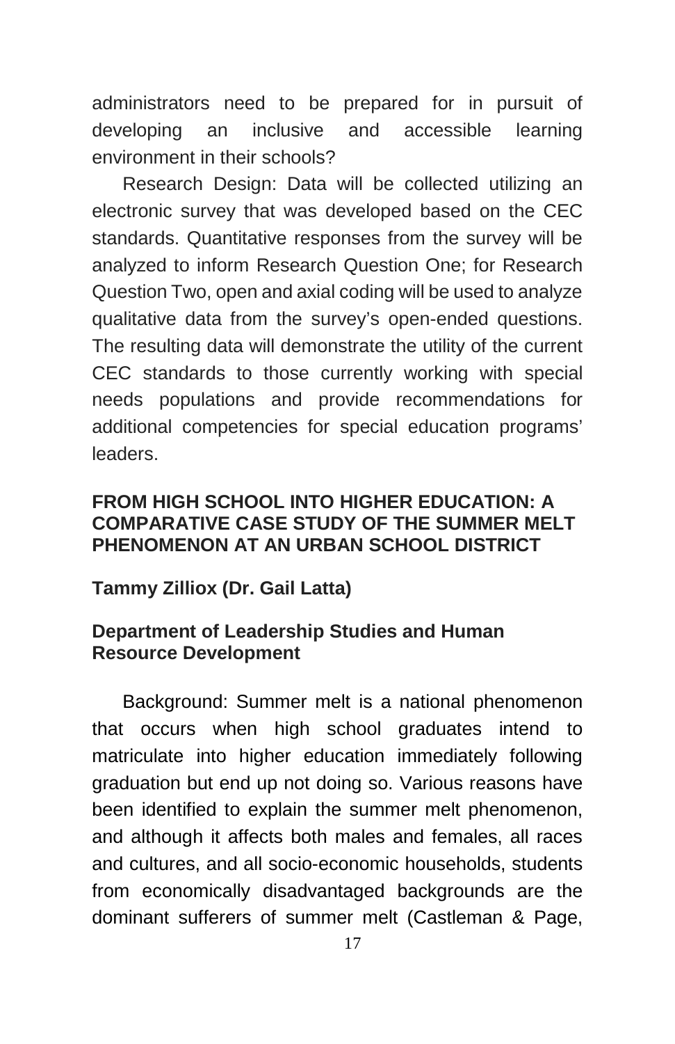administrators need to be prepared for in pursuit of developing an inclusive and accessible learning environment in their schools?

Research Design: Data will be collected utilizing an electronic survey that was developed based on the CEC standards. Quantitative responses from the survey will be analyzed to inform Research Question One; for Research Question Two, open and axial coding will be used to analyze qualitative data from the survey's open-ended questions. The resulting data will demonstrate the utility of the current CEC standards to those currently working with special needs populations and provide recommendations for additional competencies for special education programs' leaders.

**FROM HIGH SCHOOL INTO HIGHER EDUCATION: A COMPARATIVE CASE STUDY OF THE SUMMER MELT PHENOMENON AT AN URBAN SCHOOL DISTRICT**

**Tammy Zilliox (Dr. Gail Latta)**

**Department of Leadership Studies and Human Resource Development**

Background: Summer melt is a national phenomenon that occurs when high school graduates intend to matriculate into higher education immediately following graduation but end up not doing so. Various reasons have been identified to explain the summer melt phenomenon, and although it affects both males and females, all races and cultures, and all socio-economic households, students from economically disadvantaged backgrounds are the dominant sufferers of summer melt (Castleman & Page,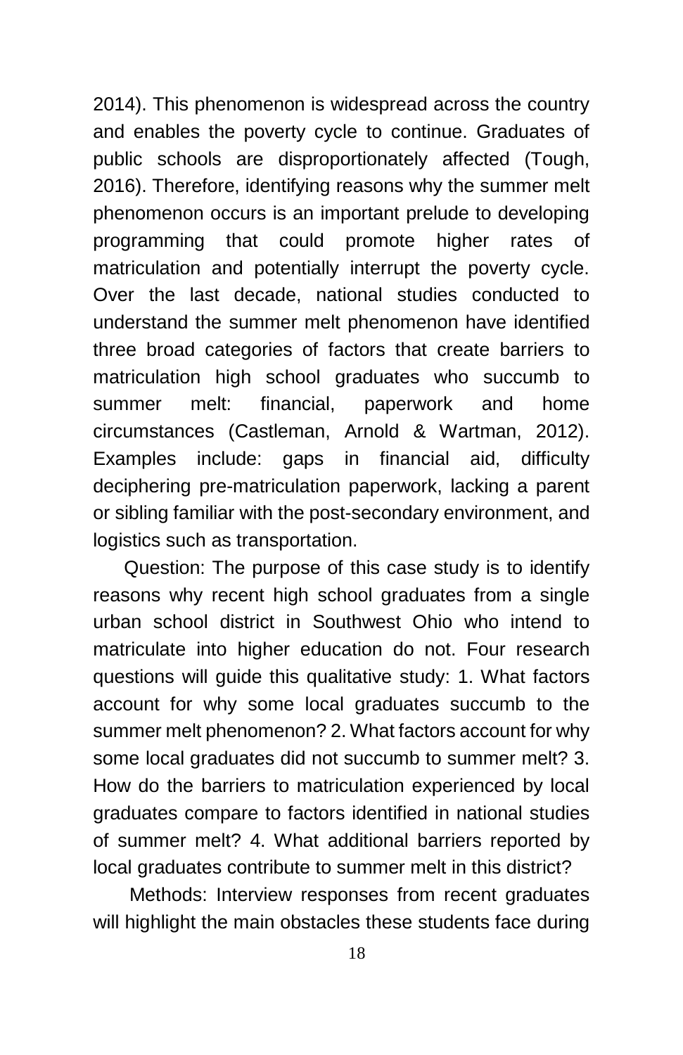2014). This phenomenon is widespread across the country and enables the poverty cycle to continue. Graduates of public schools are disproportionately affected (Tough, 2016). Therefore, identifying reasons why the summer melt phenomenon occurs is an important prelude to developing programming that could promote higher rates of matriculation and potentially interrupt the poverty cycle. Over the last decade, national studies conducted to understand the summer melt phenomenon have identified three broad categories of factors that create barriers to matriculation high school graduates who succumb to summer melt: financial, paperwork and home circumstances (Castleman, Arnold & Wartman, 2012). Examples include: gaps in financial aid, difficulty deciphering pre-matriculation paperwork, lacking a parent or sibling familiar with the post-secondary environment, and logistics such as transportation.

Question: The purpose of this case study is to identify reasons why recent high school graduates from a single urban school district in Southwest Ohio who intend to matriculate into higher education do not. Four research questions will guide this qualitative study: 1. What factors account for why some local graduates succumb to the summer melt phenomenon? 2. What factors account for why some local graduates did not succumb to summer melt? 3. How do the barriers to matriculation experienced by local graduates compare to factors identified in national studies of summer melt? 4. What additional barriers reported by local graduates contribute to summer melt in this district?

Methods: Interview responses from recent graduates will highlight the main obstacles these students face during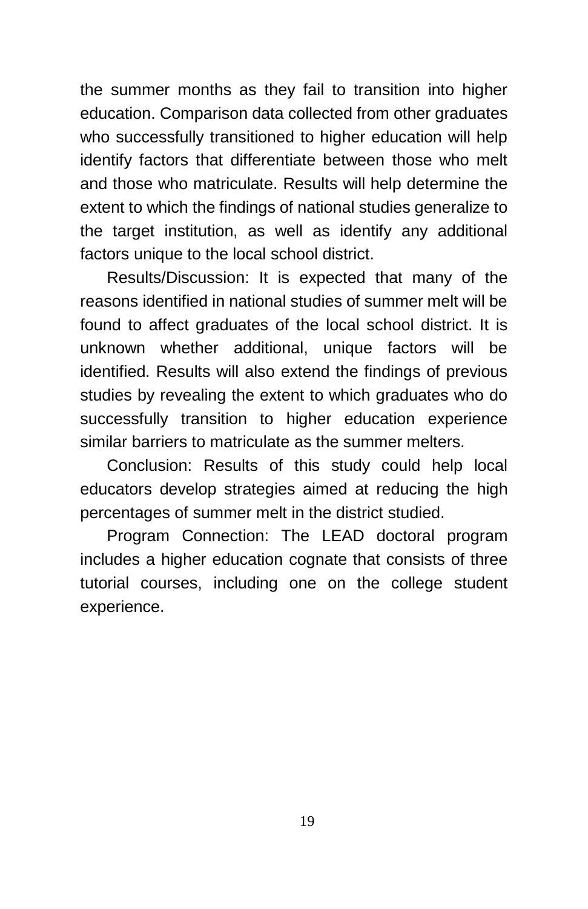the summer months as they fail to transition into higher education. Comparison data collected from other graduates who successfully transitioned to higher education will help identify factors that differentiate between those who melt and those who matriculate. Results will help determine the extent to which the findings of national studies generalize to the target institution, as well as identify any additional factors unique to the local school district.

Results/Discussion: It is expected that many of the reasons identified in national studies of summer melt will be found to affect graduates of the local school district. It is unknown whether additional, unique factors will be identified. Results will also extend the findings of previous studies by revealing the extent to which graduates who do successfully transition to higher education experience similar barriers to matriculate as the summer melters.

Conclusion: Results of this study could help local educators develop strategies aimed at reducing the high percentages of summer melt in the district studied.

Program Connection: The LEAD doctoral program includes a higher education cognate that consists of three tutorial courses, including one on the college student experience.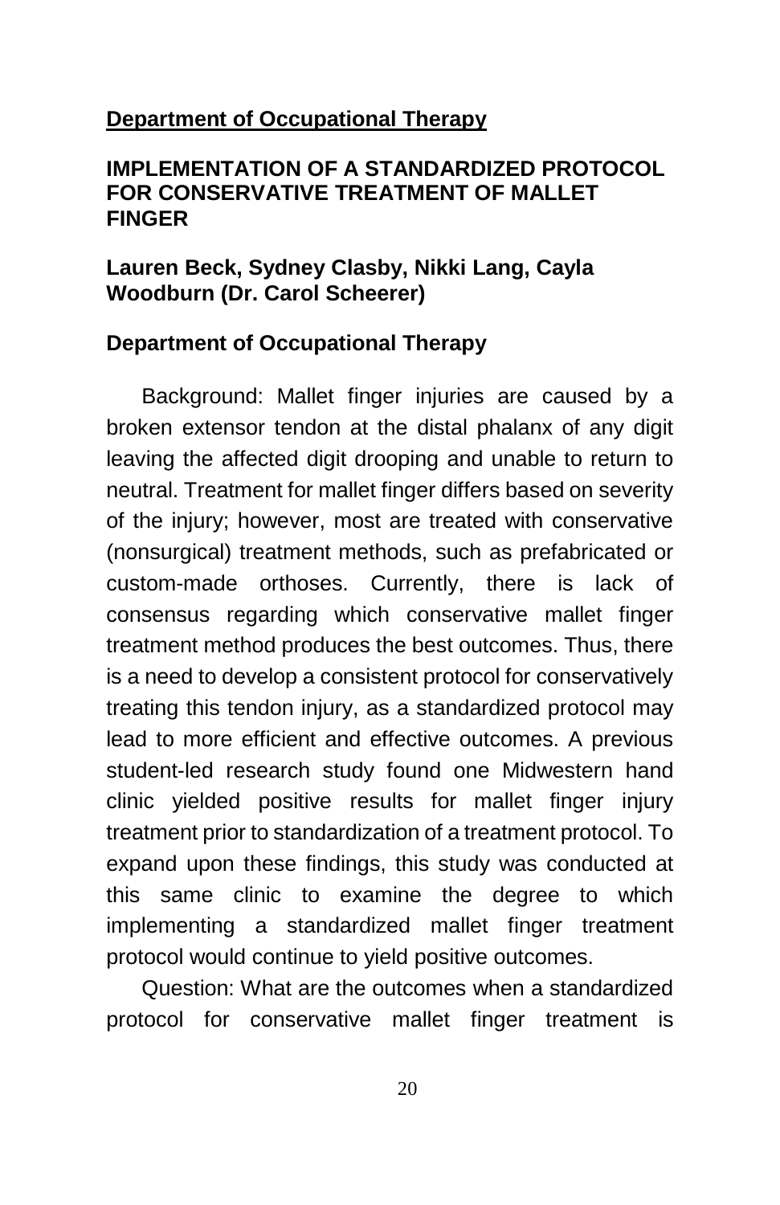**<u>Department of Occupational Therapy</u>**

## IMPLEMENTATION OF A STANDARDIZED PROTOCOL FOR CONSERVATIVE TREATMENT OF MALLET FINGER

**Lauren Beck, Sydney Clasby, Nikki Lang, Cayla Woodburn (Dr. Carol Scheerer)**

**Department of Occupational Therapy**

Background: Mallet finger injuries are caused by a broken extensor tendon at the distal phalanx of any digit leaving the affected digit drooping and unable to return to neutral. Treatment for mallet finger differs based on severity of the injury; however, most are treated with conservative (nonsurgical) treatment methods, such as prefabricated or custom-made orthoses. Currently, there is lack of consensus regarding which conservative mallet finger treatment method produces the best outcomes. Thus, there is a need to develop a consistent protocol for conservatively treating this tendon injury, as a standardized protocol may lead to more efficient and effective outcomes. A previous student-led research study found one Midwestern hand clinic yielded positive results for mallet finger injury treatment prior to standardization of a treatment protocol. To expand upon these findings, this study was conducted at this same clinic to examine the degree to which implementing a standardized mallet finger treatment protocol would continue to yield positive outcomes.

Question: What are the outcomes when a standardized protocol for conservative mallet finger treatment is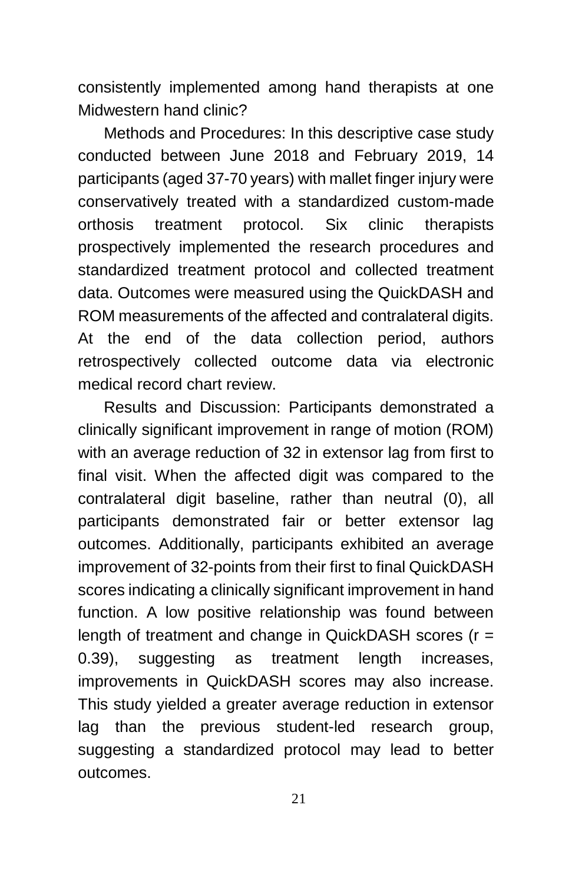consistently implemented among hand therapists at one Midwestern hand clinic?

Methods and Procedures: In this descriptive case study conducted between June 2018 and February 2019, 14 participants (aged 37-70 years) with mallet finger injury were conservatively treated with a standardized custom-made orthosis treatment protocol. Six clinic therapists prospectively implemented the research procedures and standardized treatment protocol and collected treatment data. Outcomes were measured using the QuickDASH and ROM measurements of the affected and contralateral digits. At the end of the data collection period, authors retrospectively collected outcome data via electronic medical record chart review.

Results and Discussion: Participants demonstrated a clinically significant improvement in range of motion (ROM) with an average reduction of 32 in extensor lag from first to final visit. When the affected digit was compared to the contralateral digit baseline, rather than neutral (0), all participants demonstrated fair or better extensor lag outcomes. Additionally, participants exhibited an average improvement of 32-points from their first to final QuickDASH scores indicating a clinically significant improvement in hand function. A low positive relationship was found between length of treatment and change in QuickDASH scores ($r = 0.39$), suggesting as treatment length increases, improvements in QuickDASH scores may also increase. This study yielded a greater average reduction in extensor lag than the previous student-led research group, suggesting a standardized protocol may lead to better outcomes.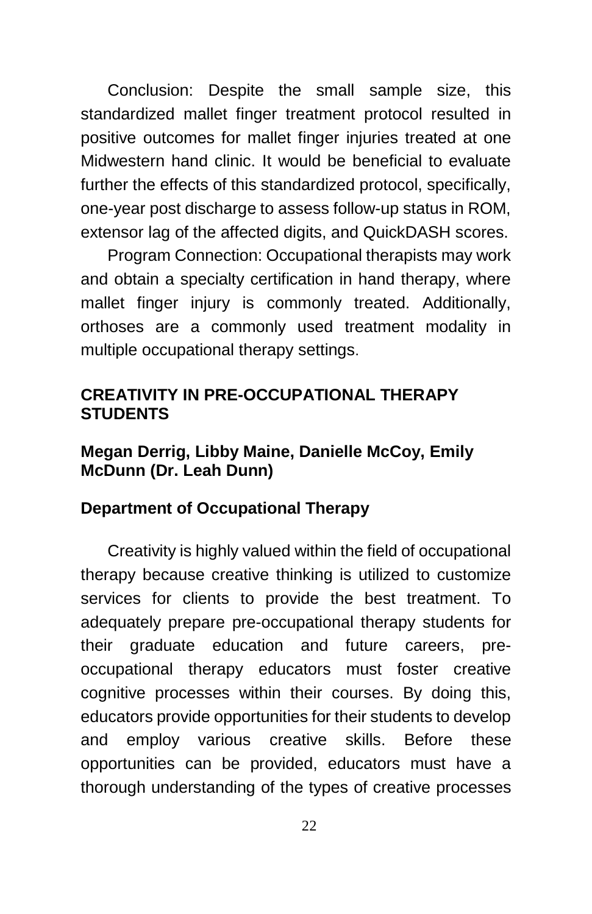Conclusion: Despite the small sample size, this standardized mallet finger treatment protocol resulted in positive outcomes for mallet finger injuries treated at one Midwestern hand clinic. It would be beneficial to evaluate further the effects of this standardized protocol, specifically, one-year post discharge to assess follow-up status in ROM, extensor lag of the affected digits, and QuickDASH scores.

Program Connection: Occupational therapists may work and obtain a specialty certification in hand therapy, where mallet finger injury is commonly treated. Additionally, orthoses are a commonly used treatment modality in multiple occupational therapy settings.

## CREATIVITY IN PRE-OCCUPATIONAL THERAPY STUDENTS

**Megan Derrig, Libby Maine, Danielle McCoy, Emily McDunn (Dr. Leah Dunn)**

**Department of Occupational Therapy**

Creativity is highly valued within the field of occupational therapy because creative thinking is utilized to customize services for clients to provide the best treatment. To adequately prepare pre-occupational therapy students for their graduate education and future careers, pre-occupational therapy educators must foster creative cognitive processes within their courses. By doing this, educators provide opportunities for their students to develop and employ various creative skills. Before these opportunities can be provided, educators must have a thorough understanding of the types of creative processes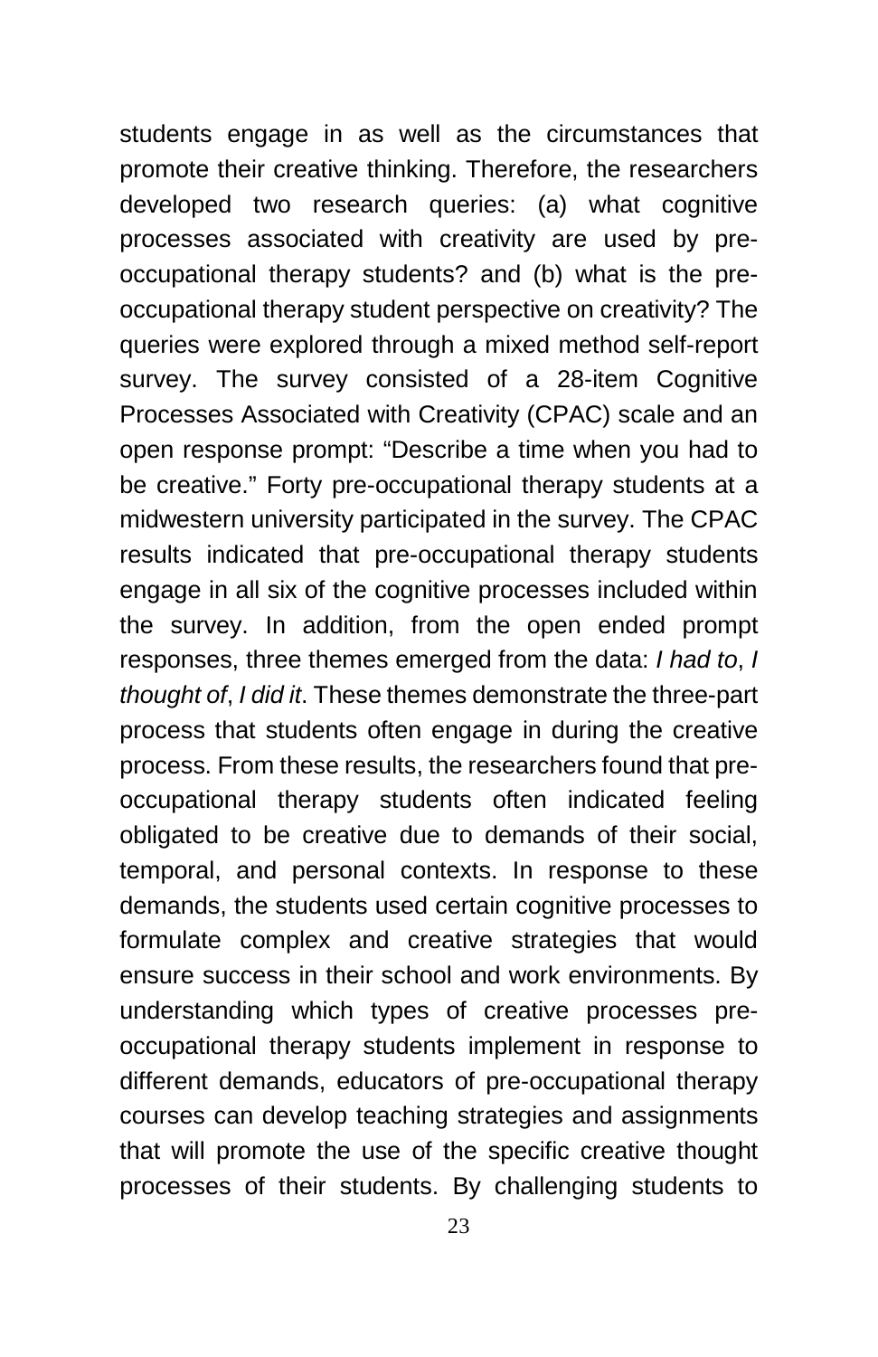students engage in as well as the circumstances that promote their creative thinking. Therefore, the researchers developed two research queries: (a) what cognitive processes associated with creativity are used by pre-occupational therapy students? and (b) what is the pre-occupational therapy student perspective on creativity? The queries were explored through a mixed method self-report survey. The survey consisted of a 28-item Cognitive Processes Associated with Creativity (CPAC) scale and an open response prompt: "Describe a time when you had to be creative." Forty pre-occupational therapy students at a midwestern university participated in the survey. The CPAC results indicated that pre-occupational therapy students engage in all six of the cognitive processes included within the survey. In addition, from the open ended prompt responses, three themes emerged from the data: *I had to*, *I thought of*, *I did it*. These themes demonstrate the three-part process that students often engage in during the creative process. From these results, the researchers found that pre-occupational therapy students often indicated feeling obligated to be creative due to demands of their social, temporal, and personal contexts. In response to these demands, the students used certain cognitive processes to formulate complex and creative strategies that would ensure success in their school and work environments. By understanding which types of creative processes pre-occupational therapy students implement in response to different demands, educators of pre-occupational therapy courses can develop teaching strategies and assignments that will promote the use of the specific creative thought processes of their students. By challenging students to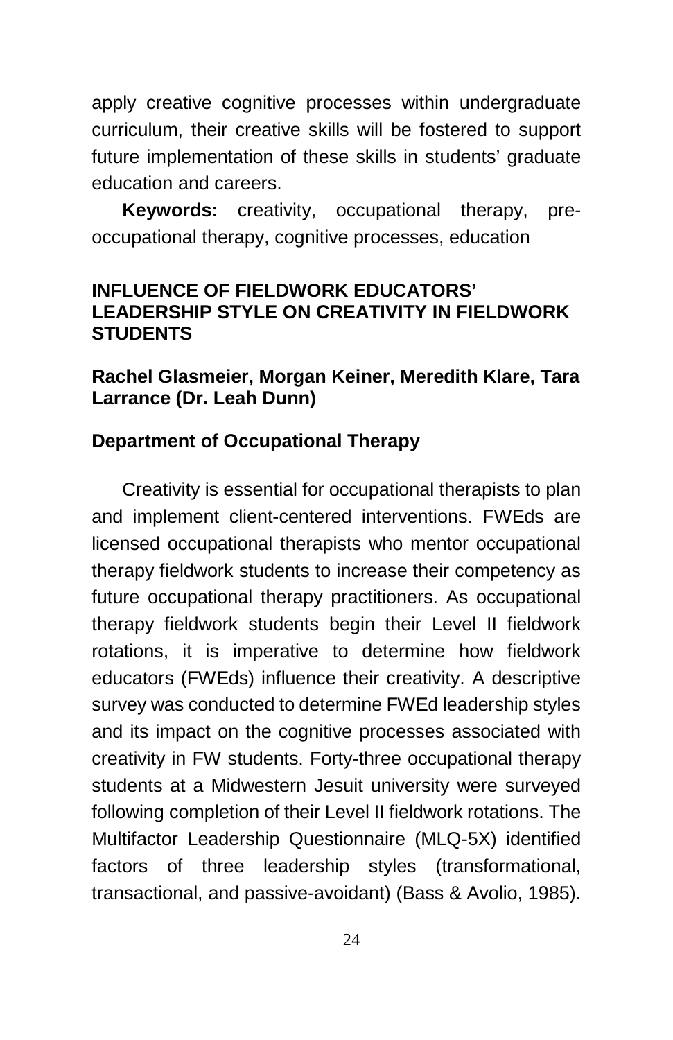apply creative cognitive processes within undergraduate curriculum, their creative skills will be fostered to support future implementation of these skills in students' graduate education and careers.

**Keywords:** creativity, occupational therapy, pre-occupational therapy, cognitive processes, education

## INFLUENCE OF FIELDWORK EDUCATORS' LEADERSHIP STYLE ON CREATIVITY IN FIELDWORK STUDENTS

**Rachel Glasmeier, Morgan Keiner, Meredith Klare, Tara Larrance (Dr. Leah Dunn)**

**Department of Occupational Therapy**

Creativity is essential for occupational therapists to plan and implement client-centered interventions. FWEds are licensed occupational therapists who mentor occupational therapy fieldwork students to increase their competency as future occupational therapy practitioners. As occupational therapy fieldwork students begin their Level II fieldwork rotations, it is imperative to determine how fieldwork educators (FWEds) influence their creativity. A descriptive survey was conducted to determine FWEd leadership styles and its impact on the cognitive processes associated with creativity in FW students. Forty-three occupational therapy students at a Midwestern Jesuit university were surveyed following completion of their Level II fieldwork rotations. The Multifactor Leadership Questionnaire (MLQ-5X) identified factors of three leadership styles (transformational, transactional, and passive-avoidant) (Bass & Avolio, 1985).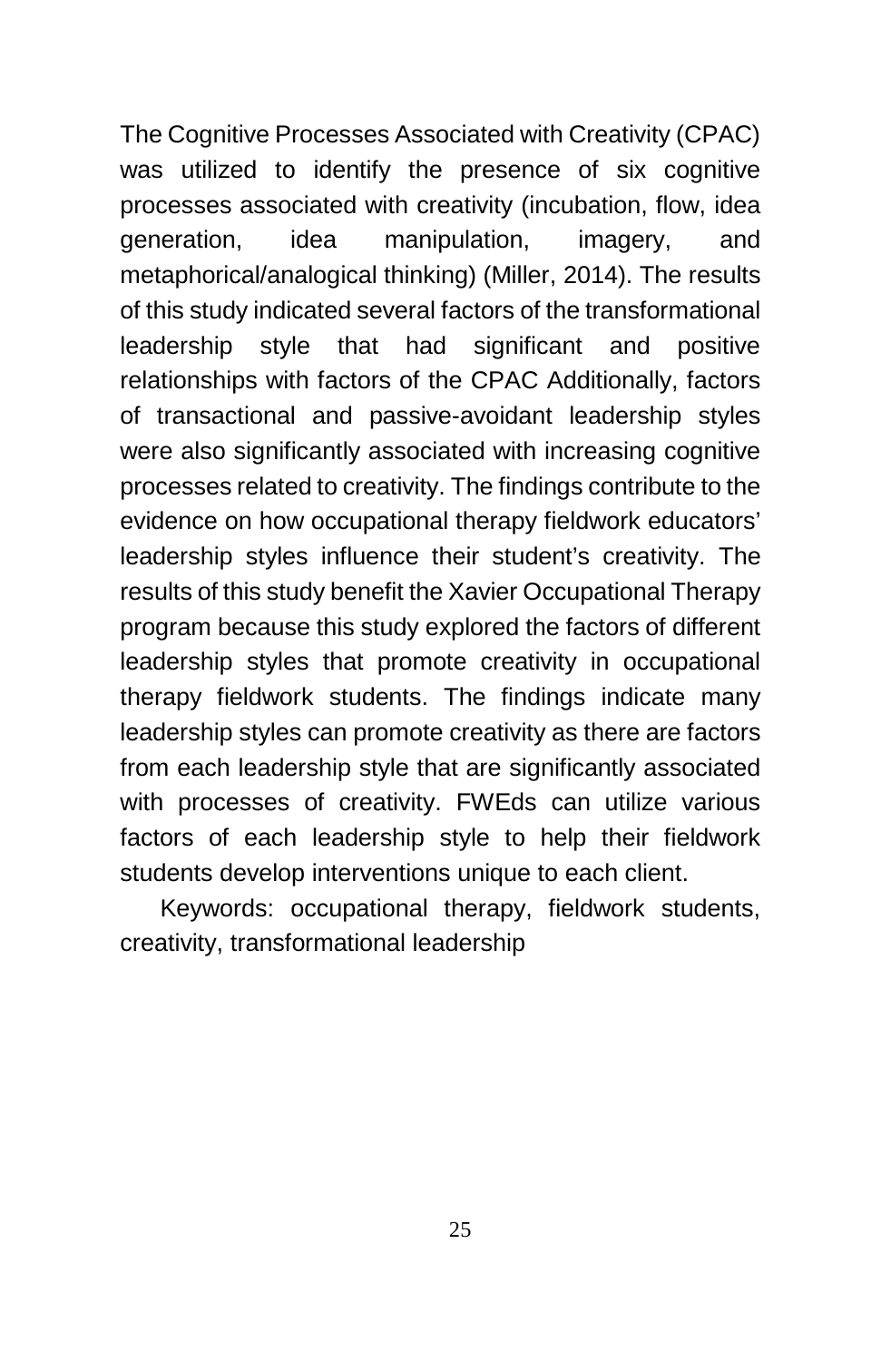The Cognitive Processes Associated with Creativity (CPAC) was utilized to identify the presence of six cognitive processes associated with creativity (incubation, flow, idea generation, idea manipulation, imagery, and metaphorical/analogical thinking) (Miller, 2014). The results of this study indicated several factors of the transformational leadership style that had significant and positive relationships with factors of the CPAC Additionally, factors of transactional and passive-avoidant leadership styles were also significantly associated with increasing cognitive processes related to creativity. The findings contribute to the evidence on how occupational therapy fieldwork educators' leadership styles influence their student's creativity. The results of this study benefit the Xavier Occupational Therapy program because this study explored the factors of different leadership styles that promote creativity in occupational therapy fieldwork students. The findings indicate many leadership styles can promote creativity as there are factors from each leadership style that are significantly associated with processes of creativity. FWEds can utilize various factors of each leadership style to help their fieldwork students develop interventions unique to each client.

Keywords: occupational therapy, fieldwork students, creativity, transformational leadership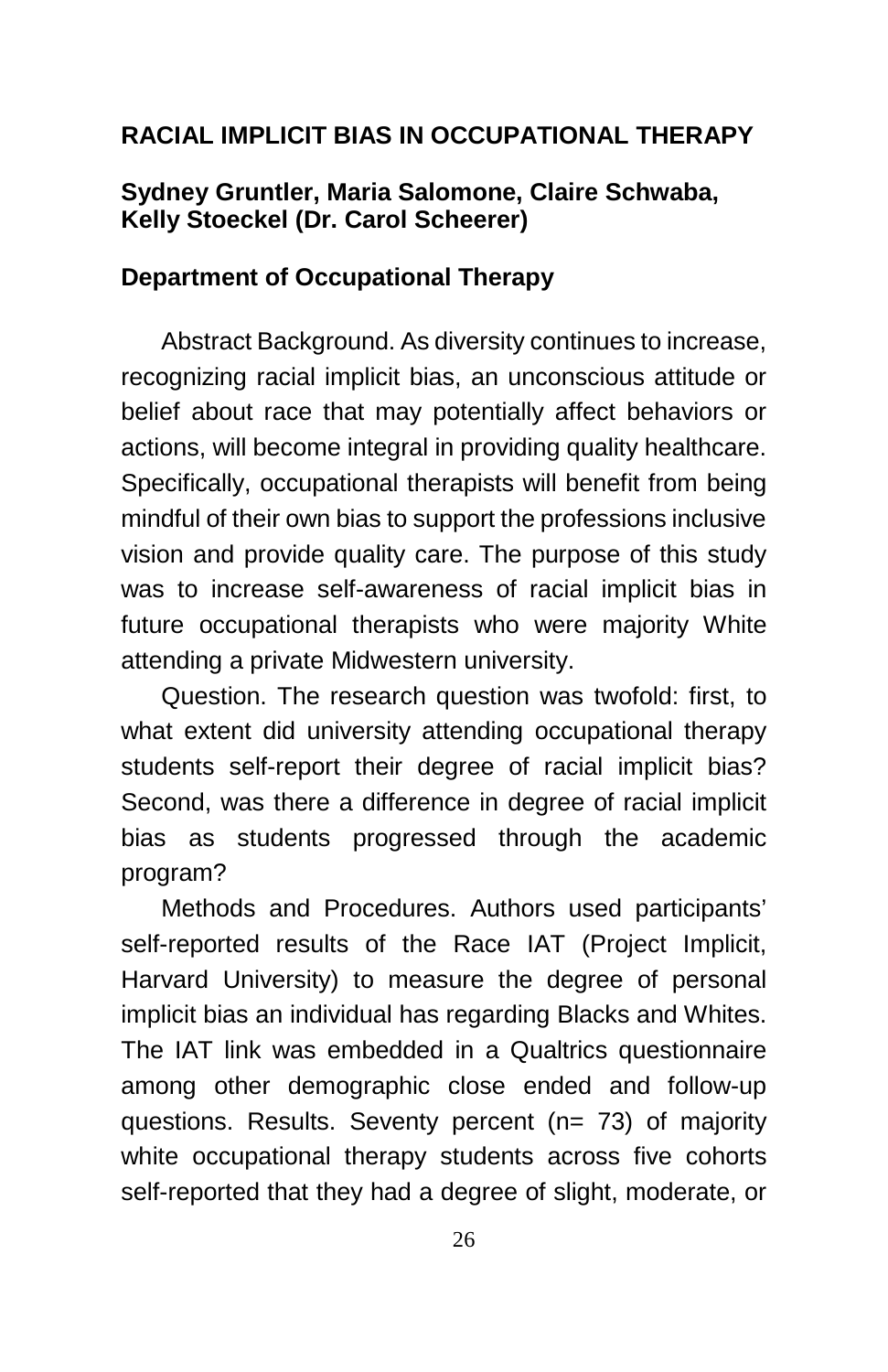## RACIAL IMPLICIT BIAS IN OCCUPATIONAL THERAPY

**Sydney Gruntler, Maria Salomone, Claire Schwaba, Kelly Stoeckel (Dr. Carol Scheerer)**

**Department of Occupational Therapy**

Abstract Background. As diversity continues to increase, recognizing racial implicit bias, an unconscious attitude or belief about race that may potentially affect behaviors or actions, will become integral in providing quality healthcare. Specifically, occupational therapists will benefit from being mindful of their own bias to support the professions inclusive vision and provide quality care. The purpose of this study was to increase self-awareness of racial implicit bias in future occupational therapists who were majority White attending a private Midwestern university.

Question. The research question was twofold: first, to what extent did university attending occupational therapy students self-report their degree of racial implicit bias? Second, was there a difference in degree of racial implicit bias as students progressed through the academic program?

Methods and Procedures. Authors used participants' self-reported results of the Race IAT (Project Implicit, Harvard University) to measure the degree of personal implicit bias an individual has regarding Blacks and Whites. The IAT link was embedded in a Qualtrics questionnaire among other demographic close ended and follow-up questions. Results. Seventy percent (n= 73) of majority white occupational therapy students across five cohorts self-reported that they had a degree of slight, moderate, or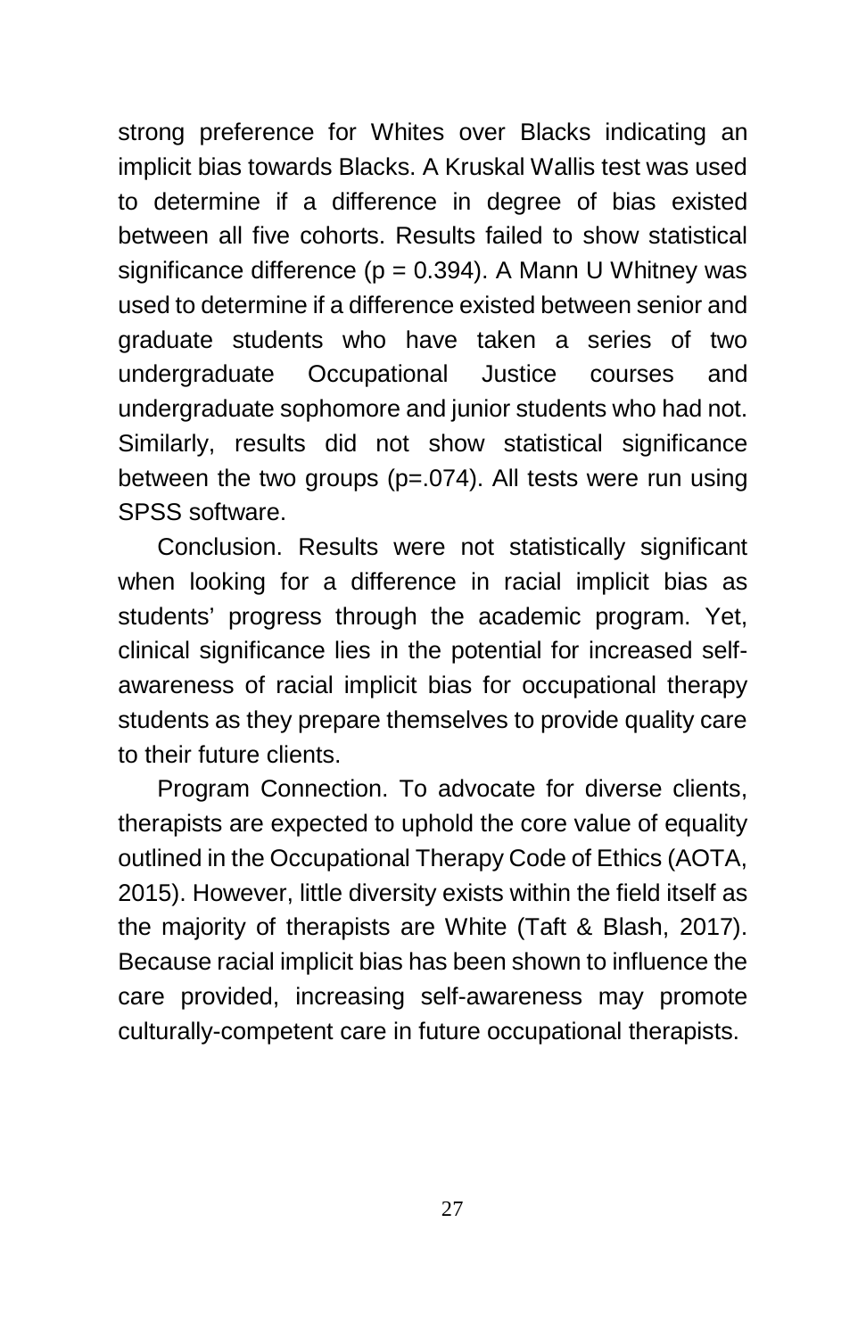strong preference for Whites over Blacks indicating an implicit bias towards Blacks. A Kruskal Wallis test was used to determine if a difference in degree of bias existed between all five cohorts. Results failed to show statistical significance difference ($p = 0.394$). A Mann U Whitney was used to determine if a difference existed between senior and graduate students who have taken a series of two undergraduate Occupational Justice courses and undergraduate sophomore and junior students who had not. Similarly, results did not show statistical significance between the two groups ($p=.074$). All tests were run using SPSS software.

Conclusion. Results were not statistically significant when looking for a difference in racial implicit bias as students' progress through the academic program. Yet, clinical significance lies in the potential for increased self-awareness of racial implicit bias for occupational therapy students as they prepare themselves to provide quality care to their future clients.

Program Connection. To advocate for diverse clients, therapists are expected to uphold the core value of equality outlined in the Occupational Therapy Code of Ethics (AOTA, 2015). However, little diversity exists within the field itself as the majority of therapists are White (Taft & Blash, 2017). Because racial implicit bias has been shown to influence the care provided, increasing self-awareness may promote culturally-competent care in future occupational therapists.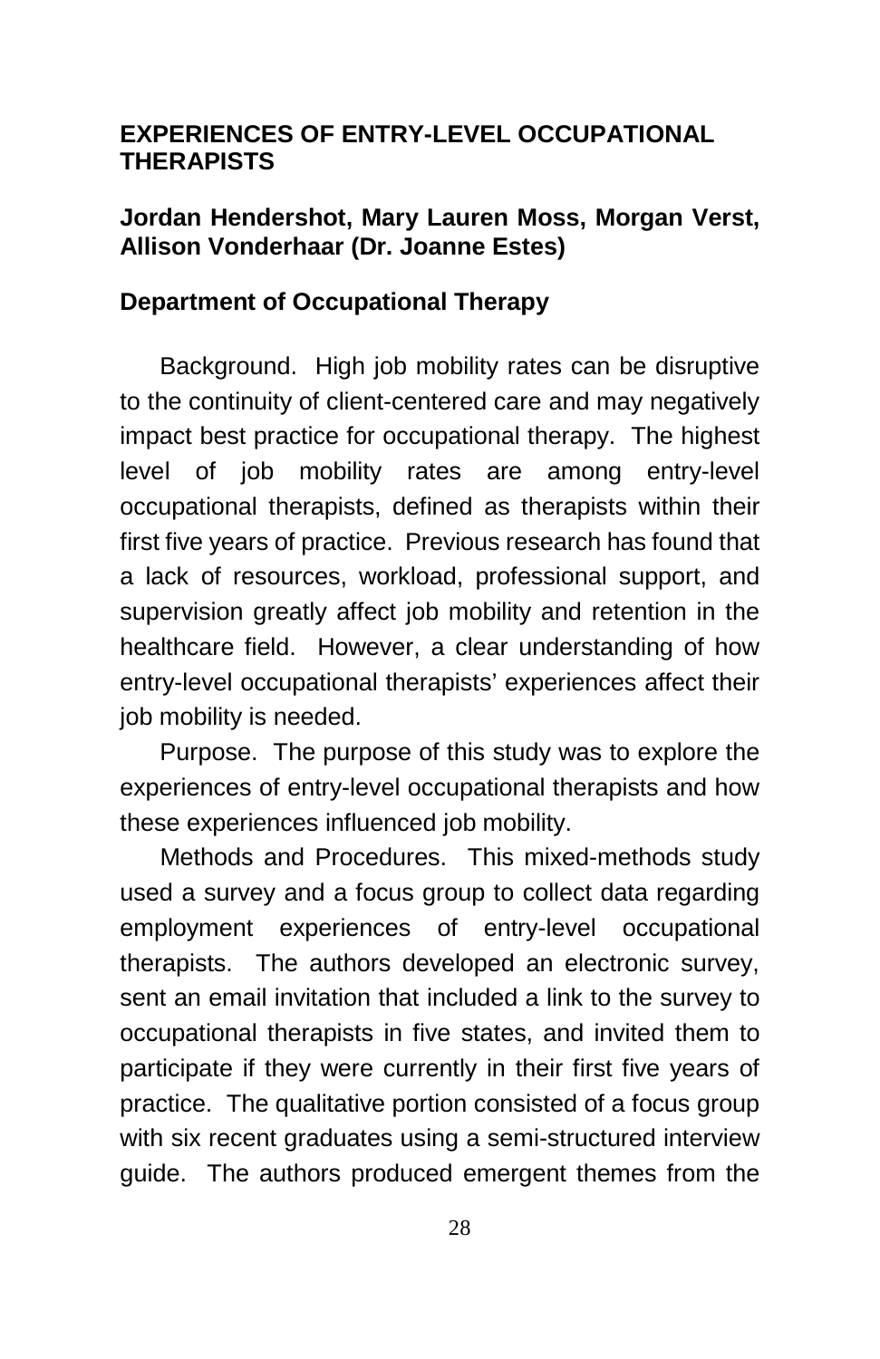## EXPERIENCES OF ENTRY-LEVEL OCCUPATIONAL THERAPISTS

**Jordan Hendershot, Mary Lauren Moss, Morgan Verst, Allison Vonderhaar (Dr. Joanne Estes)**

**Department of Occupational Therapy**

Background. High job mobility rates can be disruptive to the continuity of client-centered care and may negatively impact best practice for occupational therapy. The highest level of job mobility rates are among entry-level occupational therapists, defined as therapists within their first five years of practice. Previous research has found that a lack of resources, workload, professional support, and supervision greatly affect job mobility and retention in the healthcare field. However, a clear understanding of how entry-level occupational therapists' experiences affect their job mobility is needed.

Purpose. The purpose of this study was to explore the experiences of entry-level occupational therapists and how these experiences influenced job mobility.

Methods and Procedures. This mixed-methods study used a survey and a focus group to collect data regarding employment experiences of entry-level occupational therapists. The authors developed an electronic survey, sent an email invitation that included a link to the survey to occupational therapists in five states, and invited them to participate if they were currently in their first five years of practice. The qualitative portion consisted of a focus group with six recent graduates using a semi-structured interview guide. The authors produced emergent themes from the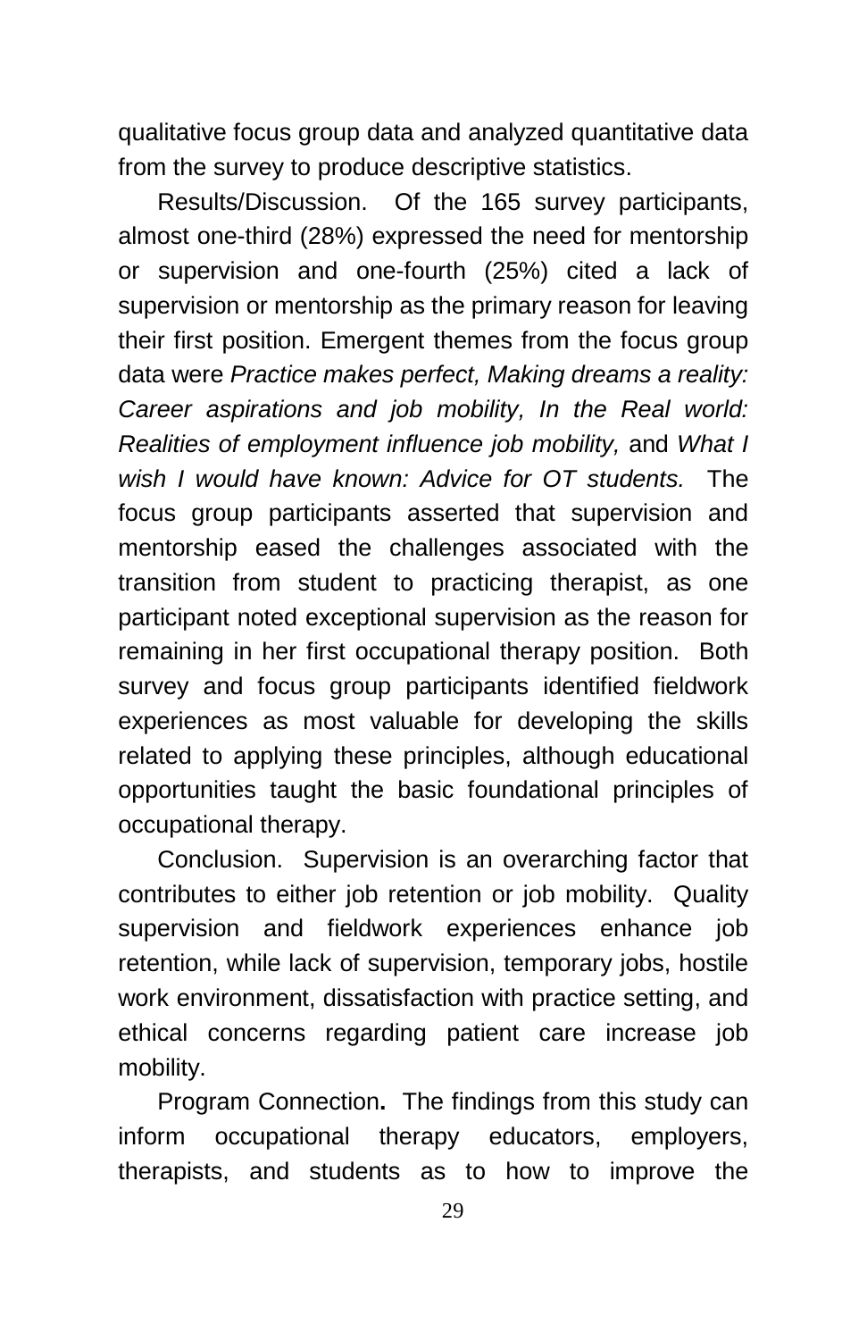qualitative focus group data and analyzed quantitative data from the survey to produce descriptive statistics.

Results/Discussion. Of the 165 survey participants, almost one-third (28%) expressed the need for mentorship or supervision and one-fourth (25%) cited a lack of supervision or mentorship as the primary reason for leaving their first position. Emergent themes from the focus group data were *Practice makes perfect, Making dreams a reality: Career aspirations and job mobility, In the Real world: Realities of employment influence job mobility,* and *What I wish I would have known: Advice for OT students.* The focus group participants asserted that supervision and mentorship eased the challenges associated with the transition from student to practicing therapist, as one participant noted exceptional supervision as the reason for remaining in her first occupational therapy position. Both survey and focus group participants identified fieldwork experiences as most valuable for developing the skills related to applying these principles, although educational opportunities taught the basic foundational principles of occupational therapy.

Conclusion. Supervision is an overarching factor that contributes to either job retention or job mobility. Quality supervision and fieldwork experiences enhance job retention, while lack of supervision, temporary jobs, hostile work environment, dissatisfaction with practice setting, and ethical concerns regarding patient care increase job mobility.

Program Connection**.** The findings from this study can inform occupational therapy educators, employers, therapists, and students as to how to improve the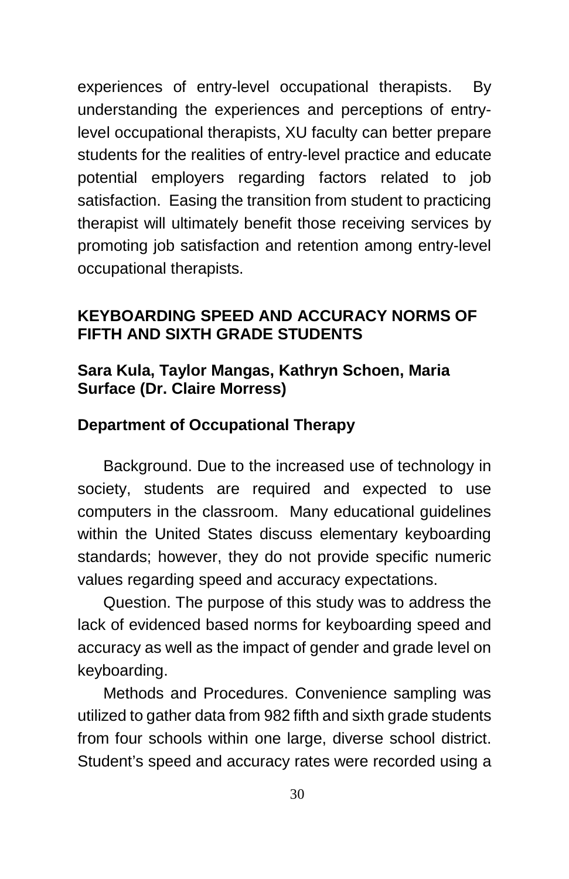experiences of entry-level occupational therapists. By understanding the experiences and perceptions of entry-level occupational therapists, XU faculty can better prepare students for the realities of entry-level practice and educate potential employers regarding factors related to job satisfaction. Easing the transition from student to practicing therapist will ultimately benefit those receiving services by promoting job satisfaction and retention among entry-level occupational therapists.

## KEYBOARDING SPEED AND ACCURACY NORMS OF FIFTH AND SIXTH GRADE STUDENTS

**Sara Kula, Taylor Mangas, Kathryn Schoen, Maria Surface (Dr. Claire Morress)**

**Department of Occupational Therapy**

Background. Due to the increased use of technology in society, students are required and expected to use computers in the classroom. Many educational guidelines within the United States discuss elementary keyboarding standards; however, they do not provide specific numeric values regarding speed and accuracy expectations.

Question. The purpose of this study was to address the lack of evidenced based norms for keyboarding speed and accuracy as well as the impact of gender and grade level on keyboarding.

Methods and Procedures. Convenience sampling was utilized to gather data from 982 fifth and sixth grade students from four schools within one large, diverse school district. Student's speed and accuracy rates were recorded using a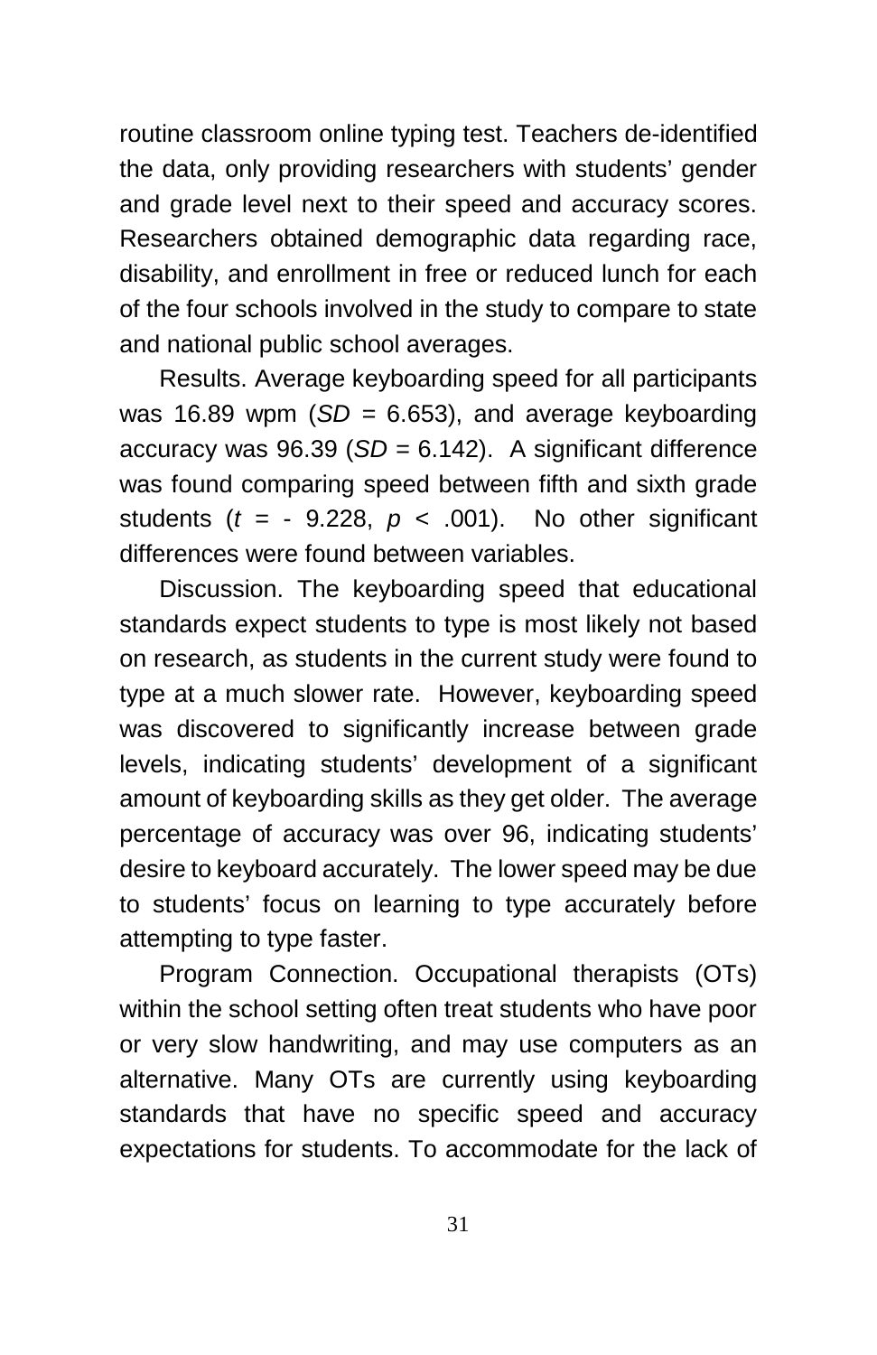routine classroom online typing test. Teachers de-identified the data, only providing researchers with students' gender and grade level next to their speed and accuracy scores. Researchers obtained demographic data regarding race, disability, and enrollment in free or reduced lunch for each of the four schools involved in the study to compare to state and national public school averages.

Results. Average keyboarding speed for all participants was 16.89 wpm ($SD$ = 6.653), and average keyboarding accuracy was 96.39 ($SD$ = 6.142). A significant difference was found comparing speed between fifth and sixth grade students ($t$ = - 9.228, $p$ < .001). No other significant differences were found between variables.

Discussion. The keyboarding speed that educational standards expect students to type is most likely not based on research, as students in the current study were found to type at a much slower rate. However, keyboarding speed was discovered to significantly increase between grade levels, indicating students' development of a significant amount of keyboarding skills as they get older. The average percentage of accuracy was over 96, indicating students' desire to keyboard accurately. The lower speed may be due to students' focus on learning to type accurately before attempting to type faster.

Program Connection. Occupational therapists (OTs) within the school setting often treat students who have poor or very slow handwriting, and may use computers as an alternative. Many OTs are currently using keyboarding standards that have no specific speed and accuracy expectations for students. To accommodate for the lack of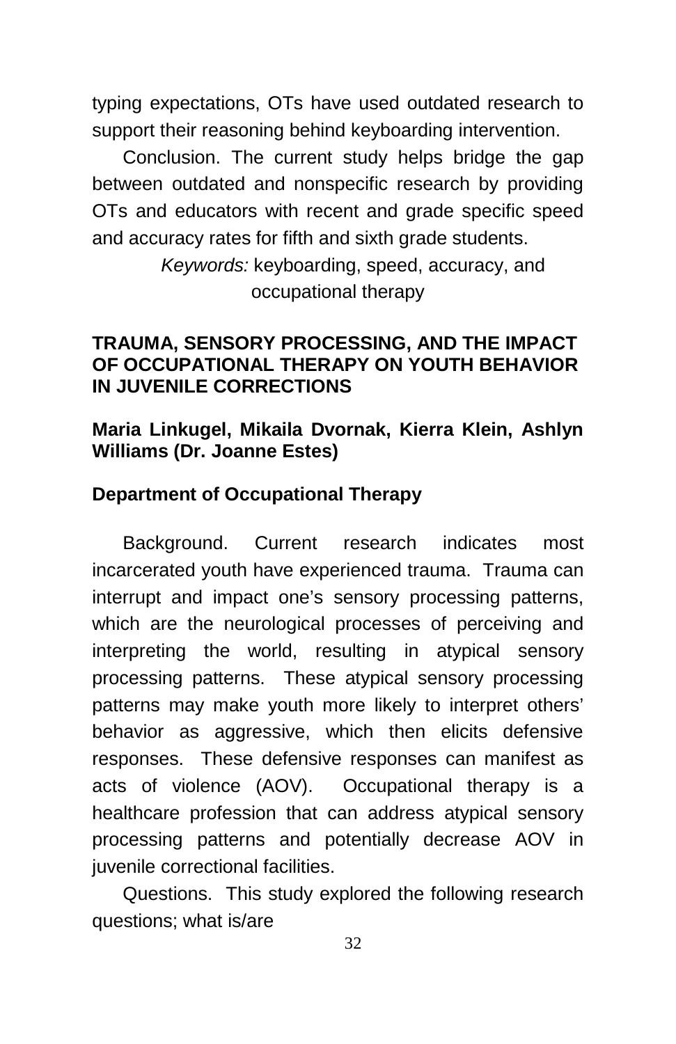typing expectations, OTs have used outdated research to support their reasoning behind keyboarding intervention.

Conclusion. The current study helps bridge the gap between outdated and nonspecific research by providing OTs and educators with recent and grade specific speed and accuracy rates for fifth and sixth grade students.

*Keywords:* keyboarding, speed, accuracy, and occupational therapy

## TRAUMA, SENSORY PROCESSING, AND THE IMPACT OF OCCUPATIONAL THERAPY ON YOUTH BEHAVIOR IN JUVENILE CORRECTIONS

**Maria Linkugel, Mikaila Dvornak, Kierra Klein, Ashlyn Williams (Dr. Joanne Estes)**

**Department of Occupational Therapy**

Background. Current research indicates most incarcerated youth have experienced trauma. Trauma can interrupt and impact one's sensory processing patterns, which are the neurological processes of perceiving and interpreting the world, resulting in atypical sensory processing patterns. These atypical sensory processing patterns may make youth more likely to interpret others' behavior as aggressive, which then elicits defensive responses. These defensive responses can manifest as acts of violence (AOV). Occupational therapy is a healthcare profession that can address atypical sensory processing patterns and potentially decrease AOV in juvenile correctional facilities.

Questions. This study explored the following research questions; what is/are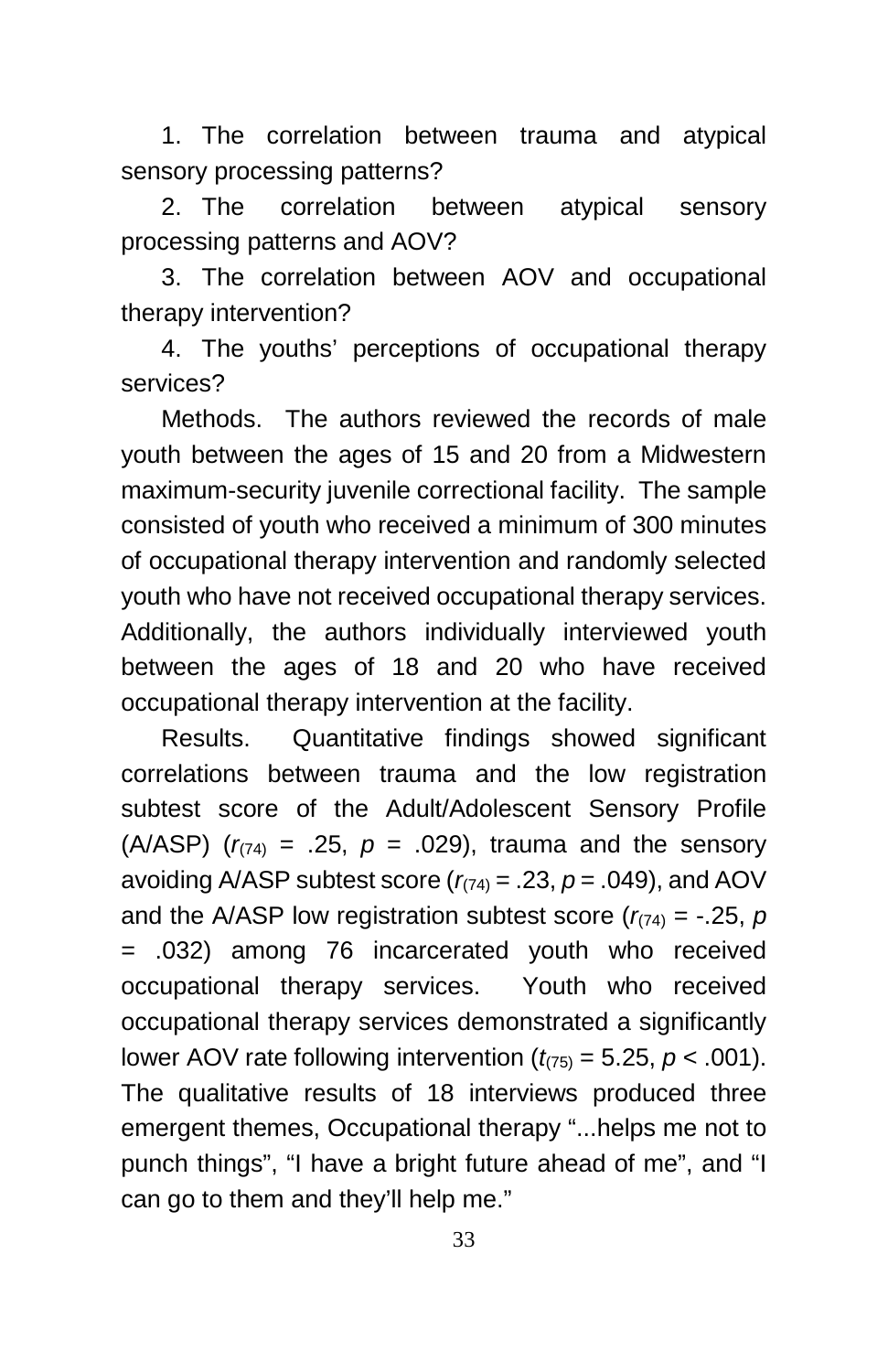1. The correlation between trauma and atypical sensory processing patterns?
2. The correlation between atypical sensory processing patterns and AOV?
3. The correlation between AOV and occupational therapy intervention?
4. The youths' perceptions of occupational therapy services?

Methods. The authors reviewed the records of male youth between the ages of 15 and 20 from a Midwestern maximum-security juvenile correctional facility. The sample consisted of youth who received a minimum of 300 minutes of occupational therapy intervention and randomly selected youth who have not received occupational therapy services. Additionally, the authors individually interviewed youth between the ages of 18 and 20 who have received occupational therapy intervention at the facility.

Results. Quantitative findings showed significant correlations between trauma and the low registration subtest score of the Adult/Adolescent Sensory Profile (A/ASP) ($r_{(74)}$ = .25, $p$ = .029), trauma and the sensory avoiding A/ASP subtest score ($r_{(74)}$ = .23, $p$ = .049), and AOV and the A/ASP low registration subtest score ($r_{(74)}$ = -.25, $p$ = .032) among 76 incarcerated youth who received occupational therapy services. Youth who received occupational therapy services demonstrated a significantly lower AOV rate following intervention ($t_{(75)}$ = 5.25, $p$ < .001). The qualitative results of 18 interviews produced three emergent themes, Occupational therapy "...helps me not to punch things", "I have a bright future ahead of me", and "I can go to them and they'll help me."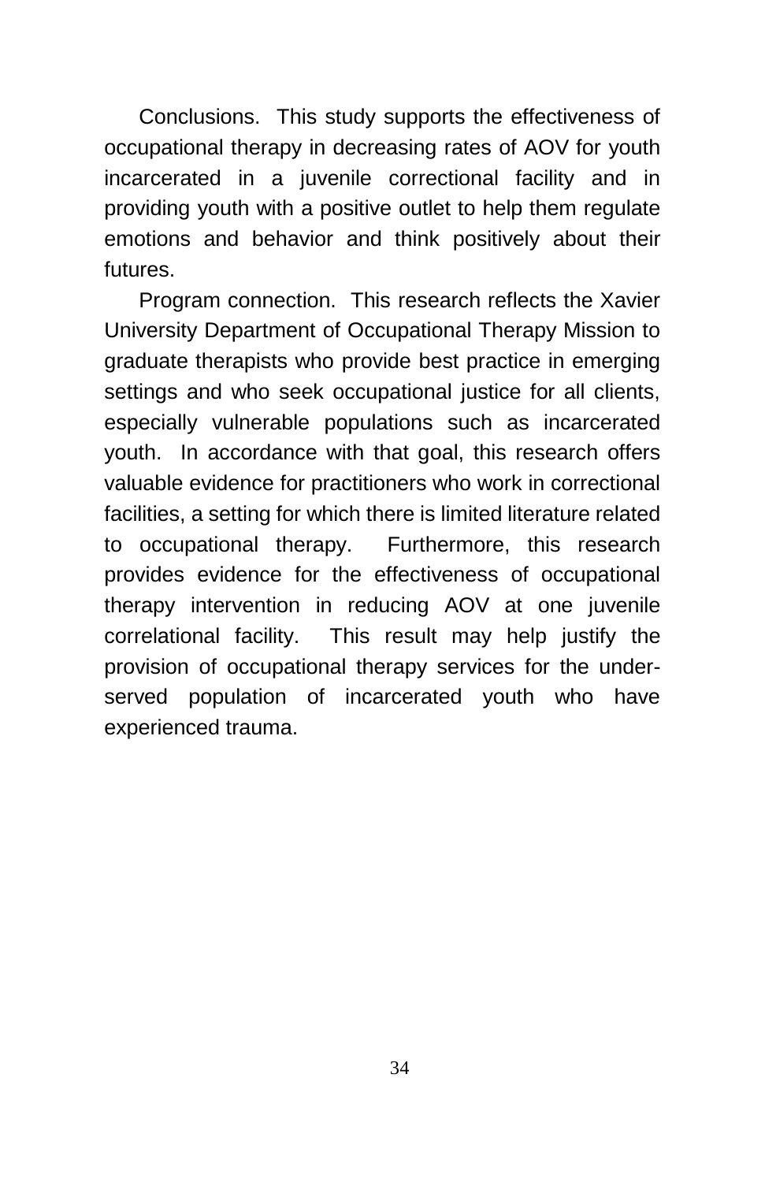Conclusions. This study supports the effectiveness of occupational therapy in decreasing rates of AOV for youth incarcerated in a juvenile correctional facility and in providing youth with a positive outlet to help them regulate emotions and behavior and think positively about their futures.

Program connection. This research reflects the Xavier University Department of Occupational Therapy Mission to graduate therapists who provide best practice in emerging settings and who seek occupational justice for all clients, especially vulnerable populations such as incarcerated youth. In accordance with that goal, this research offers valuable evidence for practitioners who work in correctional facilities, a setting for which there is limited literature related to occupational therapy. Furthermore, this research provides evidence for the effectiveness of occupational therapy intervention in reducing AOV at one juvenile correlational facility. This result may help justify the provision of occupational therapy services for the under-served population of incarcerated youth who have experienced trauma.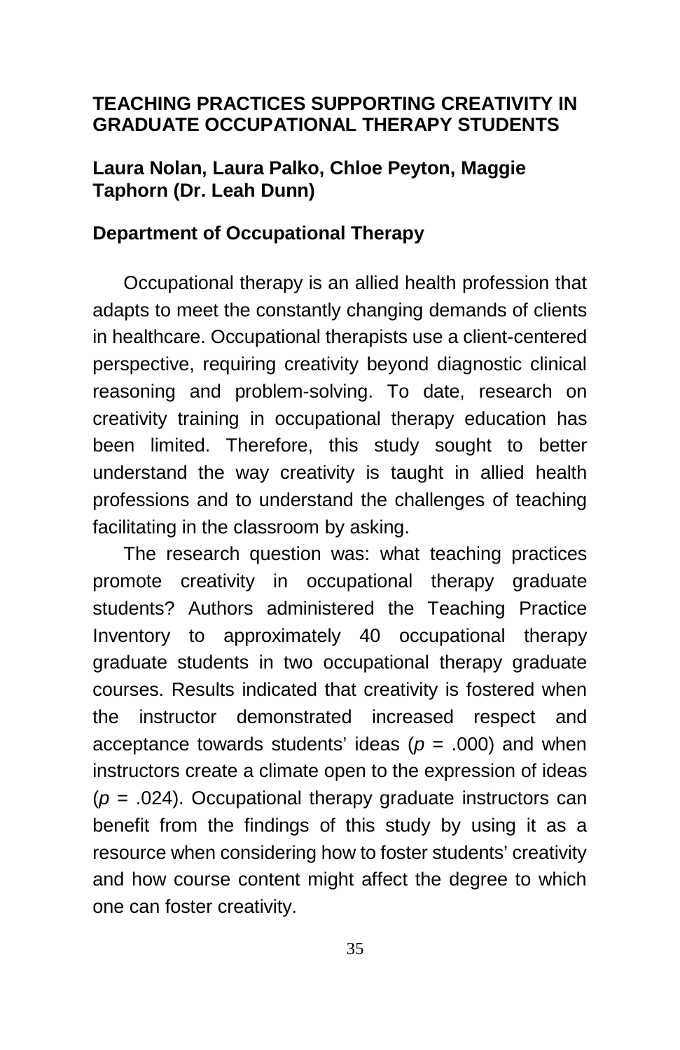## TEACHING PRACTICES SUPPORTING CREATIVITY IN GRADUATE OCCUPATIONAL THERAPY STUDENTS

**Laura Nolan, Laura Palko, Chloe Peyton, Maggie Taphorn (Dr. Leah Dunn)**

**Department of Occupational Therapy**

Occupational therapy is an allied health profession that adapts to meet the constantly changing demands of clients in healthcare. Occupational therapists use a client-centered perspective, requiring creativity beyond diagnostic clinical reasoning and problem-solving. To date, research on creativity training in occupational therapy education has been limited. Therefore, this study sought to better understand the way creativity is taught in allied health professions and to understand the challenges of teaching facilitating in the classroom by asking.

The research question was: what teaching practices promote creativity in occupational therapy graduate students? Authors administered the Teaching Practice Inventory to approximately 40 occupational therapy graduate students in two occupational therapy graduate courses. Results indicated that creativity is fostered when the instructor demonstrated increased respect and acceptance towards students' ideas ($p$ = .000) and when instructors create a climate open to the expression of ideas ($p$ = .024). Occupational therapy graduate instructors can benefit from the findings of this study by using it as a resource when considering how to foster students' creativity and how course content might affect the degree to which one can foster creativity.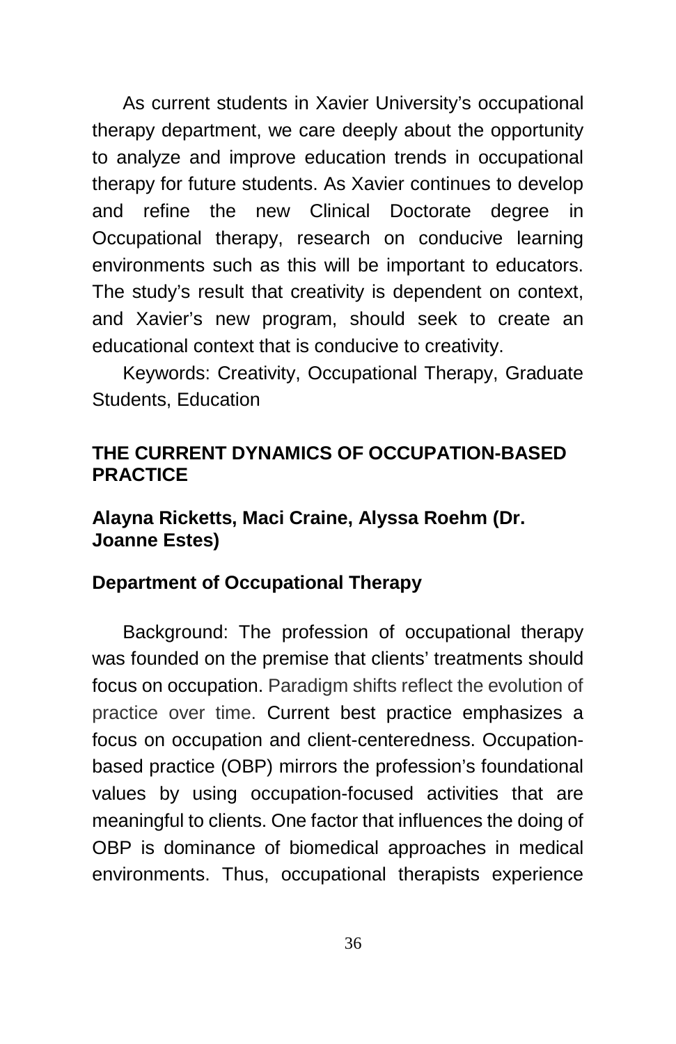As current students in Xavier University's occupational therapy department, we care deeply about the opportunity to analyze and improve education trends in occupational therapy for future students. As Xavier continues to develop and refine the new Clinical Doctorate degree in Occupational therapy, research on conducive learning environments such as this will be important to educators. The study's result that creativity is dependent on context, and Xavier's new program, should seek to create an educational context that is conducive to creativity.

Keywords: Creativity, Occupational Therapy, Graduate Students, Education

## THE CURRENT DYNAMICS OF OCCUPATION-BASED PRACTICE

**Alayna Ricketts, Maci Craine, Alyssa Roehm (Dr. Joanne Estes)**

**Department of Occupational Therapy**

Background: The profession of occupational therapy was founded on the premise that clients' treatments should focus on occupation. Paradigm shifts reflect the evolution of practice over time. Current best practice emphasizes a focus on occupation and client-centeredness. Occupation-based practice (OBP) mirrors the profession's foundational values by using occupation-focused activities that are meaningful to clients. One factor that influences the doing of OBP is dominance of biomedical approaches in medical environments. Thus, occupational therapists experience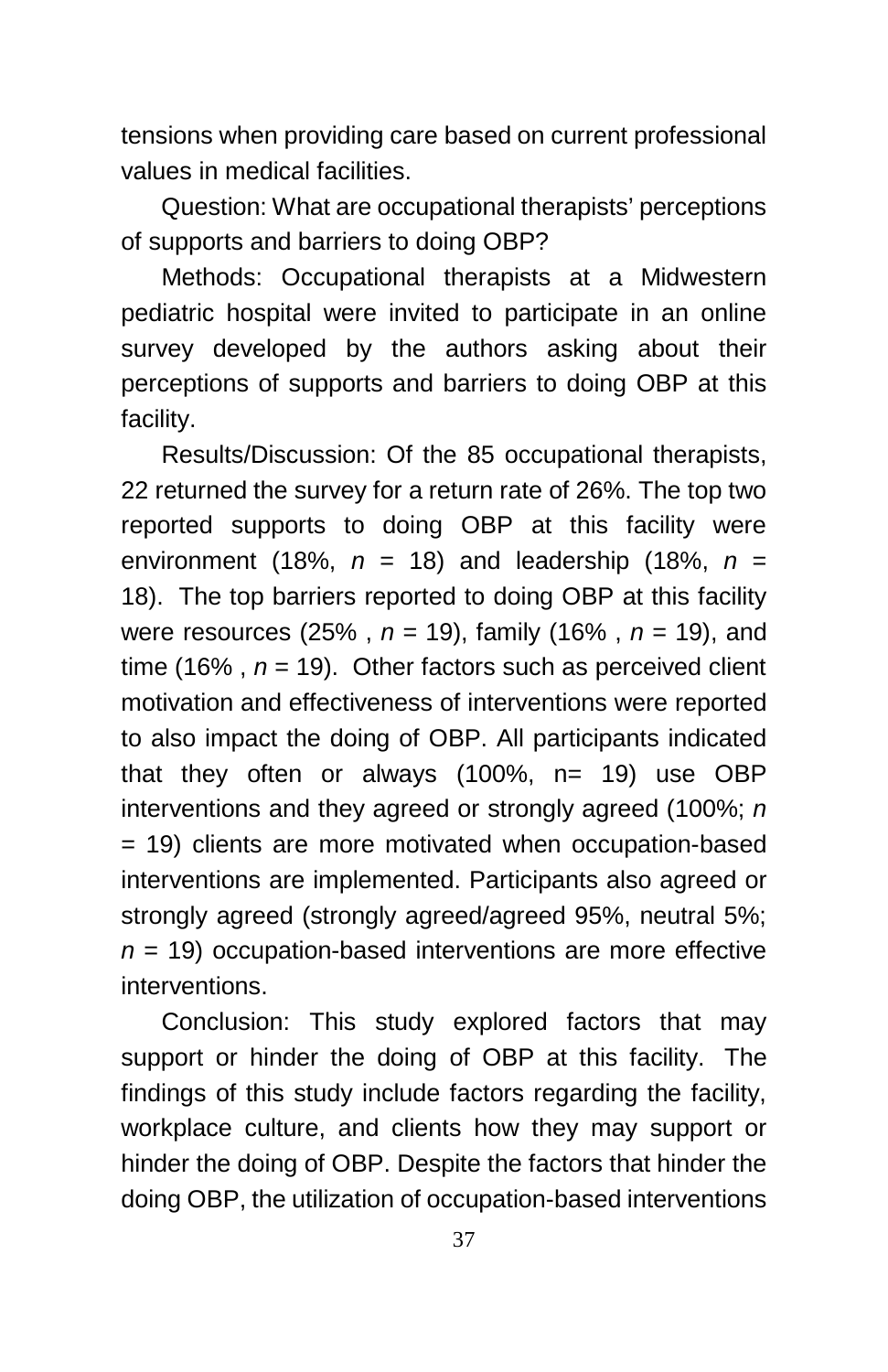tensions when providing care based on current professional values in medical facilities.

Question: What are occupational therapists' perceptions of supports and barriers to doing OBP?

Methods: Occupational therapists at a Midwestern pediatric hospital were invited to participate in an online survey developed by the authors asking about their perceptions of supports and barriers to doing OBP at this facility.

Results/Discussion: Of the 85 occupational therapists, 22 returned the survey for a return rate of 26%. The top two reported supports to doing OBP at this facility were environment (18%, $n$ = 18) and leadership (18%, $n$ = 18). The top barriers reported to doing OBP at this facility were resources (25% , $n$ = 19), family (16% , $n$ = 19), and time (16% , $n$ = 19). Other factors such as perceived client motivation and effectiveness of interventions were reported to also impact the doing of OBP. All participants indicated that they often or always (100%, n= 19) use OBP interventions and they agreed or strongly agreed (100%; $n$ = 19) clients are more motivated when occupation-based interventions are implemented. Participants also agreed or strongly agreed (strongly agreed/agreed 95%, neutral 5%; $n$ = 19) occupation-based interventions are more effective interventions.

Conclusion: This study explored factors that may support or hinder the doing of OBP at this facility. The findings of this study include factors regarding the facility, workplace culture, and clients how they may support or hinder the doing of OBP. Despite the factors that hinder the doing OBP, the utilization of occupation-based interventions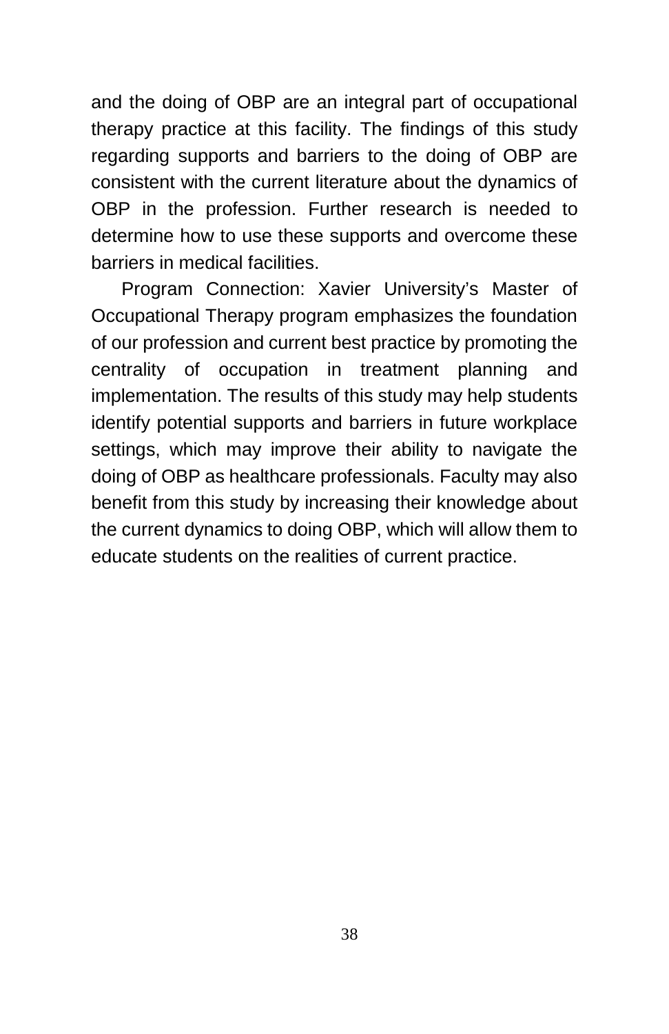and the doing of OBP are an integral part of occupational therapy practice at this facility. The findings of this study regarding supports and barriers to the doing of OBP are consistent with the current literature about the dynamics of OBP in the profession. Further research is needed to determine how to use these supports and overcome these barriers in medical facilities.

Program Connection: Xavier University's Master of Occupational Therapy program emphasizes the foundation of our profession and current best practice by promoting the centrality of occupation in treatment planning and implementation. The results of this study may help students identify potential supports and barriers in future workplace settings, which may improve their ability to navigate the doing of OBP as healthcare professionals. Faculty may also benefit from this study by increasing their knowledge about the current dynamics to doing OBP, which will allow them to educate students on the realities of current practice.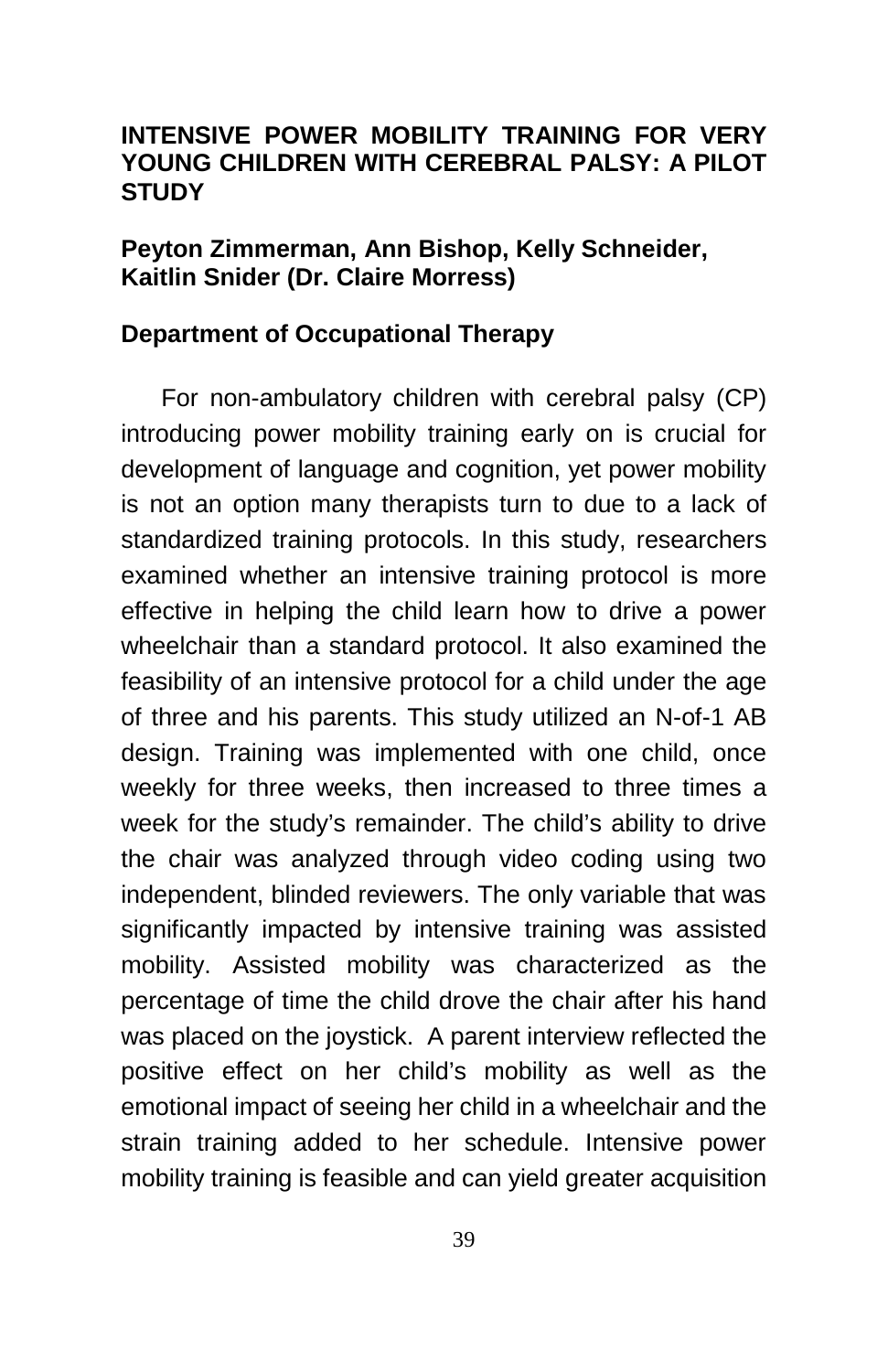## INTENSIVE POWER MOBILITY TRAINING FOR VERY YOUNG CHILDREN WITH CEREBRAL PALSY: A PILOT STUDY

**Peyton Zimmerman, Ann Bishop, Kelly Schneider, Kaitlin Snider (Dr. Claire Morress)**

**Department of Occupational Therapy**

For non-ambulatory children with cerebral palsy (CP) introducing power mobility training early on is crucial for development of language and cognition, yet power mobility is not an option many therapists turn to due to a lack of standardized training protocols. In this study, researchers examined whether an intensive training protocol is more effective in helping the child learn how to drive a power wheelchair than a standard protocol. It also examined the feasibility of an intensive protocol for a child under the age of three and his parents. This study utilized an N-of-1 AB design. Training was implemented with one child, once weekly for three weeks, then increased to three times a week for the study's remainder. The child's ability to drive the chair was analyzed through video coding using two independent, blinded reviewers. The only variable that was significantly impacted by intensive training was assisted mobility. Assisted mobility was characterized as the percentage of time the child drove the chair after his hand was placed on the joystick. A parent interview reflected the positive effect on her child's mobility as well as the emotional impact of seeing her child in a wheelchair and the strain training added to her schedule. Intensive power mobility training is feasible and can yield greater acquisition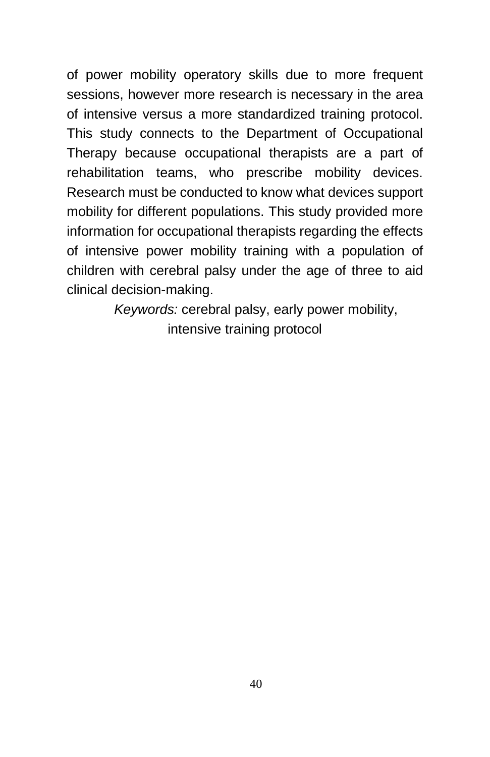of power mobility operatory skills due to more frequent sessions, however more research is necessary in the area of intensive versus a more standardized training protocol. This study connects to the Department of Occupational Therapy because occupational therapists are a part of rehabilitation teams, who prescribe mobility devices. Research must be conducted to know what devices support mobility for different populations. This study provided more information for occupational therapists regarding the effects of intensive power mobility training with a population of children with cerebral palsy under the age of three to aid clinical decision-making.

*Keywords:* cerebral palsy, early power mobility, intensive training protocol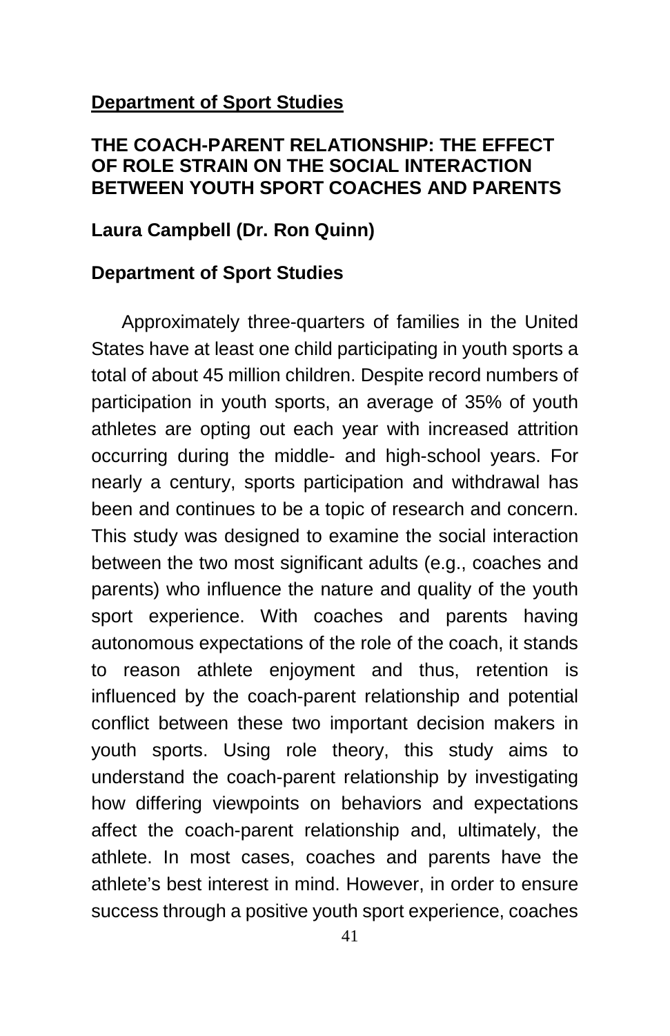**Department of Sport Studies**

**THE COACH-PARENT RELATIONSHIP: THE EFFECT OF ROLE STRAIN ON THE SOCIAL INTERACTION BETWEEN YOUTH SPORT COACHES AND PARENTS**

**Laura Campbell (Dr. Ron Quinn)**

**Department of Sport Studies**

Approximately three-quarters of families in the United States have at least one child participating in youth sports a total of about 45 million children. Despite record numbers of participation in youth sports, an average of 35% of youth athletes are opting out each year with increased attrition occurring during the middle- and high-school years. For nearly a century, sports participation and withdrawal has been and continues to be a topic of research and concern. This study was designed to examine the social interaction between the two most significant adults (e.g., coaches and parents) who influence the nature and quality of the youth sport experience. With coaches and parents having autonomous expectations of the role of the coach, it stands to reason athlete enjoyment and thus, retention is influenced by the coach-parent relationship and potential conflict between these two important decision makers in youth sports. Using role theory, this study aims to understand the coach-parent relationship by investigating how differing viewpoints on behaviors and expectations affect the coach-parent relationship and, ultimately, the athlete. In most cases, coaches and parents have the athlete's best interest in mind. However, in order to ensure success through a positive youth sport experience, coaches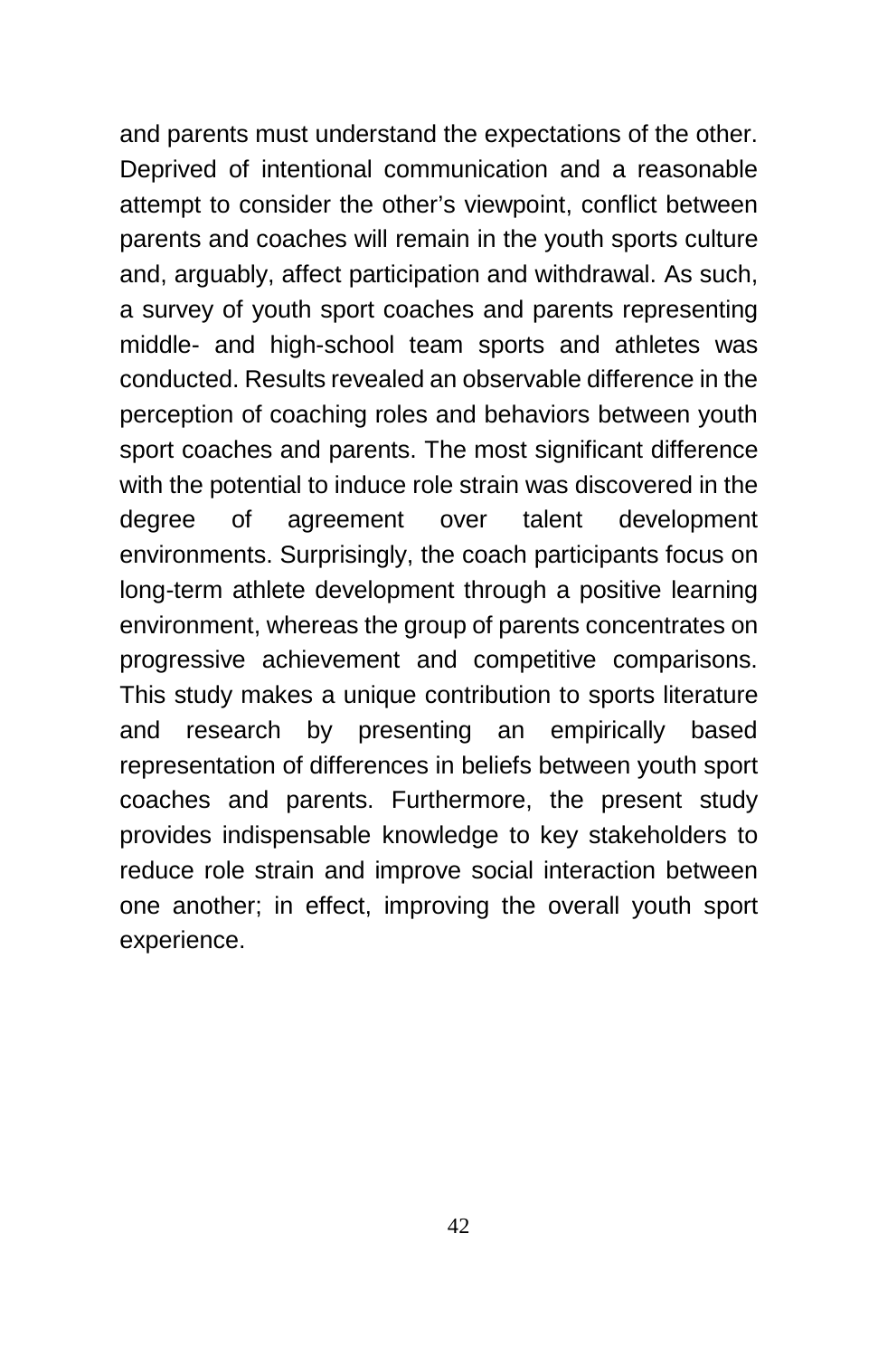and parents must understand the expectations of the other. Deprived of intentional communication and a reasonable attempt to consider the other's viewpoint, conflict between parents and coaches will remain in the youth sports culture and, arguably, affect participation and withdrawal. As such, a survey of youth sport coaches and parents representing middle- and high-school team sports and athletes was conducted. Results revealed an observable difference in the perception of coaching roles and behaviors between youth sport coaches and parents. The most significant difference with the potential to induce role strain was discovered in the degree of agreement over talent development environments. Surprisingly, the coach participants focus on long-term athlete development through a positive learning environment, whereas the group of parents concentrates on progressive achievement and competitive comparisons. This study makes a unique contribution to sports literature and research by presenting an empirically based representation of differences in beliefs between youth sport coaches and parents. Furthermore, the present study provides indispensable knowledge to key stakeholders to reduce role strain and improve social interaction between one another; in effect, improving the overall youth sport experience.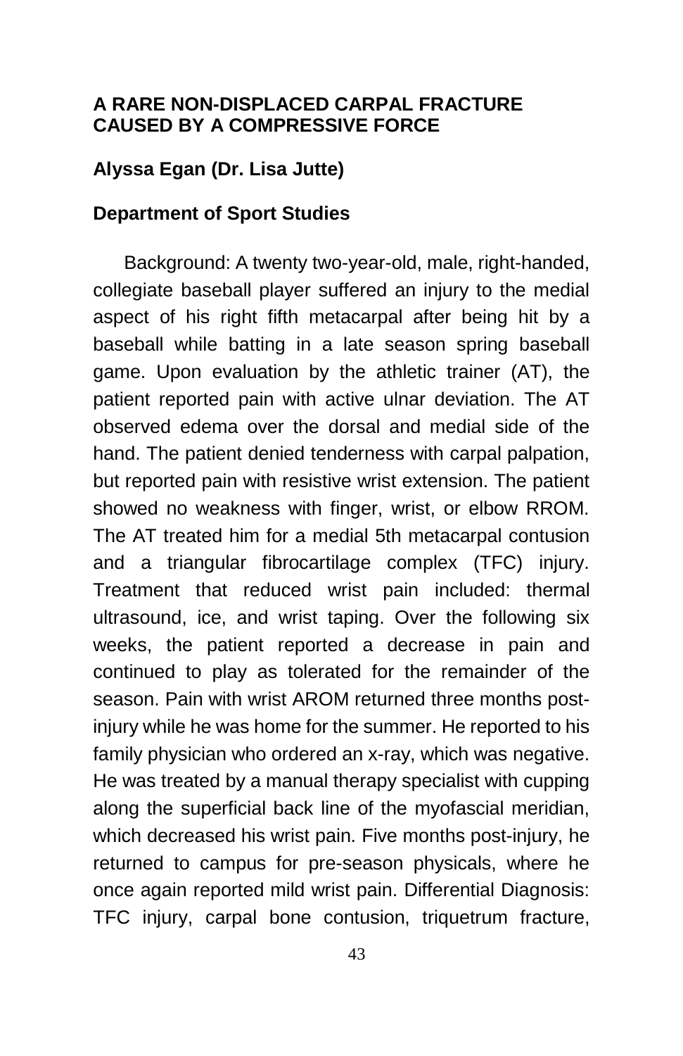**A RARE NON-DISPLACED CARPAL FRACTURE CAUSED BY A COMPRESSIVE FORCE**

**Alyssa Egan (Dr. Lisa Jutte)**

**Department of Sport Studies**

Background: A twenty two-year-old, male, right-handed, collegiate baseball player suffered an injury to the medial aspect of his right fifth metacarpal after being hit by a baseball while batting in a late season spring baseball game. Upon evaluation by the athletic trainer (AT), the patient reported pain with active ulnar deviation. The AT observed edema over the dorsal and medial side of the hand. The patient denied tenderness with carpal palpation, but reported pain with resistive wrist extension. The patient showed no weakness with finger, wrist, or elbow RROM. The AT treated him for a medial 5th metacarpal contusion and a triangular fibrocartilage complex (TFC) injury. Treatment that reduced wrist pain included: thermal ultrasound, ice, and wrist taping. Over the following six weeks, the patient reported a decrease in pain and continued to play as tolerated for the remainder of the season. Pain with wrist AROM returned three months post-injury while he was home for the summer. He reported to his family physician who ordered an x-ray, which was negative. He was treated by a manual therapy specialist with cupping along the superficial back line of the myofascial meridian, which decreased his wrist pain. Five months post-injury, he returned to campus for pre-season physicals, where he once again reported mild wrist pain. Differential Diagnosis: TFC injury, carpal bone contusion, triquetrum fracture,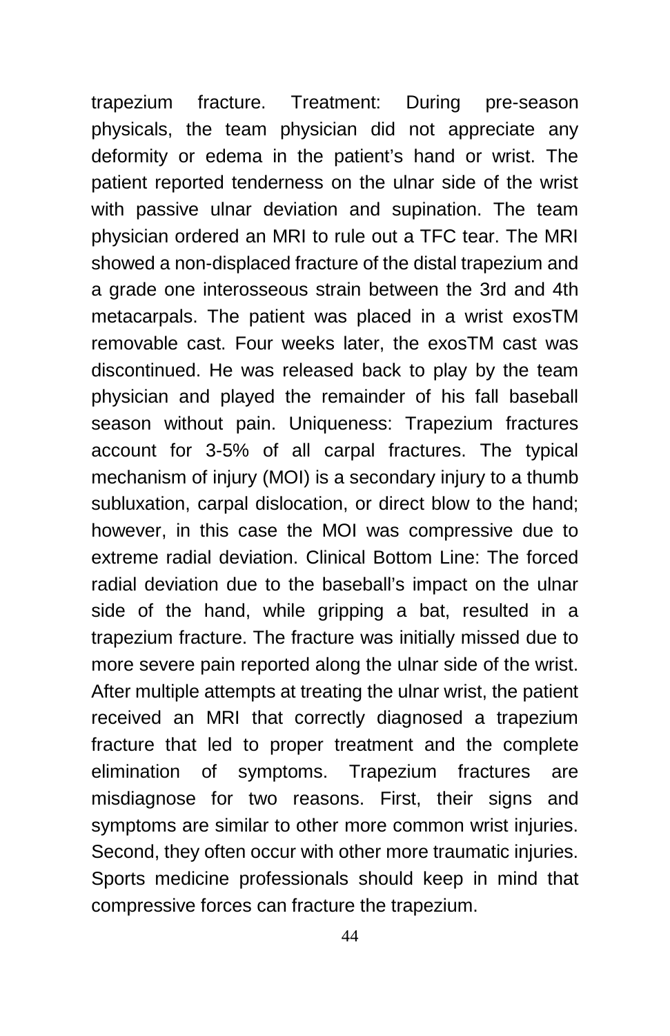trapezium fracture. Treatment: During pre-season physicals, the team physician did not appreciate any deformity or edema in the patient's hand or wrist. The patient reported tenderness on the ulnar side of the wrist with passive ulnar deviation and supination. The team physician ordered an MRI to rule out a TFC tear. The MRI showed a non-displaced fracture of the distal trapezium and a grade one interosseous strain between the 3rd and 4th metacarpals. The patient was placed in a wrist exosTM removable cast. Four weeks later, the exosTM cast was discontinued. He was released back to play by the team physician and played the remainder of his fall baseball season without pain. Uniqueness: Trapezium fractures account for 3-5% of all carpal fractures. The typical mechanism of injury (MOI) is a secondary injury to a thumb subluxation, carpal dislocation, or direct blow to the hand; however, in this case the MOI was compressive due to extreme radial deviation. Clinical Bottom Line: The forced radial deviation due to the baseball's impact on the ulnar side of the hand, while gripping a bat, resulted in a trapezium fracture. The fracture was initially missed due to more severe pain reported along the ulnar side of the wrist. After multiple attempts at treating the ulnar wrist, the patient received an MRI that correctly diagnosed a trapezium fracture that led to proper treatment and the complete elimination of symptoms. Trapezium fractures are misdiagnose for two reasons. First, their signs and symptoms are similar to other more common wrist injuries. Second, they often occur with other more traumatic injuries. Sports medicine professionals should keep in mind that compressive forces can fracture the trapezium.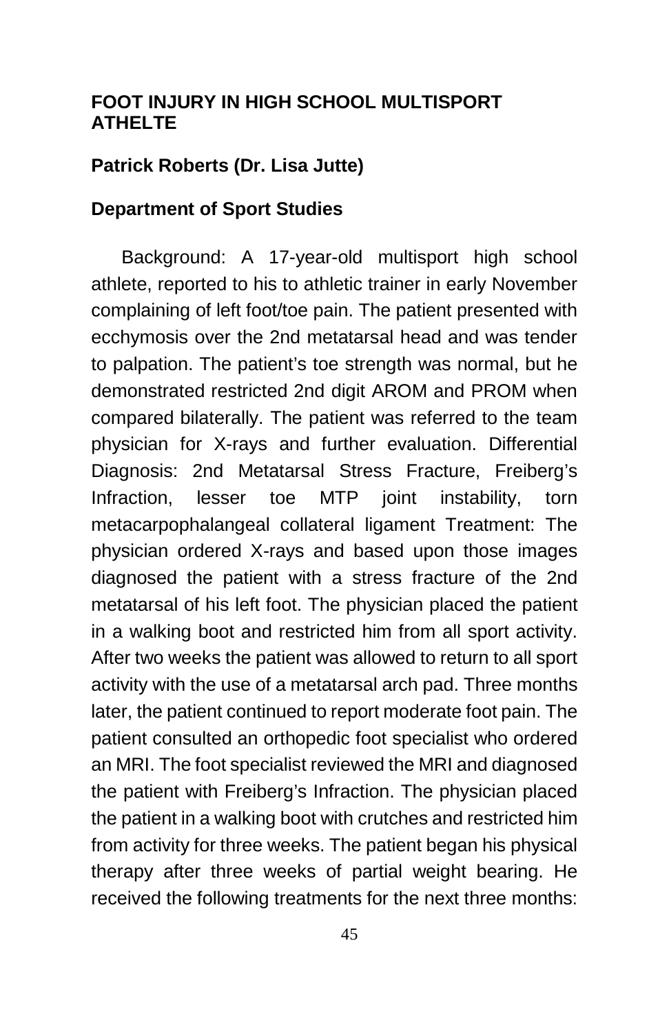## FOOT INJURY IN HIGH SCHOOL MULTISPORT ATHELTE

**Patrick Roberts (Dr. Lisa Jutte)**

**Department of Sport Studies**

Background: A 17-year-old multisport high school athlete, reported to his to athletic trainer in early November complaining of left foot/toe pain. The patient presented with ecchymosis over the 2nd metatarsal head and was tender to palpation. The patient's toe strength was normal, but he demonstrated restricted 2nd digit AROM and PROM when compared bilaterally. The patient was referred to the team physician for X-rays and further evaluation. Differential Diagnosis: 2nd Metatarsal Stress Fracture, Freiberg's Infraction, lesser toe MTP joint instability, torn metacarpophalangeal collateral ligament Treatment: The physician ordered X-rays and based upon those images diagnosed the patient with a stress fracture of the 2nd metatarsal of his left foot. The physician placed the patient in a walking boot and restricted him from all sport activity. After two weeks the patient was allowed to return to all sport activity with the use of a metatarsal arch pad. Three months later, the patient continued to report moderate foot pain. The patient consulted an orthopedic foot specialist who ordered an MRI. The foot specialist reviewed the MRI and diagnosed the patient with Freiberg's Infraction. The physician placed the patient in a walking boot with crutches and restricted him from activity for three weeks. The patient began his physical therapy after three weeks of partial weight bearing. He received the following treatments for the next three months: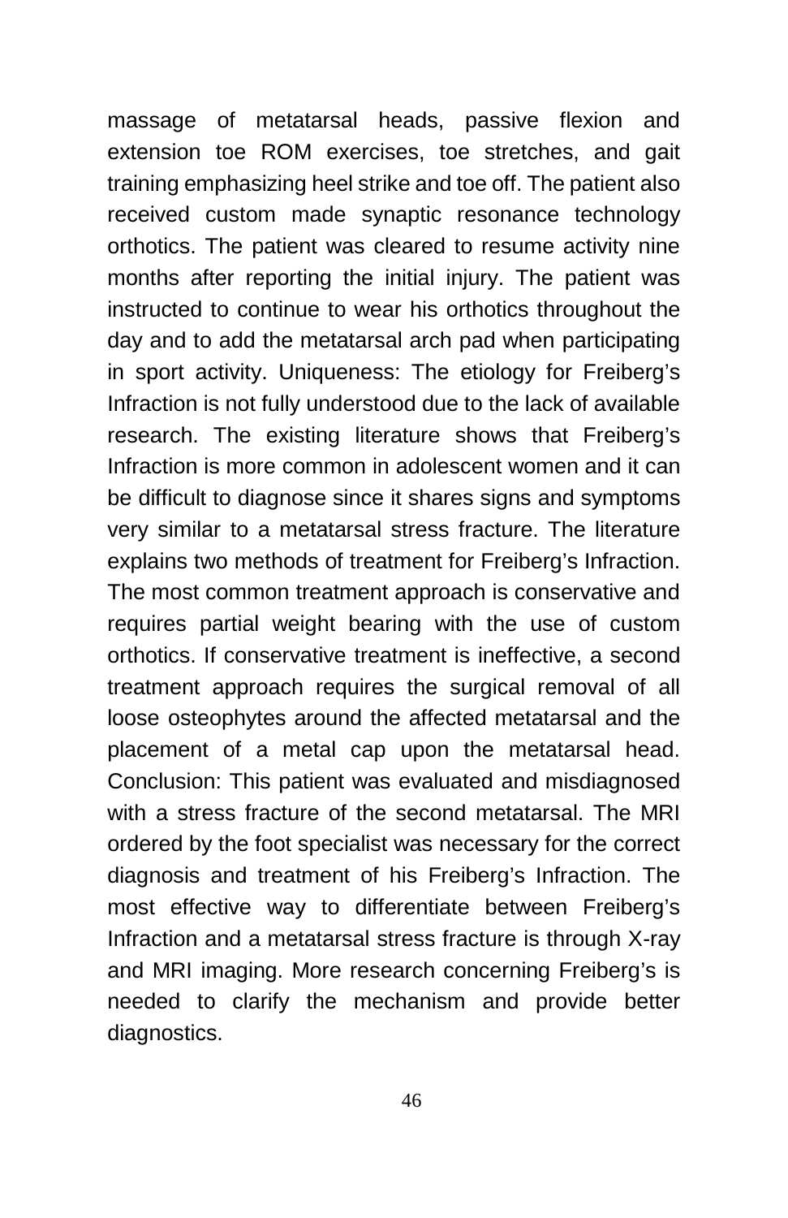massage of metatarsal heads, passive flexion and extension toe ROM exercises, toe stretches, and gait training emphasizing heel strike and toe off. The patient also received custom made synaptic resonance technology orthotics. The patient was cleared to resume activity nine months after reporting the initial injury. The patient was instructed to continue to wear his orthotics throughout the day and to add the metatarsal arch pad when participating in sport activity. Uniqueness: The etiology for Freiberg's Infraction is not fully understood due to the lack of available research. The existing literature shows that Freiberg's Infraction is more common in adolescent women and it can be difficult to diagnose since it shares signs and symptoms very similar to a metatarsal stress fracture. The literature explains two methods of treatment for Freiberg's Infraction. The most common treatment approach is conservative and requires partial weight bearing with the use of custom orthotics. If conservative treatment is ineffective, a second treatment approach requires the surgical removal of all loose osteophytes around the affected metatarsal and the placement of a metal cap upon the metatarsal head. Conclusion: This patient was evaluated and misdiagnosed with a stress fracture of the second metatarsal. The MRI ordered by the foot specialist was necessary for the correct diagnosis and treatment of his Freiberg's Infraction. The most effective way to differentiate between Freiberg's Infraction and a metatarsal stress fracture is through X-ray and MRI imaging. More research concerning Freiberg's is needed to clarify the mechanism and provide better diagnostics.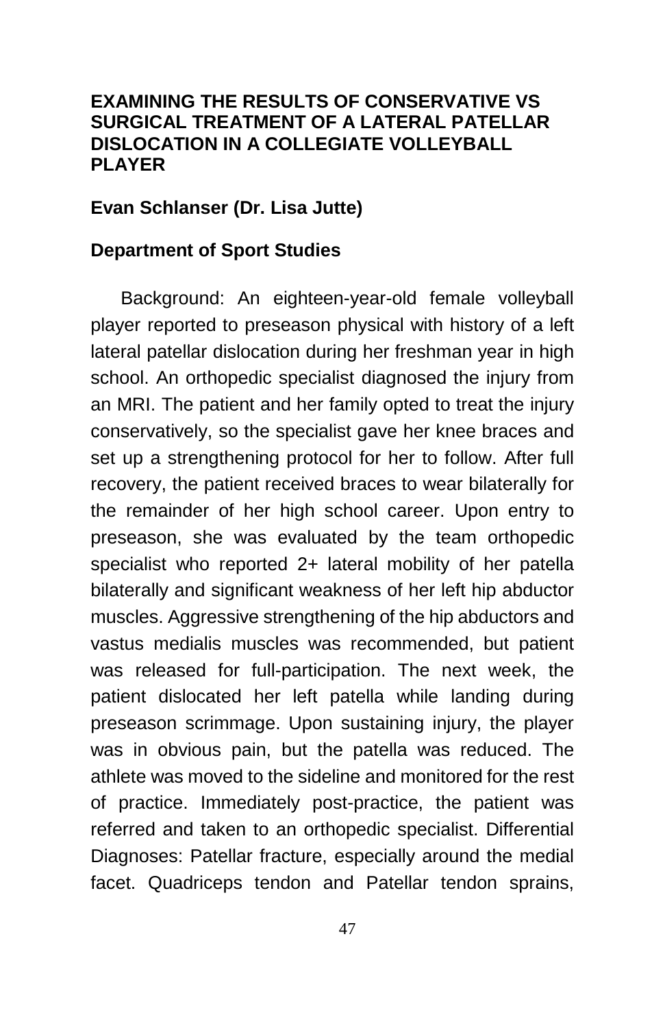# EXAMINING THE RESULTS OF CONSERVATIVE VS SURGICAL TREATMENT OF A LATERAL PATELLAR DISLOCATION IN A COLLEGIATE VOLLEYBALL PLAYER

**Evan Schlanser (Dr. Lisa Jutte)**

**Department of Sport Studies**

Background: An eighteen-year-old female volleyball player reported to preseason physical with history of a left lateral patellar dislocation during her freshman year in high school. An orthopedic specialist diagnosed the injury from an MRI. The patient and her family opted to treat the injury conservatively, so the specialist gave her knee braces and set up a strengthening protocol for her to follow. After full recovery, the patient received braces to wear bilaterally for the remainder of her high school career. Upon entry to preseason, she was evaluated by the team orthopedic specialist who reported 2+ lateral mobility of her patella bilaterally and significant weakness of her left hip abductor muscles. Aggressive strengthening of the hip abductors and vastus medialis muscles was recommended, but patient was released for full-participation. The next week, the patient dislocated her left patella while landing during preseason scrimmage. Upon sustaining injury, the player was in obvious pain, but the patella was reduced. The athlete was moved to the sideline and monitored for the rest of practice. Immediately post-practice, the patient was referred and taken to an orthopedic specialist. Differential Diagnoses: Patellar fracture, especially around the medial facet. Quadriceps tendon and Patellar tendon sprains,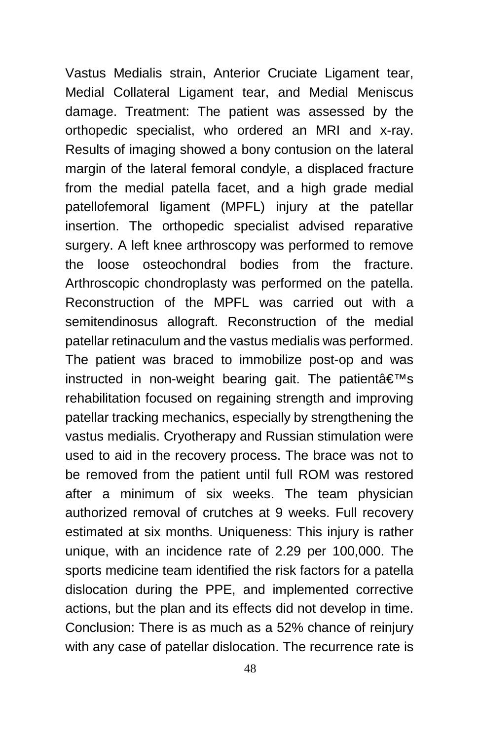Vastus Medialis strain, Anterior Cruciate Ligament tear, Medial Collateral Ligament tear, and Medial Meniscus damage. Treatment: The patient was assessed by the orthopedic specialist, who ordered an MRI and x-ray. Results of imaging showed a bony contusion on the lateral margin of the lateral femoral condyle, a displaced fracture from the medial patella facet, and a high grade medial patellofemoral ligament (MPFL) injury at the patellar insertion. The orthopedic specialist advised reparative surgery. A left knee arthroscopy was performed to remove the loose osteochondral bodies from the fracture. Arthroscopic chondroplasty was performed on the patella. Reconstruction of the MPFL was carried out with a semitendinosus allograft. Reconstruction of the medial patellar retinaculum and the vastus medialis was performed. The patient was braced to immobilize post-op and was instructed in non-weight bearing gait. The patientâ€™s rehabilitation focused on regaining strength and improving patellar tracking mechanics, especially by strengthening the vastus medialis. Cryotherapy and Russian stimulation were used to aid in the recovery process. The brace was not to be removed from the patient until full ROM was restored after a minimum of six weeks. The team physician authorized removal of crutches at 9 weeks. Full recovery estimated at six months. Uniqueness: This injury is rather unique, with an incidence rate of 2.29 per 100,000. The sports medicine team identified the risk factors for a patella dislocation during the PPE, and implemented corrective actions, but the plan and its effects did not develop in time. Conclusion: There is as much as a 52% chance of reinjury with any case of patellar dislocation. The recurrence rate is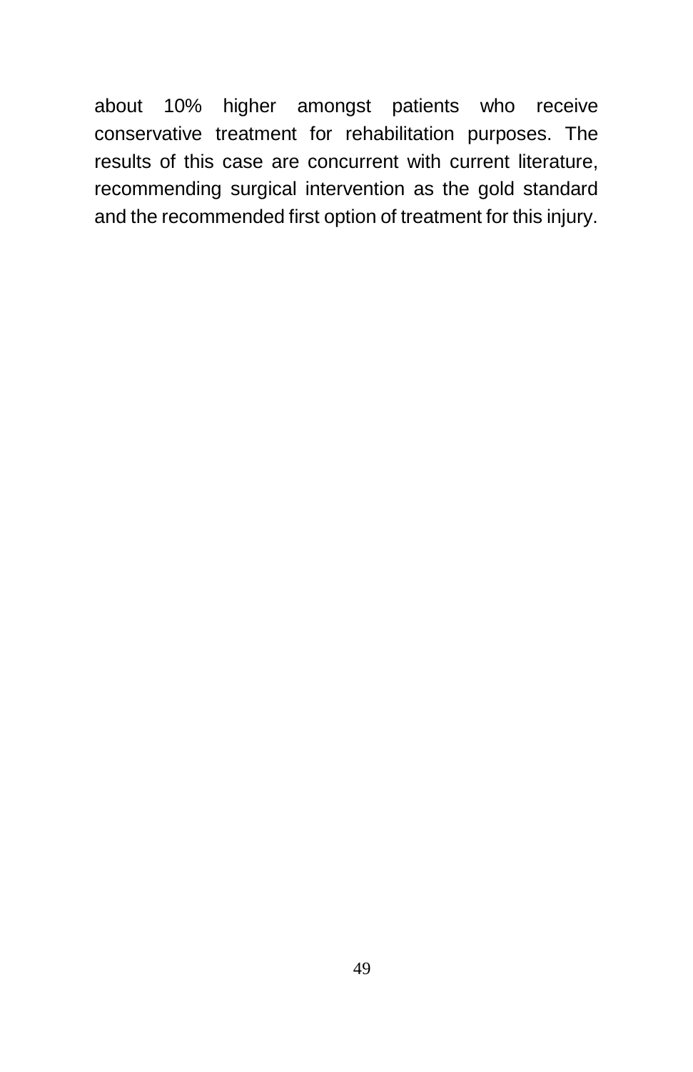about 10% higher amongst patients who receive conservative treatment for rehabilitation purposes. The results of this case are concurrent with current literature, recommending surgical intervention as the gold standard and the recommended first option of treatment for this injury.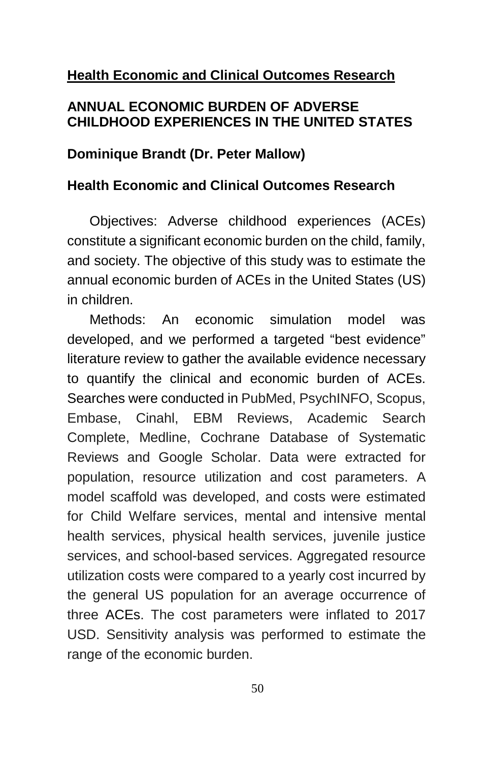**<u>Health Economic and Clinical Outcomes Research</u>**

## ANNUAL ECONOMIC BURDEN OF ADVERSE CHILDHOOD EXPERIENCES IN THE UNITED STATES

**Dominique Brandt (Dr. Peter Mallow)**

**Health Economic and Clinical Outcomes Research**

Objectives: Adverse childhood experiences (ACEs) constitute a significant economic burden on the child, family, and society. The objective of this study was to estimate the annual economic burden of ACEs in the United States (US) in children.

Methods: An economic simulation model was developed, and we performed a targeted "best evidence" literature review to gather the available evidence necessary to quantify the clinical and economic burden of ACEs. Searches were conducted in PubMed, PsychINFO, Scopus, Embase, Cinahl, EBM Reviews, Academic Search Complete, Medline, Cochrane Database of Systematic Reviews and Google Scholar. Data were extracted for population, resource utilization and cost parameters. A model scaffold was developed, and costs were estimated for Child Welfare services, mental and intensive mental health services, physical health services, juvenile justice services, and school-based services. Aggregated resource utilization costs were compared to a yearly cost incurred by the general US population for an average occurrence of three ACEs. The cost parameters were inflated to 2017 USD. Sensitivity analysis was performed to estimate the range of the economic burden.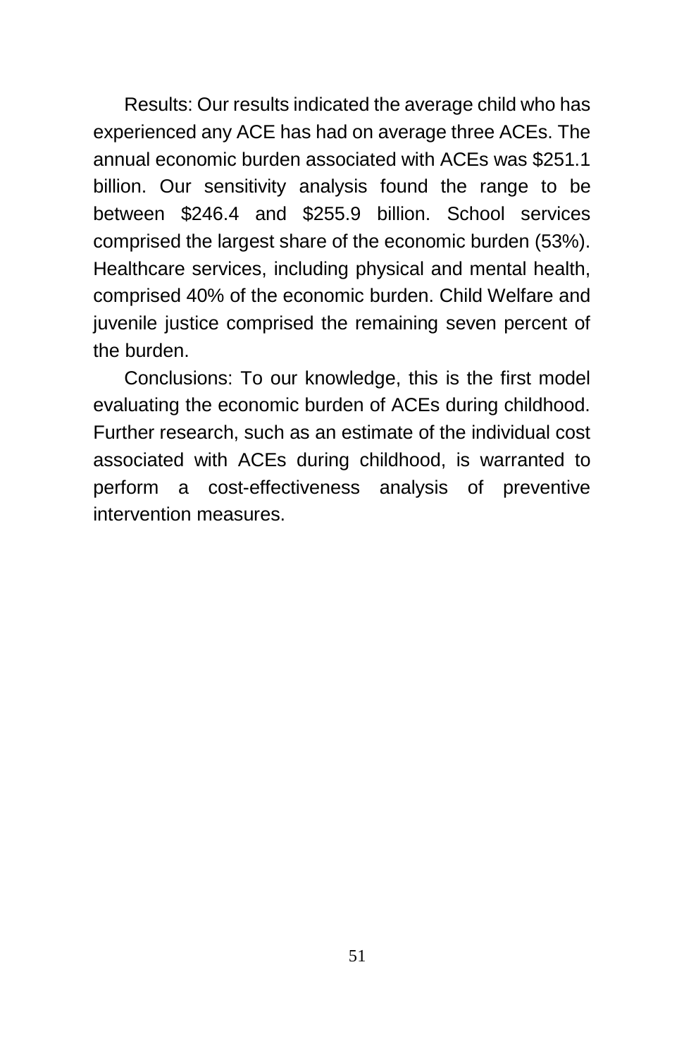Results: Our results indicated the average child who has experienced any ACE has had on average three ACEs. The annual economic burden associated with ACEs was $251.1 billion. Our sensitivity analysis found the range to be between $246.4 and $255.9 billion. School services comprised the largest share of the economic burden (53%). Healthcare services, including physical and mental health, comprised 40% of the economic burden. Child Welfare and juvenile justice comprised the remaining seven percent of the burden.

Conclusions: To our knowledge, this is the first model evaluating the economic burden of ACEs during childhood. Further research, such as an estimate of the individual cost associated with ACEs during childhood, is warranted to perform a cost-effectiveness analysis of preventive intervention measures.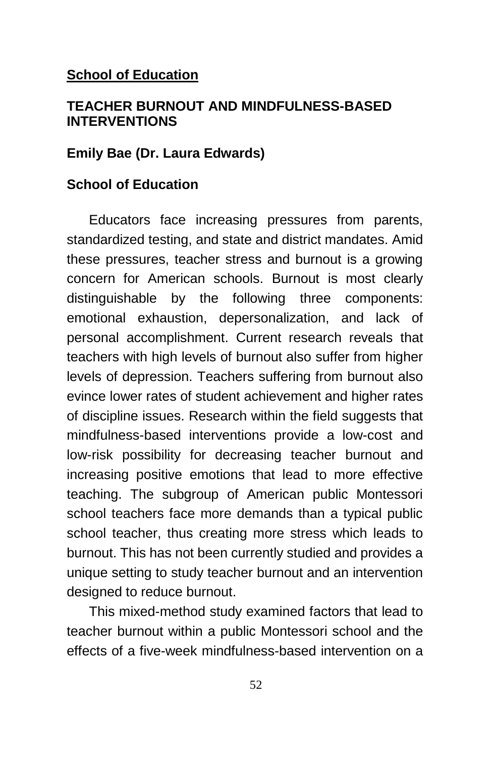**<u>School of Education</u>**

## TEACHER BURNOUT AND MINDFULNESS-BASED INTERVENTIONS

**Emily Bae (Dr. Laura Edwards)**

**School of Education**

Educators face increasing pressures from parents, standardized testing, and state and district mandates. Amid these pressures, teacher stress and burnout is a growing concern for American schools. Burnout is most clearly distinguishable by the following three components: emotional exhaustion, depersonalization, and lack of personal accomplishment. Current research reveals that teachers with high levels of burnout also suffer from higher levels of depression. Teachers suffering from burnout also evince lower rates of student achievement and higher rates of discipline issues. Research within the field suggests that mindfulness-based interventions provide a low-cost and low-risk possibility for decreasing teacher burnout and increasing positive emotions that lead to more effective teaching. The subgroup of American public Montessori school teachers face more demands than a typical public school teacher, thus creating more stress which leads to burnout. This has not been currently studied and provides a unique setting to study teacher burnout and an intervention designed to reduce burnout.

This mixed-method study examined factors that lead to teacher burnout within a public Montessori school and the effects of a five-week mindfulness-based intervention on a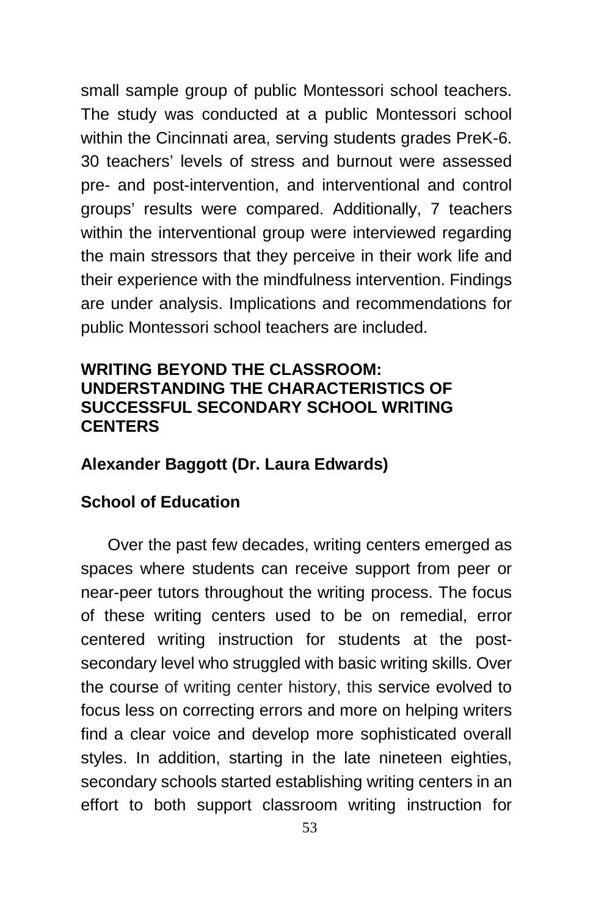small sample group of public Montessori school teachers. The study was conducted at a public Montessori school within the Cincinnati area, serving students grades PreK-6. 30 teachers' levels of stress and burnout were assessed pre- and post-intervention, and interventional and control groups' results were compared. Additionally, 7 teachers within the interventional group were interviewed regarding the main stressors that they perceive in their work life and their experience with the mindfulness intervention. Findings are under analysis. Implications and recommendations for public Montessori school teachers are included.

## WRITING BEYOND THE CLASSROOM: UNDERSTANDING THE CHARACTERISTICS OF SUCCESSFUL SECONDARY SCHOOL WRITING CENTERS

**Alexander Baggott (Dr. Laura Edwards)**

**School of Education**

Over the past few decades, writing centers emerged as spaces where students can receive support from peer or near-peer tutors throughout the writing process. The focus of these writing centers used to be on remedial, error centered writing instruction for students at the post-secondary level who struggled with basic writing skills. Over the course of writing center history, this service evolved to focus less on correcting errors and more on helping writers find a clear voice and develop more sophisticated overall styles. In addition, starting in the late nineteen eighties, secondary schools started establishing writing centers in an effort to both support classroom writing instruction for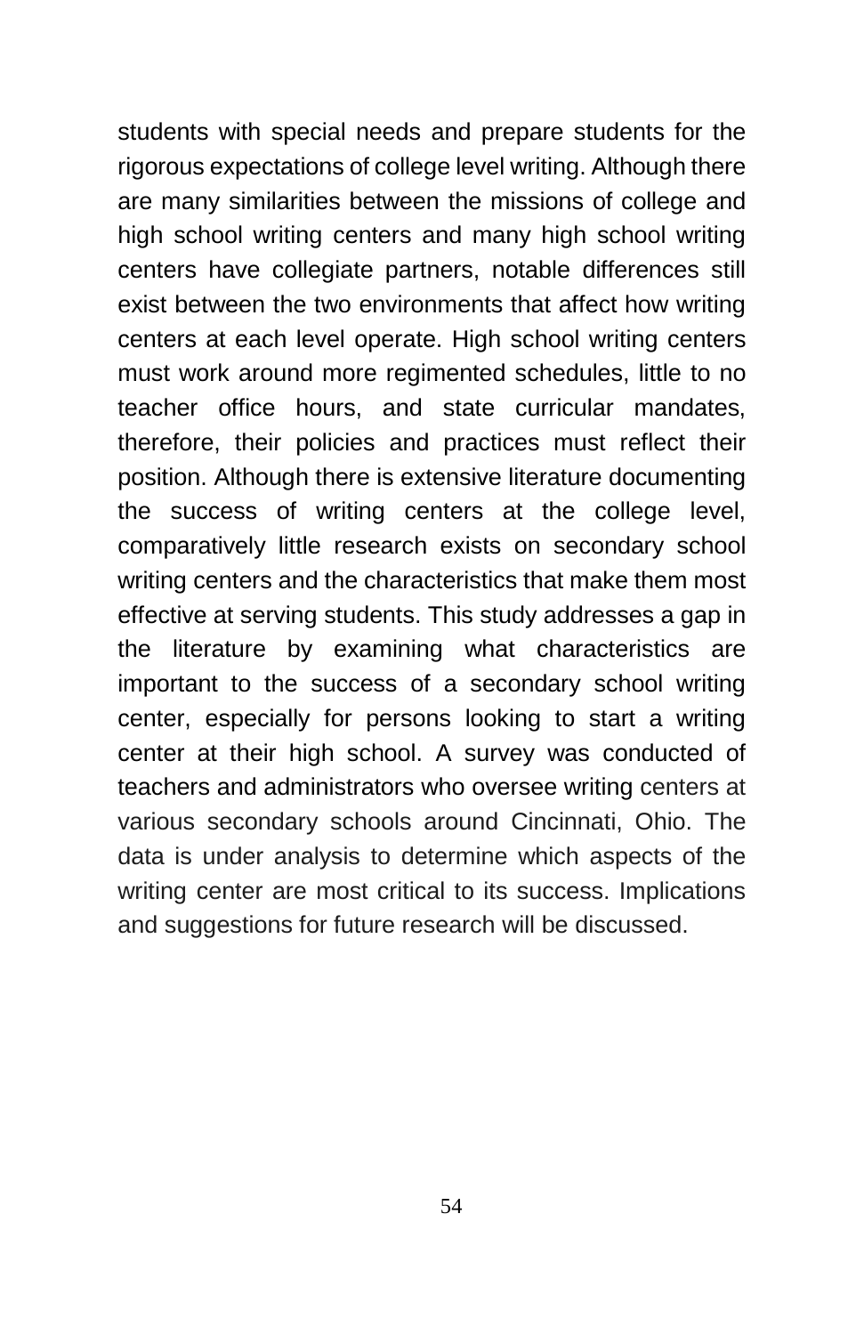students with special needs and prepare students for the rigorous expectations of college level writing. Although there are many similarities between the missions of college and high school writing centers and many high school writing centers have collegiate partners, notable differences still exist between the two environments that affect how writing centers at each level operate. High school writing centers must work around more regimented schedules, little to no teacher office hours, and state curricular mandates, therefore, their policies and practices must reflect their position. Although there is extensive literature documenting the success of writing centers at the college level, comparatively little research exists on secondary school writing centers and the characteristics that make them most effective at serving students. This study addresses a gap in the literature by examining what characteristics are important to the success of a secondary school writing center, especially for persons looking to start a writing center at their high school. A survey was conducted of teachers and administrators who oversee writing centers at various secondary schools around Cincinnati, Ohio. The data is under analysis to determine which aspects of the writing center are most critical to its success. Implications and suggestions for future research will be discussed.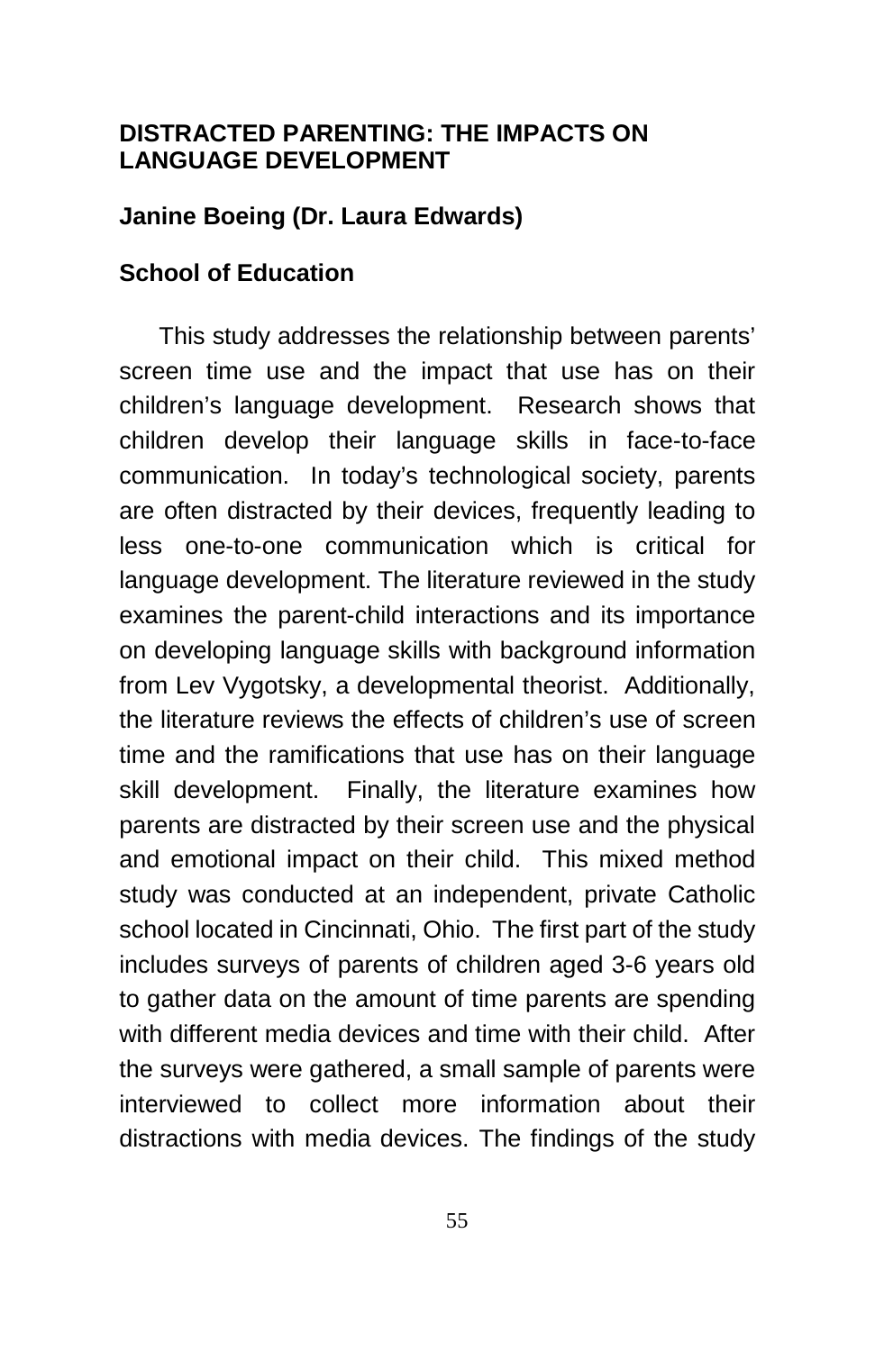## DISTRACTED PARENTING: THE IMPACTS ON LANGUAGE DEVELOPMENT

**Janine Boeing (Dr. Laura Edwards)**

**School of Education**

This study addresses the relationship between parents' screen time use and the impact that use has on their children's language development. Research shows that children develop their language skills in face-to-face communication. In today's technological society, parents are often distracted by their devices, frequently leading to less one-to-one communication which is critical for language development. The literature reviewed in the study examines the parent-child interactions and its importance on developing language skills with background information from Lev Vygotsky, a developmental theorist. Additionally, the literature reviews the effects of children's use of screen time and the ramifications that use has on their language skill development. Finally, the literature examines how parents are distracted by their screen use and the physical and emotional impact on their child. This mixed method study was conducted at an independent, private Catholic school located in Cincinnati, Ohio. The first part of the study includes surveys of parents of children aged 3-6 years old to gather data on the amount of time parents are spending with different media devices and time with their child. After the surveys were gathered, a small sample of parents were interviewed to collect more information about their distractions with media devices. The findings of the study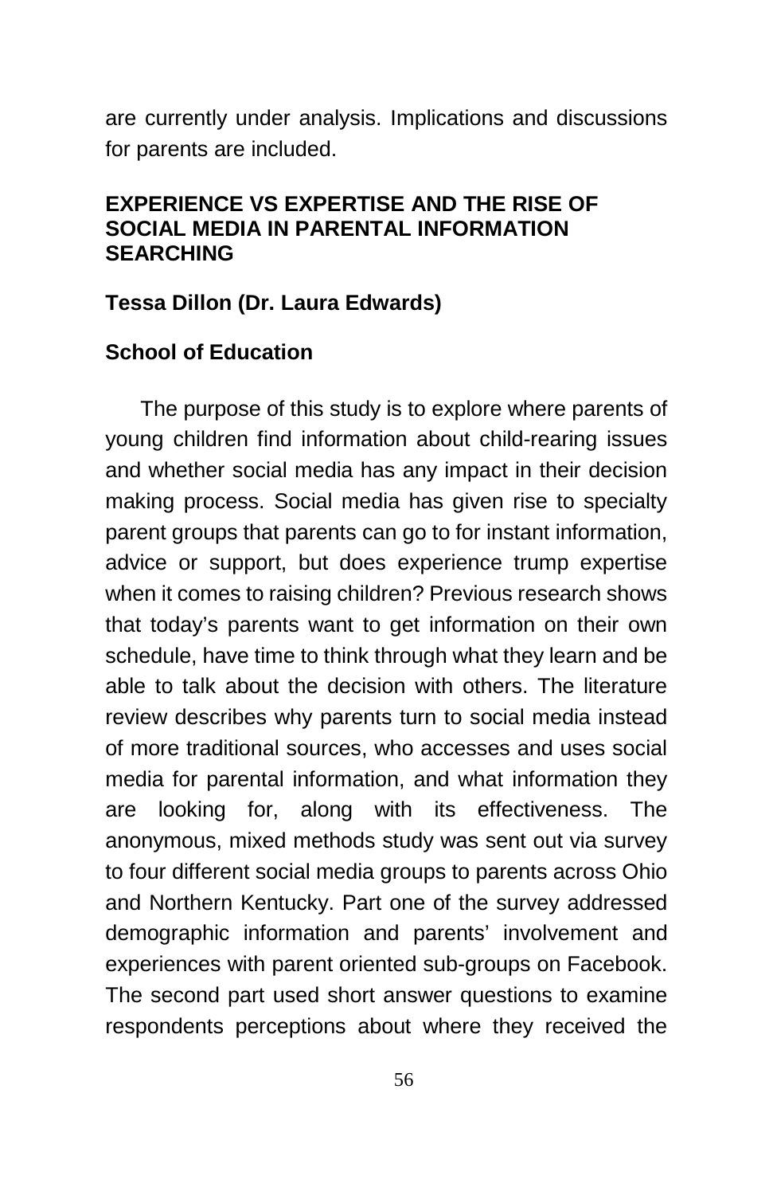are currently under analysis. Implications and discussions for parents are included.

## EXPERIENCE VS EXPERTISE AND THE RISE OF SOCIAL MEDIA IN PARENTAL INFORMATION SEARCHING

**Tessa Dillon (Dr. Laura Edwards)**

**School of Education**

The purpose of this study is to explore where parents of young children find information about child-rearing issues and whether social media has any impact in their decision making process. Social media has given rise to specialty parent groups that parents can go to for instant information, advice or support, but does experience trump expertise when it comes to raising children? Previous research shows that today's parents want to get information on their own schedule, have time to think through what they learn and be able to talk about the decision with others. The literature review describes why parents turn to social media instead of more traditional sources, who accesses and uses social media for parental information, and what information they are looking for, along with its effectiveness. The anonymous, mixed methods study was sent out via survey to four different social media groups to parents across Ohio and Northern Kentucky. Part one of the survey addressed demographic information and parents' involvement and experiences with parent oriented sub-groups on Facebook. The second part used short answer questions to examine respondents perceptions about where they received the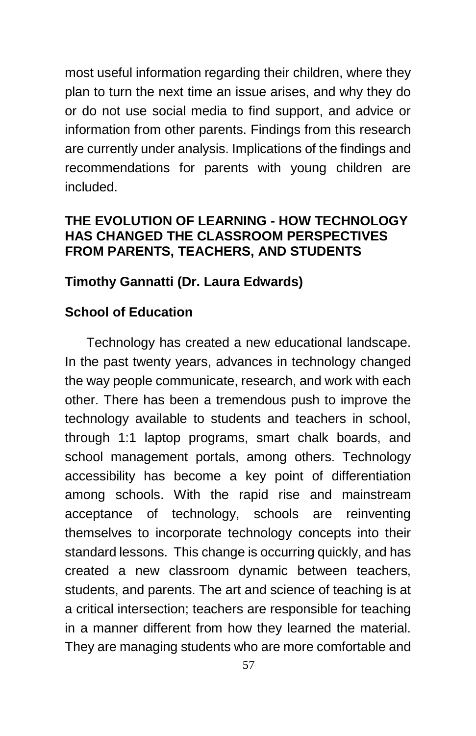most useful information regarding their children, where they plan to turn the next time an issue arises, and why they do or do not use social media to find support, and advice or information from other parents. Findings from this research are currently under analysis. Implications of the findings and recommendations for parents with young children are included.

## THE EVOLUTION OF LEARNING - HOW TECHNOLOGY HAS CHANGED THE CLASSROOM PERSPECTIVES FROM PARENTS, TEACHERS, AND STUDENTS

**Timothy Gannatti (Dr. Laura Edwards)**

**School of Education**

Technology has created a new educational landscape. In the past twenty years, advances in technology changed the way people communicate, research, and work with each other. There has been a tremendous push to improve the technology available to students and teachers in school, through 1:1 laptop programs, smart chalk boards, and school management portals, among others. Technology accessibility has become a key point of differentiation among schools. With the rapid rise and mainstream acceptance of technology, schools are reinventing themselves to incorporate technology concepts into their standard lessons. This change is occurring quickly, and has created a new classroom dynamic between teachers, students, and parents. The art and science of teaching is at a critical intersection; teachers are responsible for teaching in a manner different from how they learned the material. They are managing students who are more comfortable and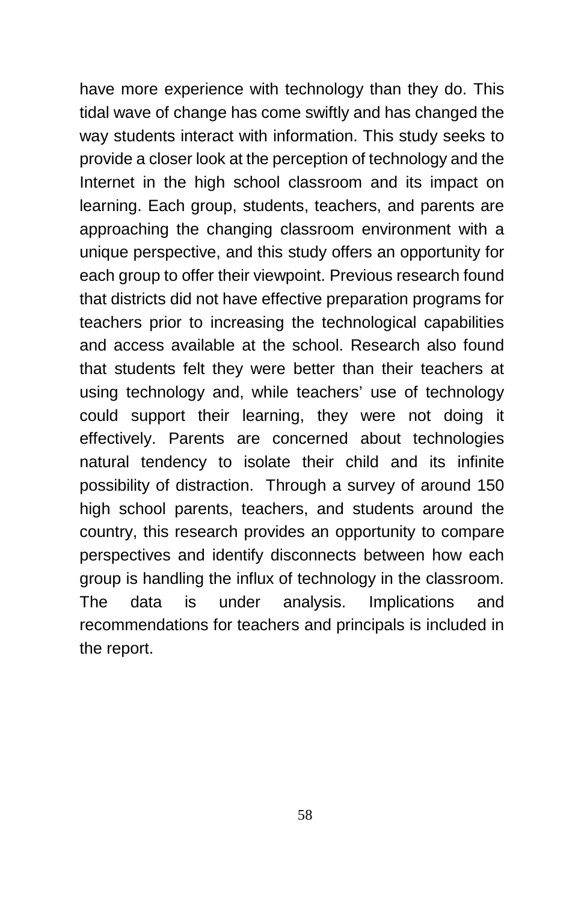have more experience with technology than they do. This tidal wave of change has come swiftly and has changed the way students interact with information. This study seeks to provide a closer look at the perception of technology and the Internet in the high school classroom and its impact on learning. Each group, students, teachers, and parents are approaching the changing classroom environment with a unique perspective, and this study offers an opportunity for each group to offer their viewpoint. Previous research found that districts did not have effective preparation programs for teachers prior to increasing the technological capabilities and access available at the school. Research also found that students felt they were better than their teachers at using technology and, while teachers' use of technology could support their learning, they were not doing it effectively. Parents are concerned about technologies natural tendency to isolate their child and its infinite possibility of distraction. Through a survey of around 150 high school parents, teachers, and students around the country, this research provides an opportunity to compare perspectives and identify disconnects between how each group is handling the influx of technology in the classroom. The data is under analysis. Implications and recommendations for teachers and principals is included in the report.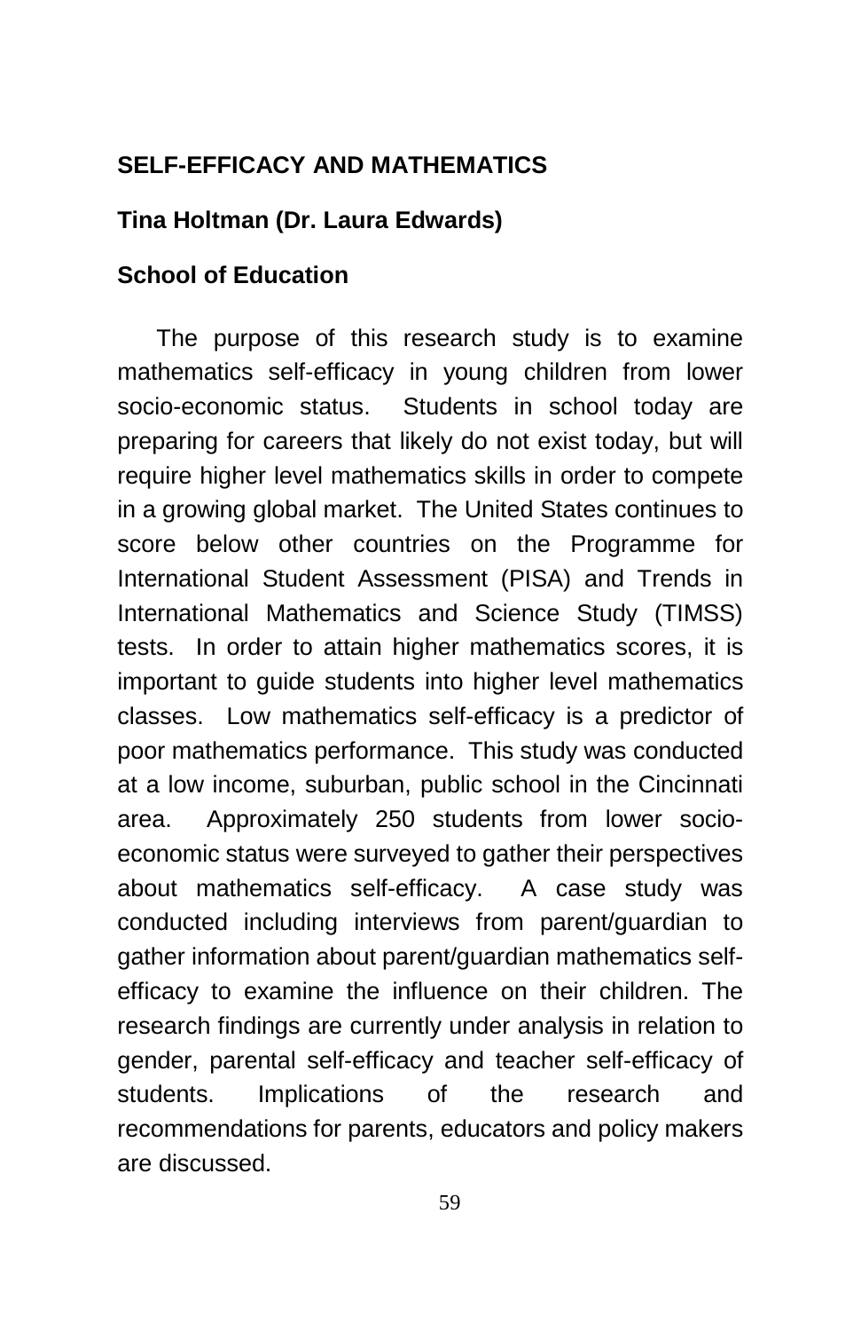## SELF-EFFICACY AND MATHEMATICS

**Tina Holtman (Dr. Laura Edwards)**

**School of Education**

The purpose of this research study is to examine mathematics self-efficacy in young children from lower socio-economic status. Students in school today are preparing for careers that likely do not exist today, but will require higher level mathematics skills in order to compete in a growing global market. The United States continues to score below other countries on the Programme for International Student Assessment (PISA) and Trends in International Mathematics and Science Study (TIMSS) tests. In order to attain higher mathematics scores, it is important to guide students into higher level mathematics classes. Low mathematics self-efficacy is a predictor of poor mathematics performance. This study was conducted at a low income, suburban, public school in the Cincinnati area. Approximately 250 students from lower socio-economic status were surveyed to gather their perspectives about mathematics self-efficacy. A case study was conducted including interviews from parent/guardian to gather information about parent/guardian mathematics self-efficacy to examine the influence on their children. The research findings are currently under analysis in relation to gender, parental self-efficacy and teacher self-efficacy of students. Implications of the research and recommendations for parents, educators and policy makers are discussed.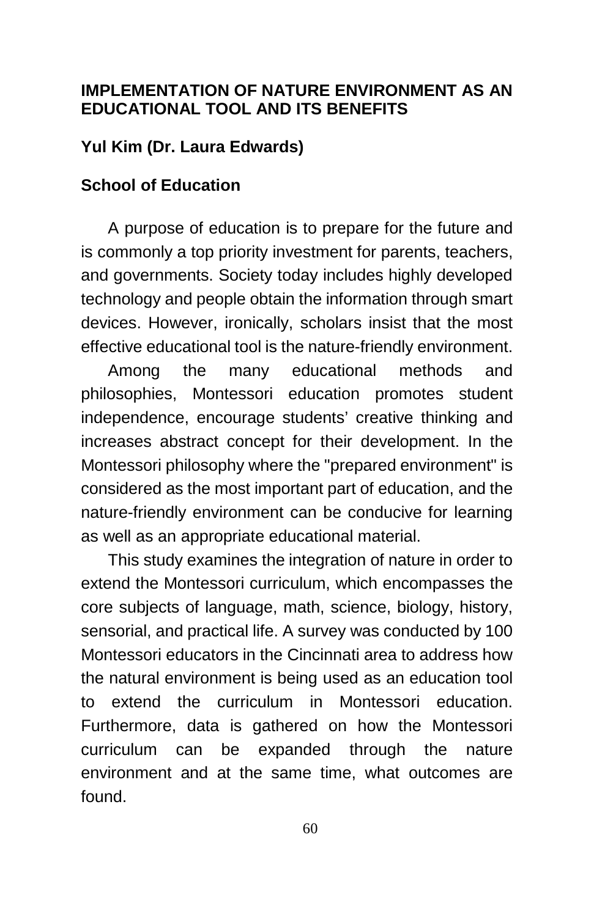**IMPLEMENTATION OF NATURE ENVIRONMENT AS AN EDUCATIONAL TOOL AND ITS BENEFITS**

**Yul Kim (Dr. Laura Edwards)**

**School of Education**

A purpose of education is to prepare for the future and is commonly a top priority investment for parents, teachers, and governments. Society today includes highly developed technology and people obtain the information through smart devices. However, ironically, scholars insist that the most effective educational tool is the nature-friendly environment.

Among the many educational methods and philosophies, Montessori education promotes student independence, encourage students' creative thinking and increases abstract concept for their development. In the Montessori philosophy where the "prepared environment" is considered as the most important part of education, and the nature-friendly environment can be conducive for learning as well as an appropriate educational material.

This study examines the integration of nature in order to extend the Montessori curriculum, which encompasses the core subjects of language, math, science, biology, history, sensorial, and practical life. A survey was conducted by 100 Montessori educators in the Cincinnati area to address how the natural environment is being used as an education tool to extend the curriculum in Montessori education. Furthermore, data is gathered on how the Montessori curriculum can be expanded through the nature environment and at the same time, what outcomes are found.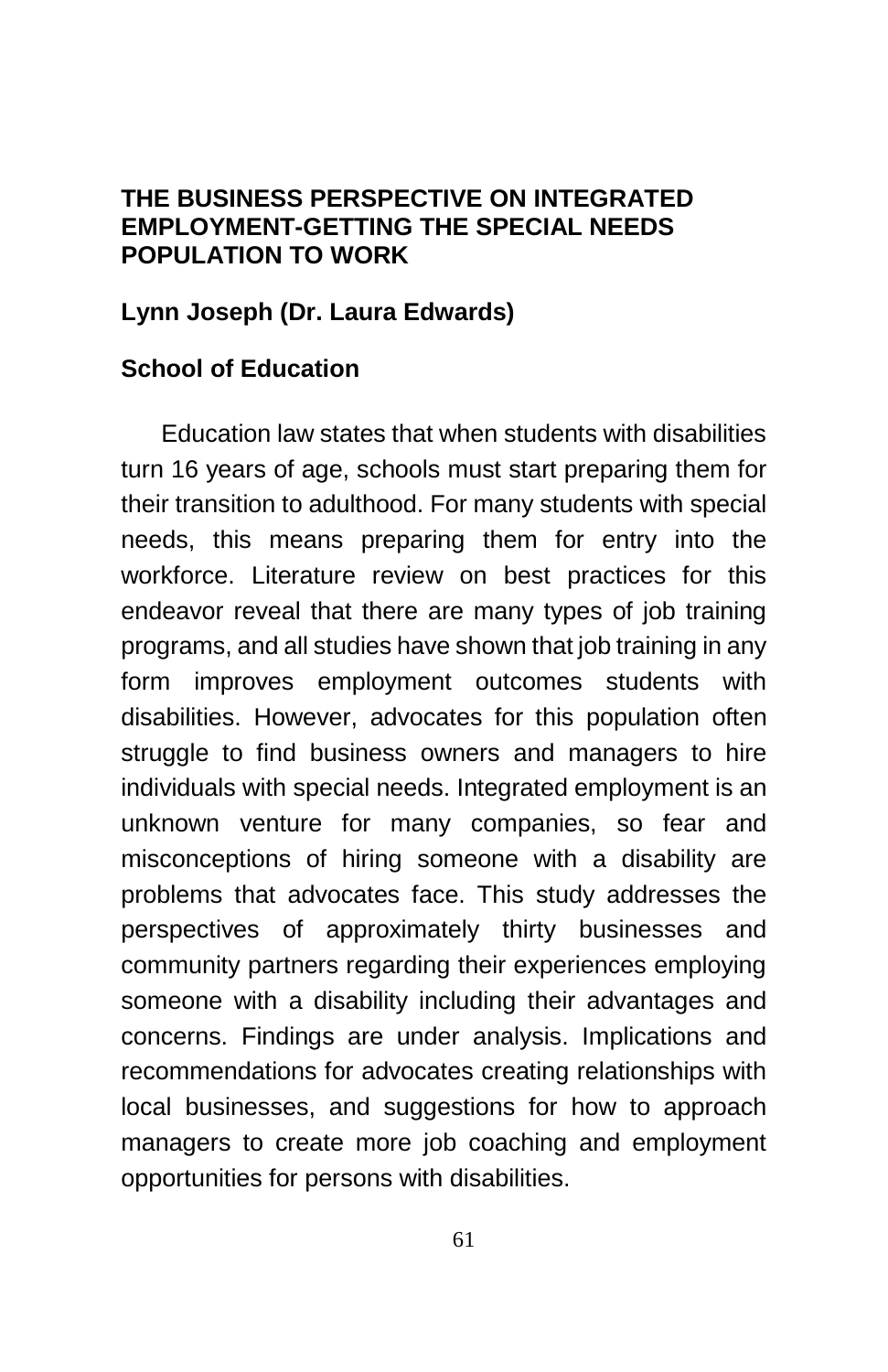## THE BUSINESS PERSPECTIVE ON INTEGRATED EMPLOYMENT-GETTING THE SPECIAL NEEDS POPULATION TO WORK

**Lynn Joseph (Dr. Laura Edwards)**

**School of Education**

Education law states that when students with disabilities turn 16 years of age, schools must start preparing them for their transition to adulthood. For many students with special needs, this means preparing them for entry into the workforce. Literature review on best practices for this endeavor reveal that there are many types of job training programs, and all studies have shown that job training in any form improves employment outcomes students with disabilities. However, advocates for this population often struggle to find business owners and managers to hire individuals with special needs. Integrated employment is an unknown venture for many companies, so fear and misconceptions of hiring someone with a disability are problems that advocates face. This study addresses the perspectives of approximately thirty businesses and community partners regarding their experiences employing someone with a disability including their advantages and concerns. Findings are under analysis. Implications and recommendations for advocates creating relationships with local businesses, and suggestions for how to approach managers to create more job coaching and employment opportunities for persons with disabilities.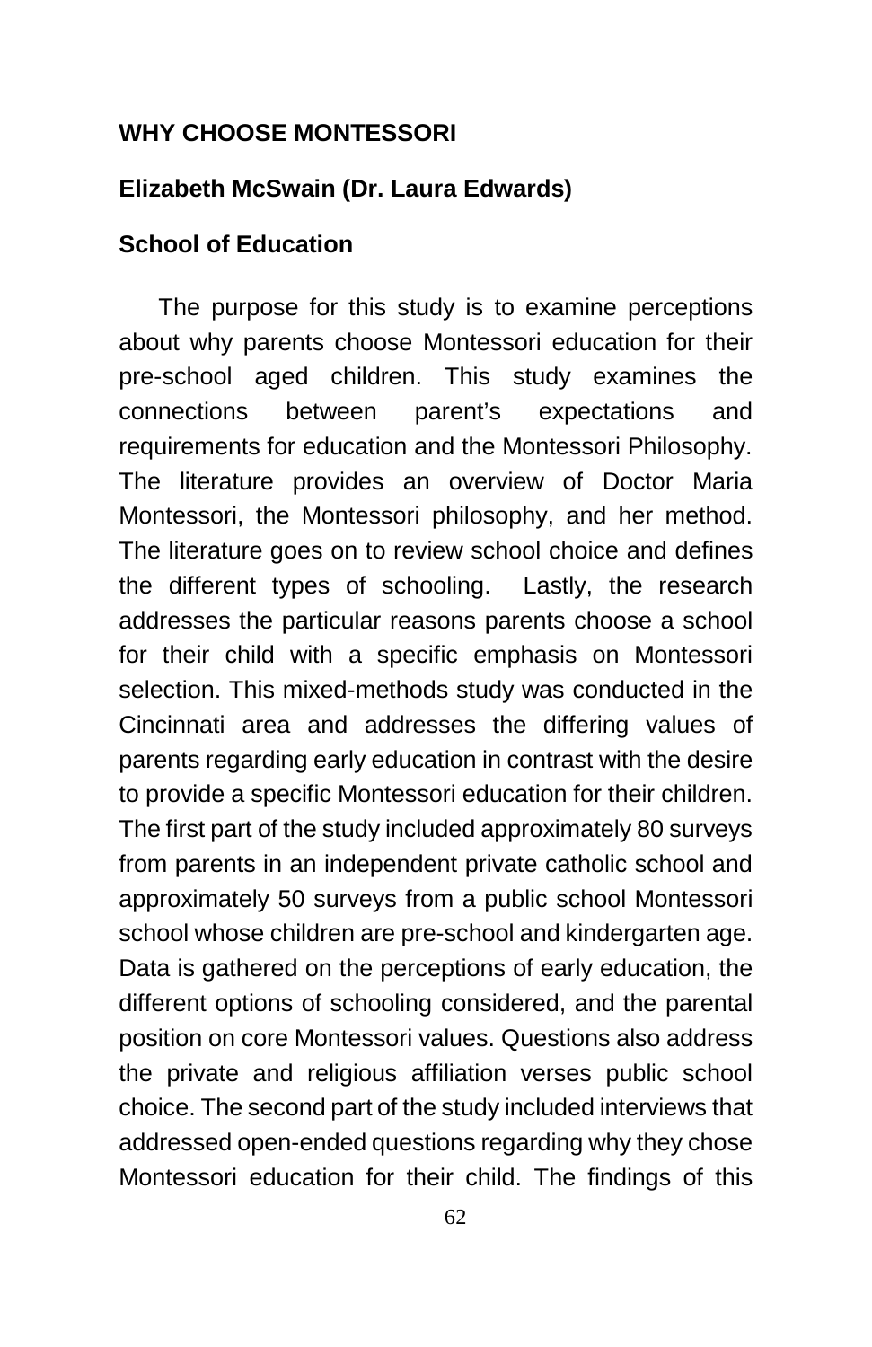**WHY CHOOSE MONTESSORI**

**Elizabeth McSwain (Dr. Laura Edwards)**

**School of Education**

The purpose for this study is to examine perceptions about why parents choose Montessori education for their pre-school aged children. This study examines the connections between parent's expectations and requirements for education and the Montessori Philosophy. The literature provides an overview of Doctor Maria Montessori, the Montessori philosophy, and her method. The literature goes on to review school choice and defines the different types of schooling. Lastly, the research addresses the particular reasons parents choose a school for their child with a specific emphasis on Montessori selection. This mixed-methods study was conducted in the Cincinnati area and addresses the differing values of parents regarding early education in contrast with the desire to provide a specific Montessori education for their children. The first part of the study included approximately 80 surveys from parents in an independent private catholic school and approximately 50 surveys from a public school Montessori school whose children are pre-school and kindergarten age. Data is gathered on the perceptions of early education, the different options of schooling considered, and the parental position on core Montessori values. Questions also address the private and religious affiliation verses public school choice. The second part of the study included interviews that addressed open-ended questions regarding why they chose Montessori education for their child. The findings of this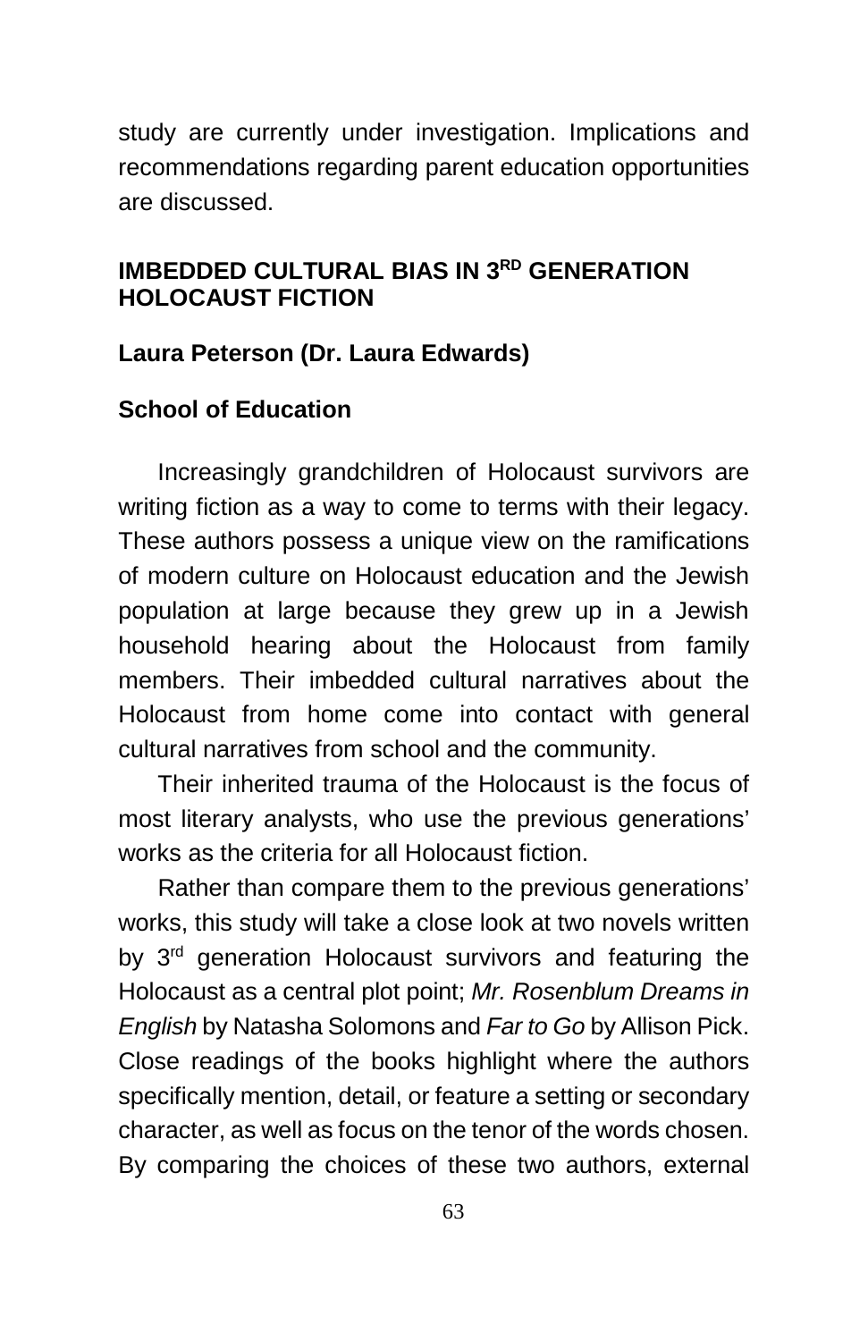study are currently under investigation. Implications and recommendations regarding parent education opportunities are discussed.

## IMBEDDED CULTURAL BIAS IN 3RD GENERATION HOLOCAUST FICTION

**Laura Peterson (Dr. Laura Edwards)**

**School of Education**

Increasingly grandchildren of Holocaust survivors are writing fiction as a way to come to terms with their legacy. These authors possess a unique view on the ramifications of modern culture on Holocaust education and the Jewish population at large because they grew up in a Jewish household hearing about the Holocaust from family members. Their imbedded cultural narratives about the Holocaust from home come into contact with general cultural narratives from school and the community.

Their inherited trauma of the Holocaust is the focus of most literary analysts, who use the previous generations' works as the criteria for all Holocaust fiction.

Rather than compare them to the previous generations' works, this study will take a close look at two novels written by 3rd generation Holocaust survivors and featuring the Holocaust as a central plot point; *Mr. Rosenblum Dreams in English* by Natasha Solomons and *Far to Go* by Allison Pick. Close readings of the books highlight where the authors specifically mention, detail, or feature a setting or secondary character, as well as focus on the tenor of the words chosen. By comparing the choices of these two authors, external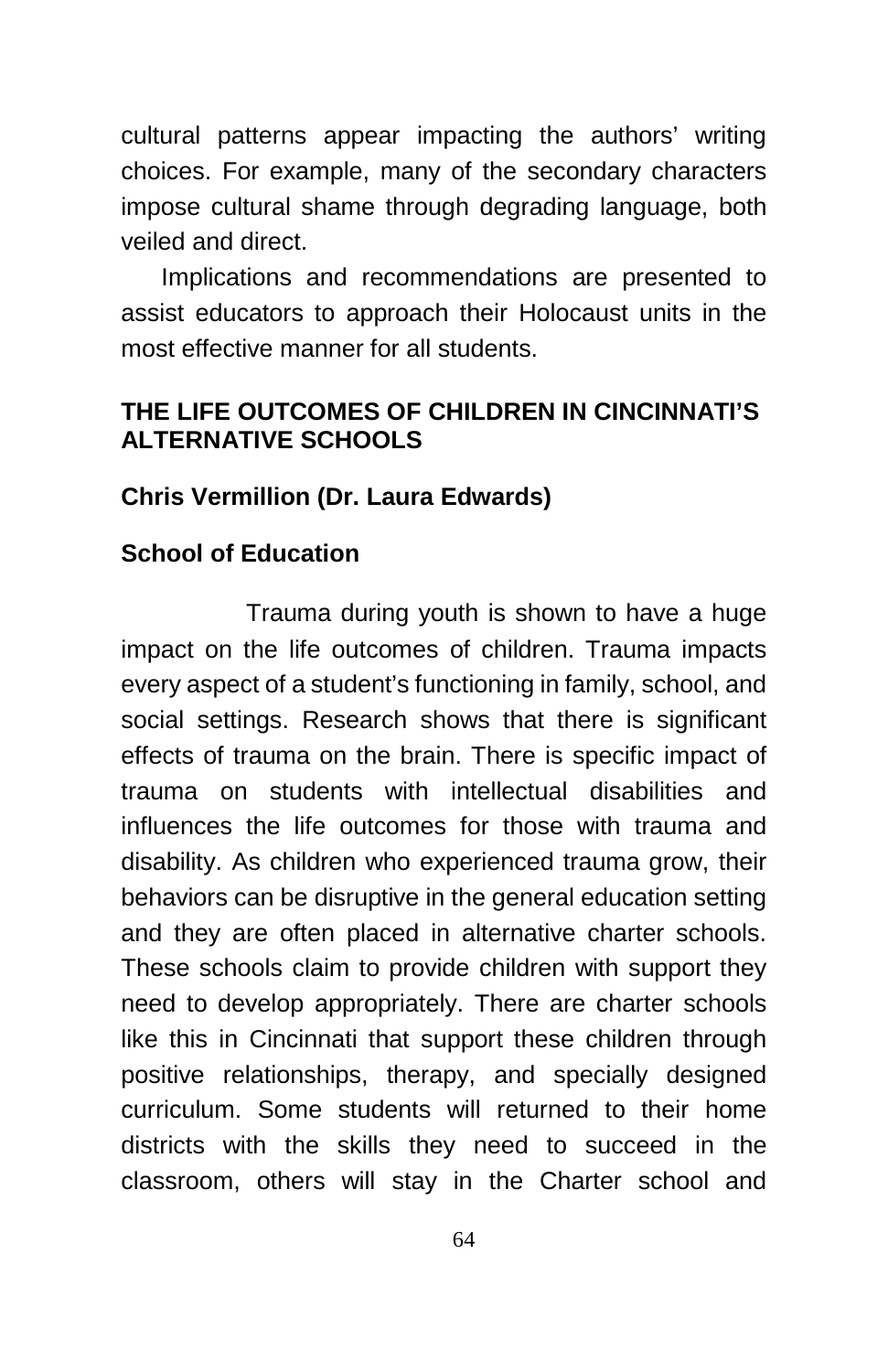cultural patterns appear impacting the authors' writing choices. For example, many of the secondary characters impose cultural shame through degrading language, both veiled and direct.

Implications and recommendations are presented to assist educators to approach their Holocaust units in the most effective manner for all students.

## THE LIFE OUTCOMES OF CHILDREN IN CINCINNATI'S ALTERNATIVE SCHOOLS

**Chris Vermillion (Dr. Laura Edwards)**

**School of Education**

Trauma during youth is shown to have a huge impact on the life outcomes of children. Trauma impacts every aspect of a student's functioning in family, school, and social settings. Research shows that there is significant effects of trauma on the brain. There is specific impact of trauma on students with intellectual disabilities and influences the life outcomes for those with trauma and disability. As children who experienced trauma grow, their behaviors can be disruptive in the general education setting and they are often placed in alternative charter schools. These schools claim to provide children with support they need to develop appropriately. There are charter schools like this in Cincinnati that support these children through positive relationships, therapy, and specially designed curriculum. Some students will returned to their home districts with the skills they need to succeed in the classroom, others will stay in the Charter school and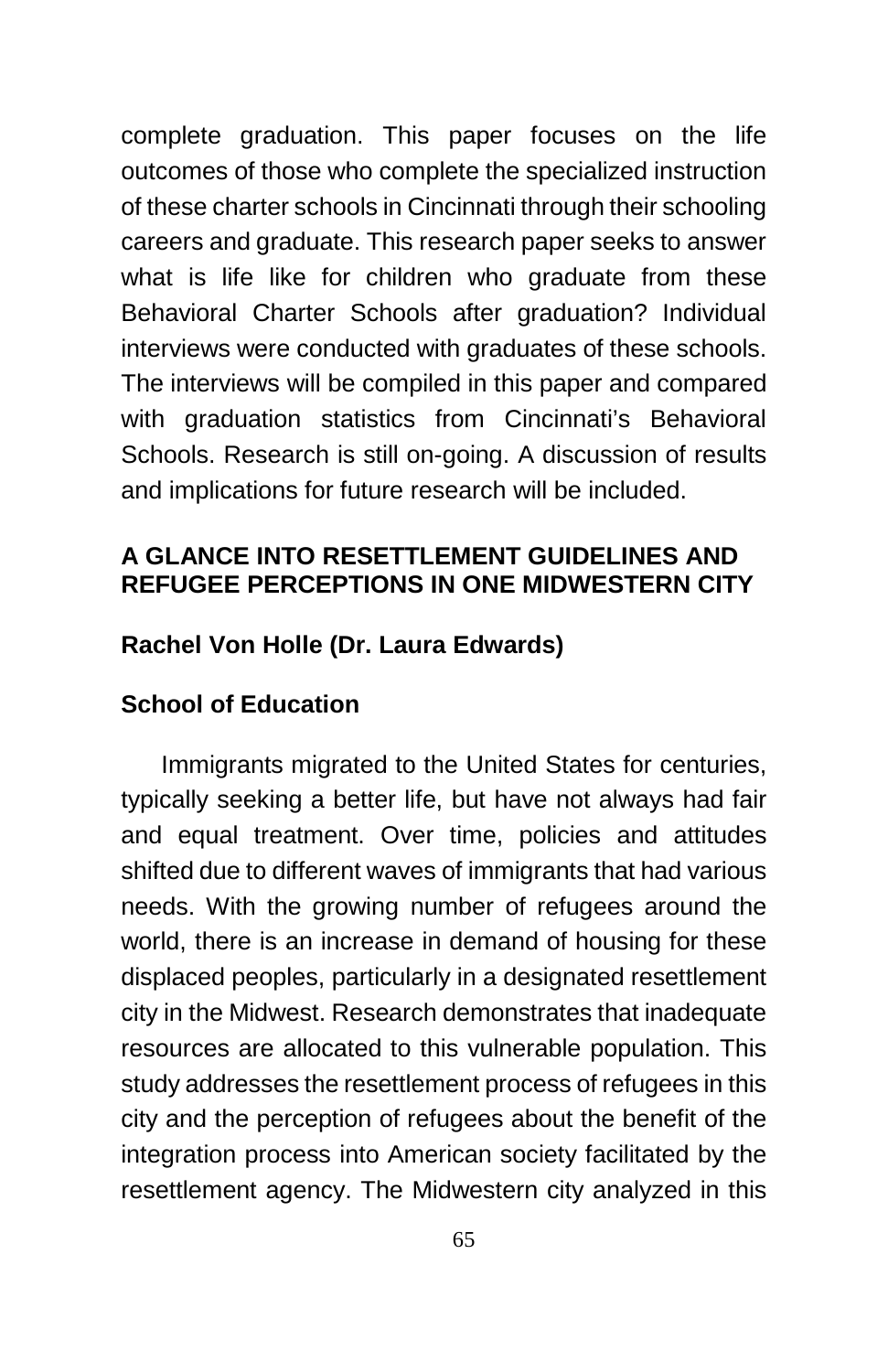complete graduation. This paper focuses on the life outcomes of those who complete the specialized instruction of these charter schools in Cincinnati through their schooling careers and graduate. This research paper seeks to answer what is life like for children who graduate from these Behavioral Charter Schools after graduation? Individual interviews were conducted with graduates of these schools. The interviews will be compiled in this paper and compared with graduation statistics from Cincinnati's Behavioral Schools. Research is still on-going. A discussion of results and implications for future research will be included.

## A GLANCE INTO RESETTLEMENT GUIDELINES AND REFUGEE PERCEPTIONS IN ONE MIDWESTERN CITY

**Rachel Von Holle (Dr. Laura Edwards)**

**School of Education**

Immigrants migrated to the United States for centuries, typically seeking a better life, but have not always had fair and equal treatment. Over time, policies and attitudes shifted due to different waves of immigrants that had various needs. With the growing number of refugees around the world, there is an increase in demand of housing for these displaced peoples, particularly in a designated resettlement city in the Midwest. Research demonstrates that inadequate resources are allocated to this vulnerable population. This study addresses the resettlement process of refugees in this city and the perception of refugees about the benefit of the integration process into American society facilitated by the resettlement agency. The Midwestern city analyzed in this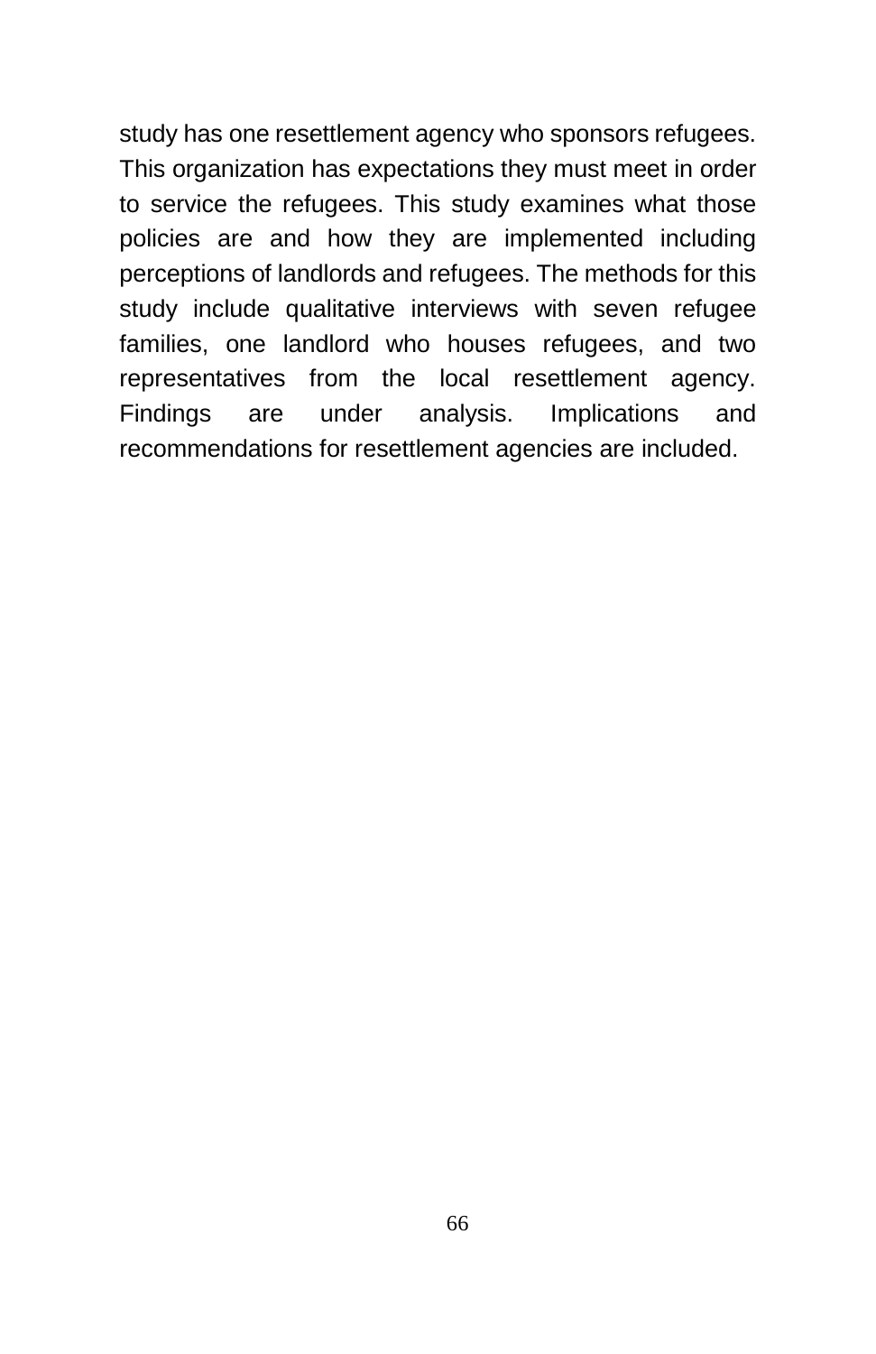study has one resettlement agency who sponsors refugees. This organization has expectations they must meet in order to service the refugees. This study examines what those policies are and how they are implemented including perceptions of landlords and refugees. The methods for this study include qualitative interviews with seven refugee families, one landlord who houses refugees, and two representatives from the local resettlement agency. Findings are under analysis. Implications and recommendations for resettlement agencies are included.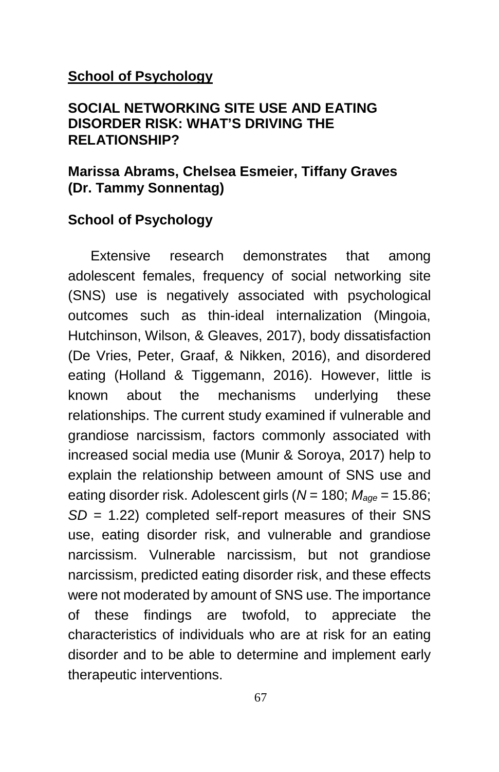**School of Psychology**

## SOCIAL NETWORKING SITE USE AND EATING DISORDER RISK: WHAT'S DRIVING THE RELATIONSHIP?

**Marissa Abrams, Chelsea Esmeier, Tiffany Graves (Dr. Tammy Sonnentag)**

**School of Psychology**

Extensive research demonstrates that among adolescent females, frequency of social networking site (SNS) use is negatively associated with psychological outcomes such as thin-ideal internalization (Mingoia, Hutchinson, Wilson, & Gleaves, 2017), body dissatisfaction (De Vries, Peter, Graaf, & Nikken, 2016), and disordered eating (Holland & Tiggemann, 2016). However, little is known about the mechanisms underlying these relationships. The current study examined if vulnerable and grandiose narcissism, factors commonly associated with increased social media use (Munir & Soroya, 2017) help to explain the relationship between amount of SNS use and eating disorder risk. Adolescent girls ($N$ = 180; $M_{age}$ = 15.86; $SD$ = 1.22) completed self-report measures of their SNS use, eating disorder risk, and vulnerable and grandiose narcissism. Vulnerable narcissism, but not grandiose narcissism, predicted eating disorder risk, and these effects were not moderated by amount of SNS use. The importance of these findings are twofold, to appreciate the characteristics of individuals who are at risk for an eating disorder and to be able to determine and implement early therapeutic interventions.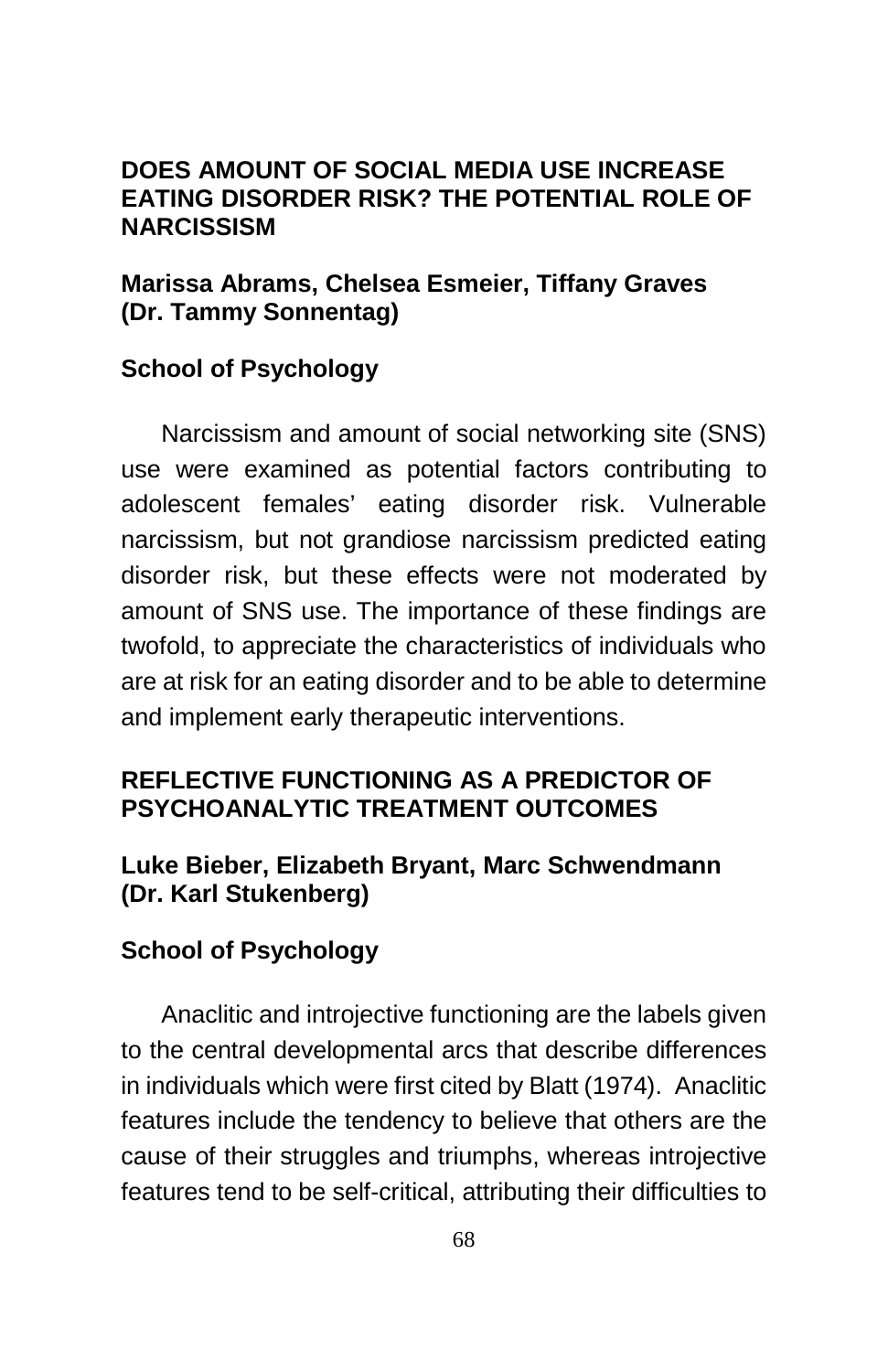### DOES AMOUNT OF SOCIAL MEDIA USE INCREASE EATING DISORDER RISK? THE POTENTIAL ROLE OF NARCISSISM

**Marissa Abrams, Chelsea Esmeier, Tiffany Graves (Dr. Tammy Sonnentag)**

**School of Psychology**

Narcissism and amount of social networking site (SNS) use were examined as potential factors contributing to adolescent females' eating disorder risk. Vulnerable narcissism, but not grandiose narcissism predicted eating disorder risk, but these effects were not moderated by amount of SNS use. The importance of these findings are twofold, to appreciate the characteristics of individuals who are at risk for an eating disorder and to be able to determine and implement early therapeutic interventions.

### REFLECTIVE FUNCTIONING AS A PREDICTOR OF PSYCHOANALYTIC TREATMENT OUTCOMES

**Luke Bieber, Elizabeth Bryant, Marc Schwendmann (Dr. Karl Stukenberg)**

**School of Psychology**

Anaclitic and introjective functioning are the labels given to the central developmental arcs that describe differences in individuals which were first cited by Blatt (1974). Anaclitic features include the tendency to believe that others are the cause of their struggles and triumphs, whereas introjective features tend to be self-critical, attributing their difficulties to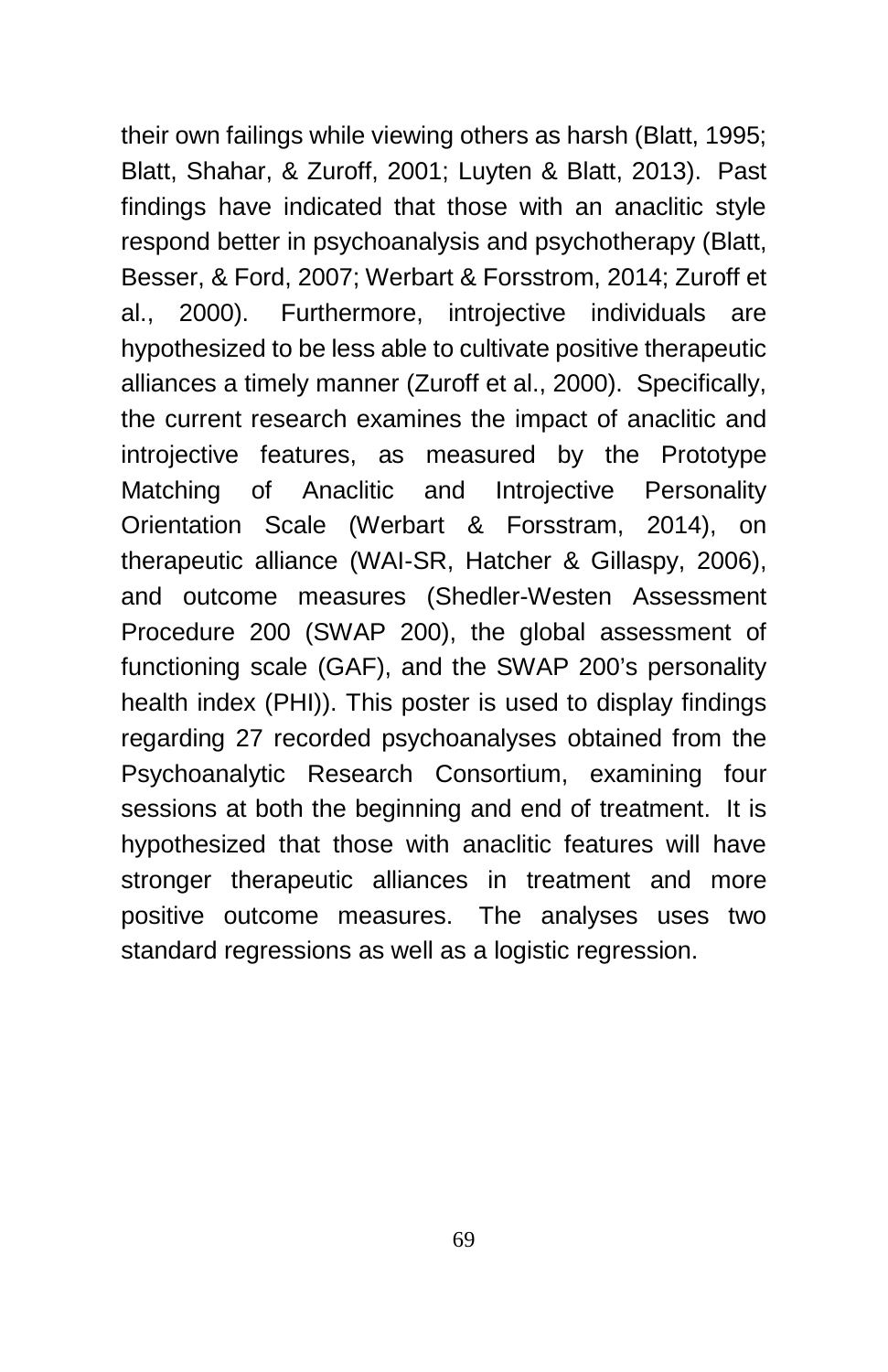their own failings while viewing others as harsh (Blatt, 1995; Blatt, Shahar, & Zuroff, 2001; Luyten & Blatt, 2013). Past findings have indicated that those with an anaclitic style respond better in psychoanalysis and psychotherapy (Blatt, Besser, & Ford, 2007; Werbart & Forsstrom, 2014; Zuroff et al., 2000). Furthermore, introjective individuals are hypothesized to be less able to cultivate positive therapeutic alliances a timely manner (Zuroff et al., 2000). Specifically, the current research examines the impact of anaclitic and introjective features, as measured by the Prototype Matching of Anaclitic and Introjective Personality Orientation Scale (Werbart & Forsstram, 2014), on therapeutic alliance (WAI-SR, Hatcher & Gillaspy, 2006), and outcome measures (Shedler-Westen Assessment Procedure 200 (SWAP 200), the global assessment of functioning scale (GAF), and the SWAP 200's personality health index (PHI)). This poster is used to display findings regarding 27 recorded psychoanalyses obtained from the Psychoanalytic Research Consortium, examining four sessions at both the beginning and end of treatment. It is hypothesized that those with anaclitic features will have stronger therapeutic alliances in treatment and more positive outcome measures. The analyses uses two standard regressions as well as a logistic regression.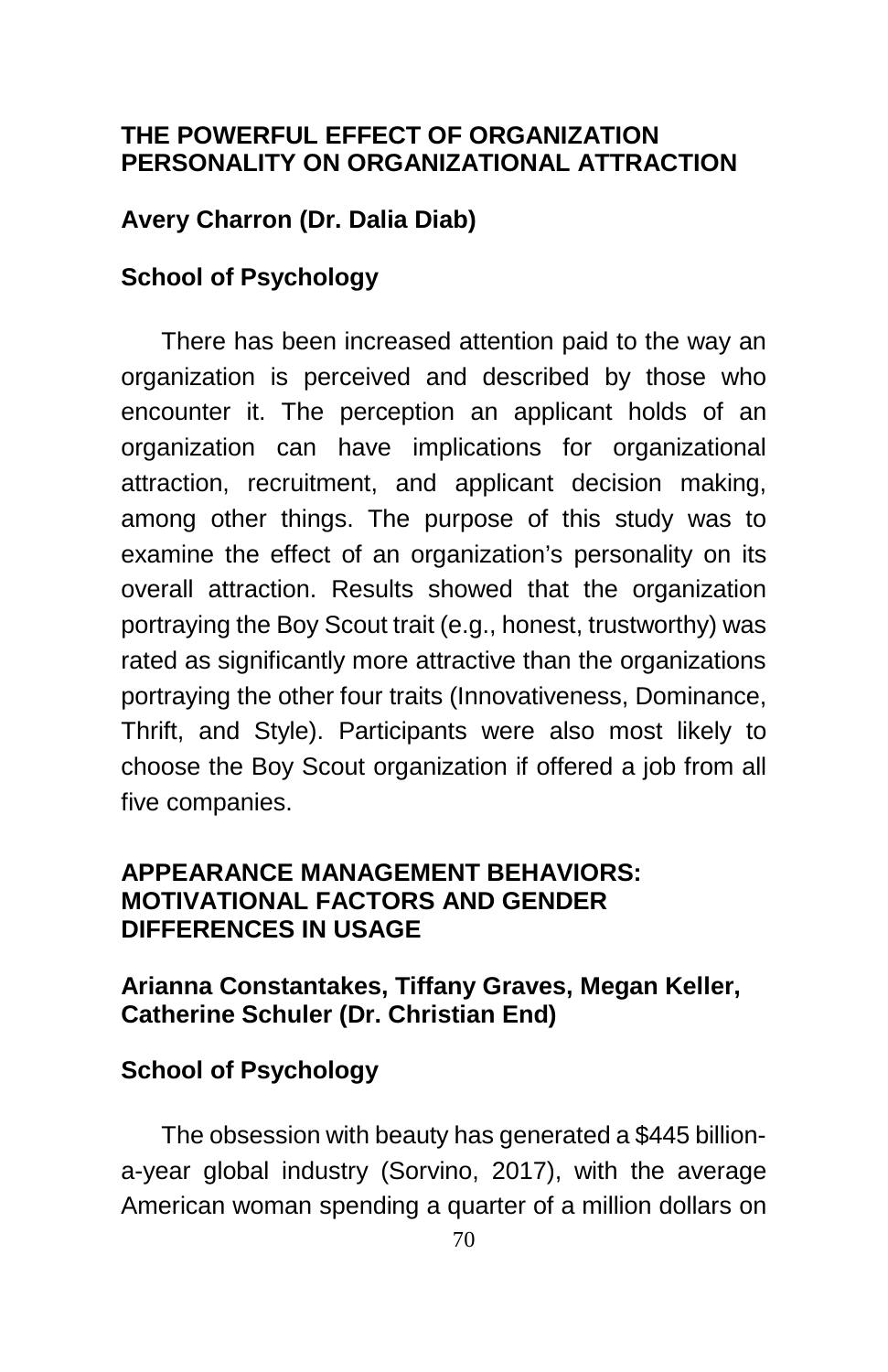## THE POWERFUL EFFECT OF ORGANIZATION PERSONALITY ON ORGANIZATIONAL ATTRACTION

**Avery Charron (Dr. Dalia Diab)**

**School of Psychology**

There has been increased attention paid to the way an organization is perceived and described by those who encounter it. The perception an applicant holds of an organization can have implications for organizational attraction, recruitment, and applicant decision making, among other things. The purpose of this study was to examine the effect of an organization's personality on its overall attraction. Results showed that the organization portraying the Boy Scout trait (e.g., honest, trustworthy) was rated as significantly more attractive than the organizations portraying the other four traits (Innovativeness, Dominance, Thrift, and Style). Participants were also most likely to choose the Boy Scout organization if offered a job from all five companies.

## APPEARANCE MANAGEMENT BEHAVIORS: MOTIVATIONAL FACTORS AND GENDER DIFFERENCES IN USAGE

**Arianna Constantakes, Tiffany Graves, Megan Keller, Catherine Schuler (Dr. Christian End)**

**School of Psychology**

The obsession with beauty has generated a $445 billion-a-year global industry (Sorvino, 2017), with the average American woman spending a quarter of a million dollars on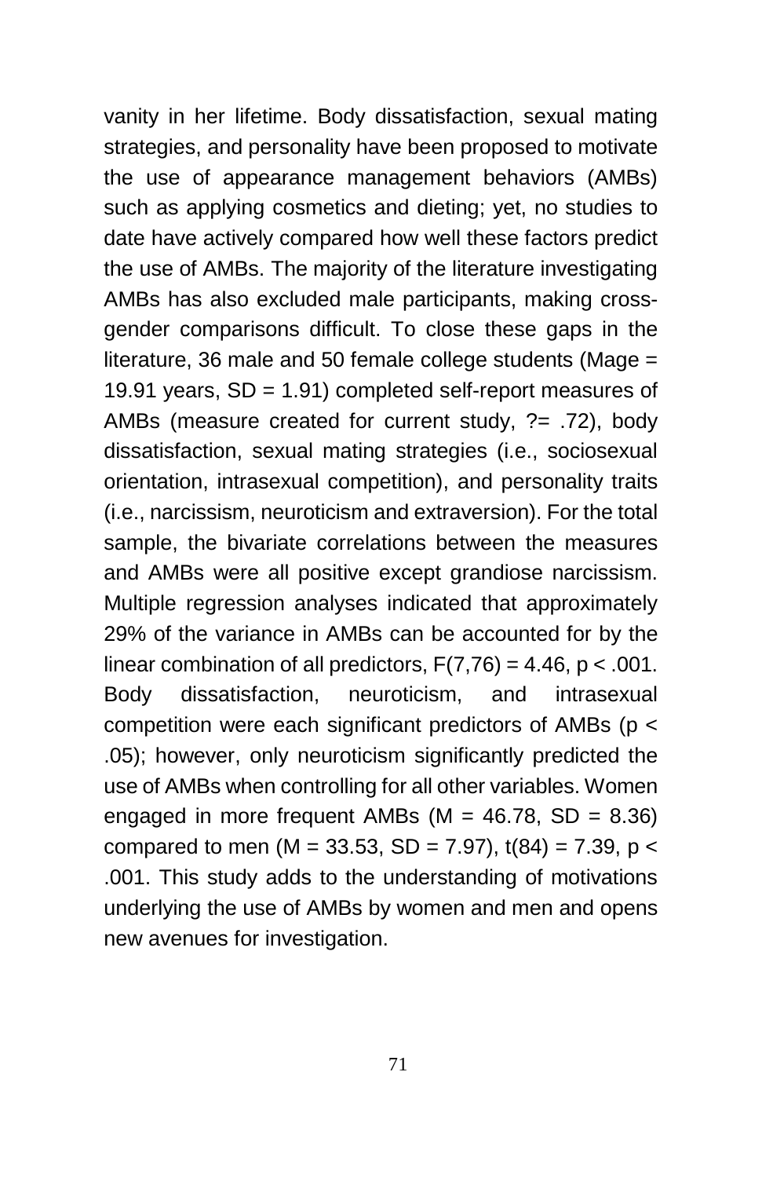vanity in her lifetime. Body dissatisfaction, sexual mating strategies, and personality have been proposed to motivate the use of appearance management behaviors (AMBs) such as applying cosmetics and dieting; yet, no studies to date have actively compared how well these factors predict the use of AMBs. The majority of the literature investigating AMBs has also excluded male participants, making cross-gender comparisons difficult. To close these gaps in the literature, 36 male and 50 female college students (Mage = 19.91 years, SD = 1.91) completed self-report measures of AMBs (measure created for current study, ?= .72), body dissatisfaction, sexual mating strategies (i.e., sociosexual orientation, intrasexual competition), and personality traits (i.e., narcissism, neuroticism and extraversion). For the total sample, the bivariate correlations between the measures and AMBs were all positive except grandiose narcissism. Multiple regression analyses indicated that approximately 29% of the variance in AMBs can be accounted for by the linear combination of all predictors, $F(7,76) = 4.46$, $p < .001$. Body dissatisfaction, neuroticism, and intrasexual competition were each significant predictors of AMBs ($p < .05$); however, only neuroticism significantly predicted the use of AMBs when controlling for all other variables. Women engaged in more frequent AMBs ($M = 46.78$, $SD = 8.36$) compared to men ($M = 33.53$, $SD = 7.97$), $t(84) = 7.39$, $p < .001$. This study adds to the understanding of motivations underlying the use of AMBs by women and men and opens new avenues for investigation.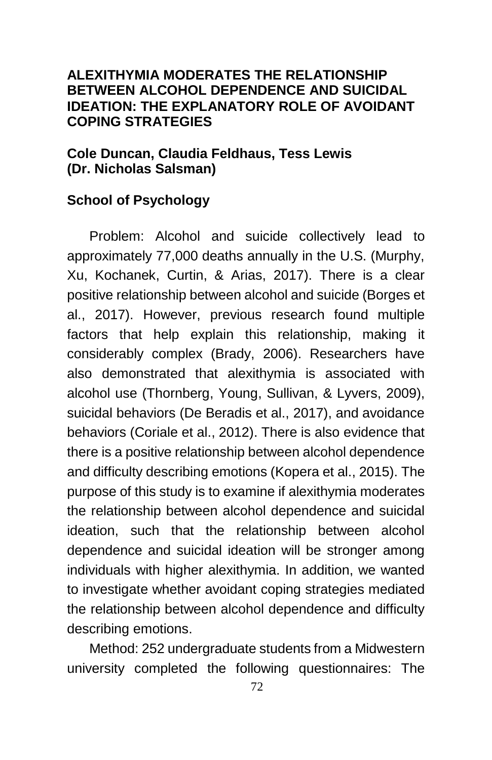**ALEXITHYMIA MODERATES THE RELATIONSHIP BETWEEN ALCOHOL DEPENDENCE AND SUICIDAL IDEATION: THE EXPLANATORY ROLE OF AVOIDANT COPING STRATEGIES**

**Cole Duncan, Claudia Feldhaus, Tess Lewis (Dr. Nicholas Salsman)**

**School of Psychology**

Problem: Alcohol and suicide collectively lead to approximately 77,000 deaths annually in the U.S. (Murphy, Xu, Kochanek, Curtin, & Arias, 2017). There is a clear positive relationship between alcohol and suicide (Borges et al., 2017). However, previous research found multiple factors that help explain this relationship, making it considerably complex (Brady, 2006). Researchers have also demonstrated that alexithymia is associated with alcohol use (Thornberg, Young, Sullivan, & Lyvers, 2009), suicidal behaviors (De Beradis et al., 2017), and avoidance behaviors (Coriale et al., 2012). There is also evidence that there is a positive relationship between alcohol dependence and difficulty describing emotions (Kopera et al., 2015). The purpose of this study is to examine if alexithymia moderates the relationship between alcohol dependence and suicidal ideation, such that the relationship between alcohol dependence and suicidal ideation will be stronger among individuals with higher alexithymia. In addition, we wanted to investigate whether avoidant coping strategies mediated the relationship between alcohol dependence and difficulty describing emotions.

Method: 252 undergraduate students from a Midwestern university completed the following questionnaires: The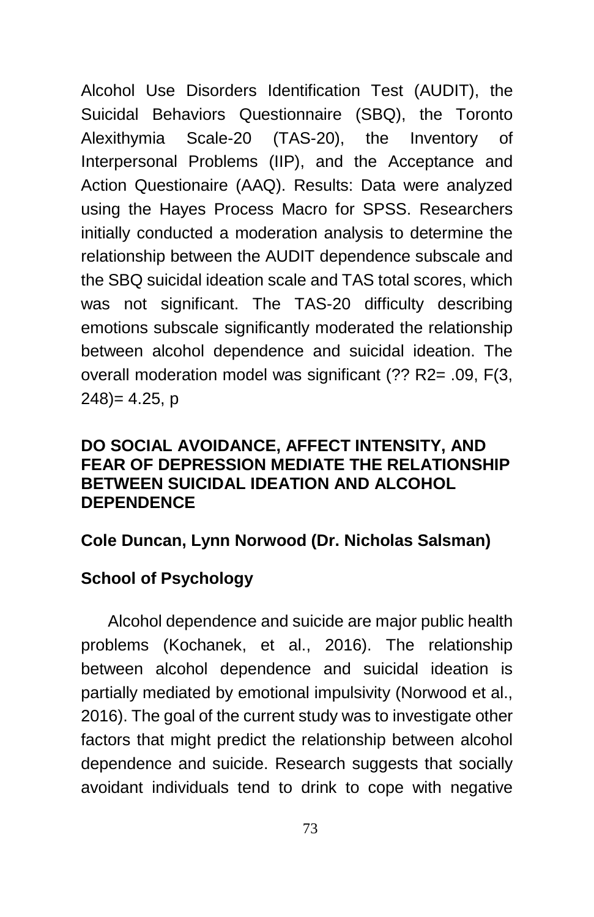Alcohol Use Disorders Identification Test (AUDIT), the Suicidal Behaviors Questionnaire (SBQ), the Toronto Alexithymia Scale-20 (TAS-20), the Inventory of Interpersonal Problems (IIP), and the Acceptance and Action Questionaire (AAQ). Results: Data were analyzed using the Hayes Process Macro for SPSS. Researchers initially conducted a moderation analysis to determine the relationship between the AUDIT dependence subscale and the SBQ suicidal ideation scale and TAS total scores, which was not significant. The TAS-20 difficulty describing emotions subscale significantly moderated the relationship between alcohol dependence and suicidal ideation. The overall moderation model was significant (?? $R^2 = .09$, $F(3, 248) = 4.25$, p

**DO SOCIAL AVOIDANCE, AFFECT INTENSITY, AND FEAR OF DEPRESSION MEDIATE THE RELATIONSHIP BETWEEN SUICIDAL IDEATION AND ALCOHOL DEPENDENCE**

**Cole Duncan, Lynn Norwood (Dr. Nicholas Salsman)**

**School of Psychology**

Alcohol dependence and suicide are major public health problems (Kochanek, et al., 2016). The relationship between alcohol dependence and suicidal ideation is partially mediated by emotional impulsivity (Norwood et al., 2016). The goal of the current study was to investigate other factors that might predict the relationship between alcohol dependence and suicide. Research suggests that socially avoidant individuals tend to drink to cope with negative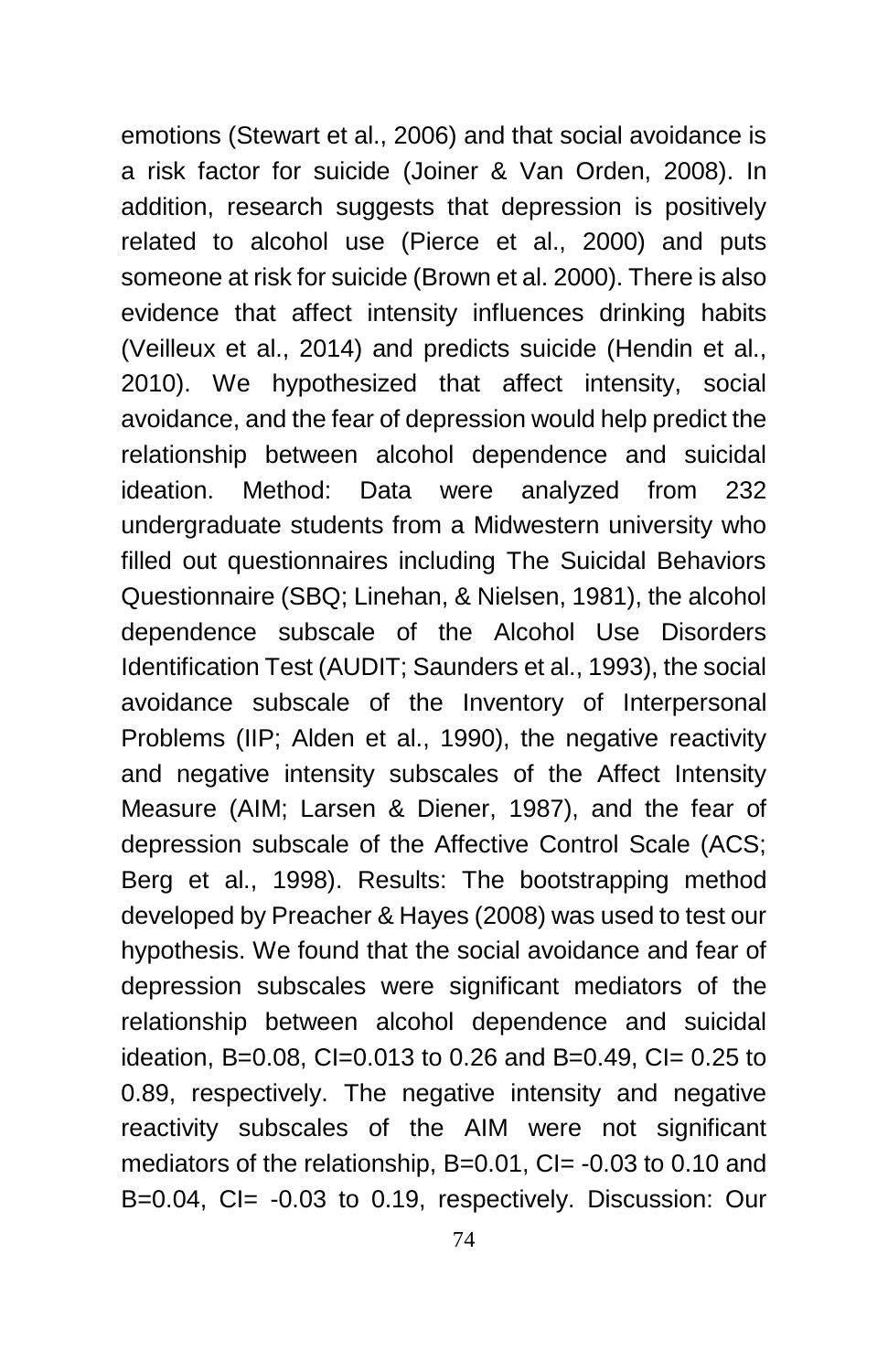emotions (Stewart et al., 2006) and that social avoidance is a risk factor for suicide (Joiner & Van Orden, 2008). In addition, research suggests that depression is positively related to alcohol use (Pierce et al., 2000) and puts someone at risk for suicide (Brown et al. 2000). There is also evidence that affect intensity influences drinking habits (Veilleux et al., 2014) and predicts suicide (Hendin et al., 2010). We hypothesized that affect intensity, social avoidance, and the fear of depression would help predict the relationship between alcohol dependence and suicidal ideation. Method: Data were analyzed from 232 undergraduate students from a Midwestern university who filled out questionnaires including The Suicidal Behaviors Questionnaire (SBQ; Linehan, & Nielsen, 1981), the alcohol dependence subscale of the Alcohol Use Disorders Identification Test (AUDIT; Saunders et al., 1993), the social avoidance subscale of the Inventory of Interpersonal Problems (IIP; Alden et al., 1990), the negative reactivity and negative intensity subscales of the Affect Intensity Measure (AIM; Larsen & Diener, 1987), and the fear of depression subscale of the Affective Control Scale (ACS; Berg et al., 1998). Results: The bootstrapping method developed by Preacher & Hayes (2008) was used to test our hypothesis. We found that the social avoidance and fear of depression subscales were significant mediators of the relationship between alcohol dependence and suicidal ideation, B=0.08, CI=0.013 to 0.26 and B=0.49, CI= 0.25 to 0.89, respectively. The negative intensity and negative reactivity subscales of the AIM were not significant mediators of the relationship, B=0.01, CI= -0.03 to 0.10 and B=0.04, CI= -0.03 to 0.19, respectively. Discussion: Our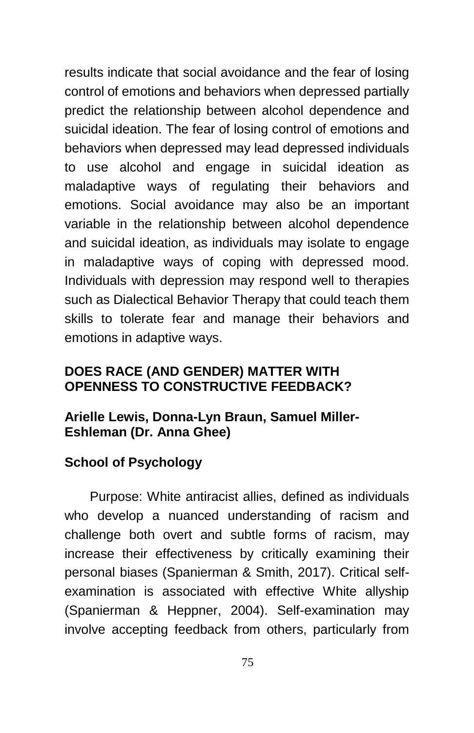results indicate that social avoidance and the fear of losing control of emotions and behaviors when depressed partially predict the relationship between alcohol dependence and suicidal ideation. The fear of losing control of emotions and behaviors when depressed may lead depressed individuals to use alcohol and engage in suicidal ideation as maladaptive ways of regulating their behaviors and emotions. Social avoidance may also be an important variable in the relationship between alcohol dependence and suicidal ideation, as individuals may isolate to engage in maladaptive ways of coping with depressed mood. Individuals with depression may respond well to therapies such as Dialectical Behavior Therapy that could teach them skills to tolerate fear and manage their behaviors and emotions in adaptive ways.

## DOES RACE (AND GENDER) MATTER WITH OPENNESS TO CONSTRUCTIVE FEEDBACK?

**Arielle Lewis, Donna-Lyn Braun, Samuel Miller-Eshleman (Dr. Anna Ghee)**

**School of Psychology**

Purpose: White antiracist allies, defined as individuals who develop a nuanced understanding of racism and challenge both overt and subtle forms of racism, may increase their effectiveness by critically examining their personal biases (Spanierman & Smith, 2017). Critical self-examination is associated with effective White allyship (Spanierman & Heppner, 2004). Self-examination may involve accepting feedback from others, particularly from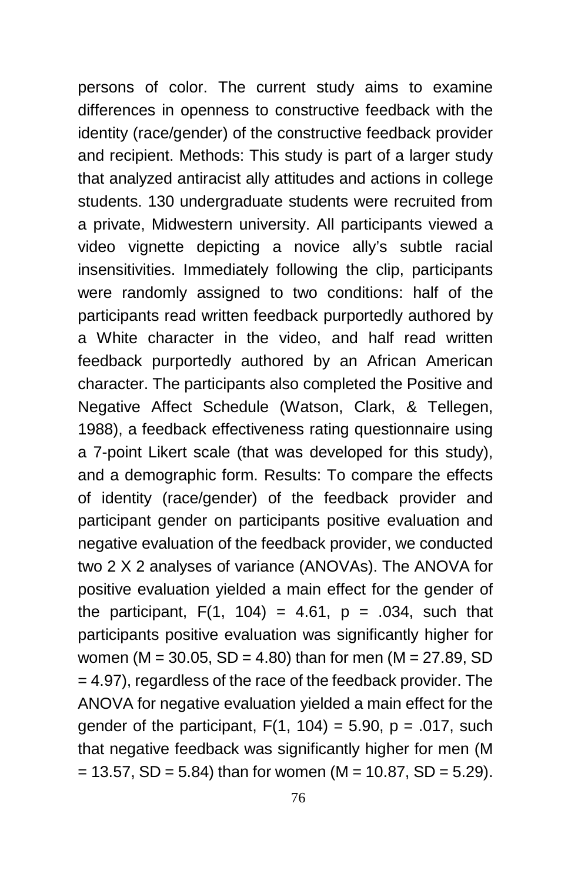persons of color. The current study aims to examine differences in openness to constructive feedback with the identity (race/gender) of the constructive feedback provider and recipient. Methods: This study is part of a larger study that analyzed antiracist ally attitudes and actions in college students. 130 undergraduate students were recruited from a private, Midwestern university. All participants viewed a video vignette depicting a novice ally's subtle racial insensitivities. Immediately following the clip, participants were randomly assigned to two conditions: half of the participants read written feedback purportedly authored by a White character in the video, and half read written feedback purportedly authored by an African American character. The participants also completed the Positive and Negative Affect Schedule (Watson, Clark, & Tellegen, 1988), a feedback effectiveness rating questionnaire using a 7-point Likert scale (that was developed for this study), and a demographic form. Results: To compare the effects of identity (race/gender) of the feedback provider and participant gender on participants positive evaluation and negative evaluation of the feedback provider, we conducted two 2 X 2 analyses of variance (ANOVAs). The ANOVA for positive evaluation yielded a main effect for the gender of the participant, $F(1, 104) = 4.61$, $p = .034$, such that participants positive evaluation was significantly higher for women ($M = 30.05$, $SD = 4.80$) than for men ($M = 27.89$, $SD = 4.97$), regardless of the race of the feedback provider. The ANOVA for negative evaluation yielded a main effect for the gender of the participant, $F(1, 104) = 5.90$, $p = .017$, such that negative feedback was significantly higher for men ($M = 13.57$, $SD = 5.84$) than for women ($M = 10.87$, $SD = 5.29$).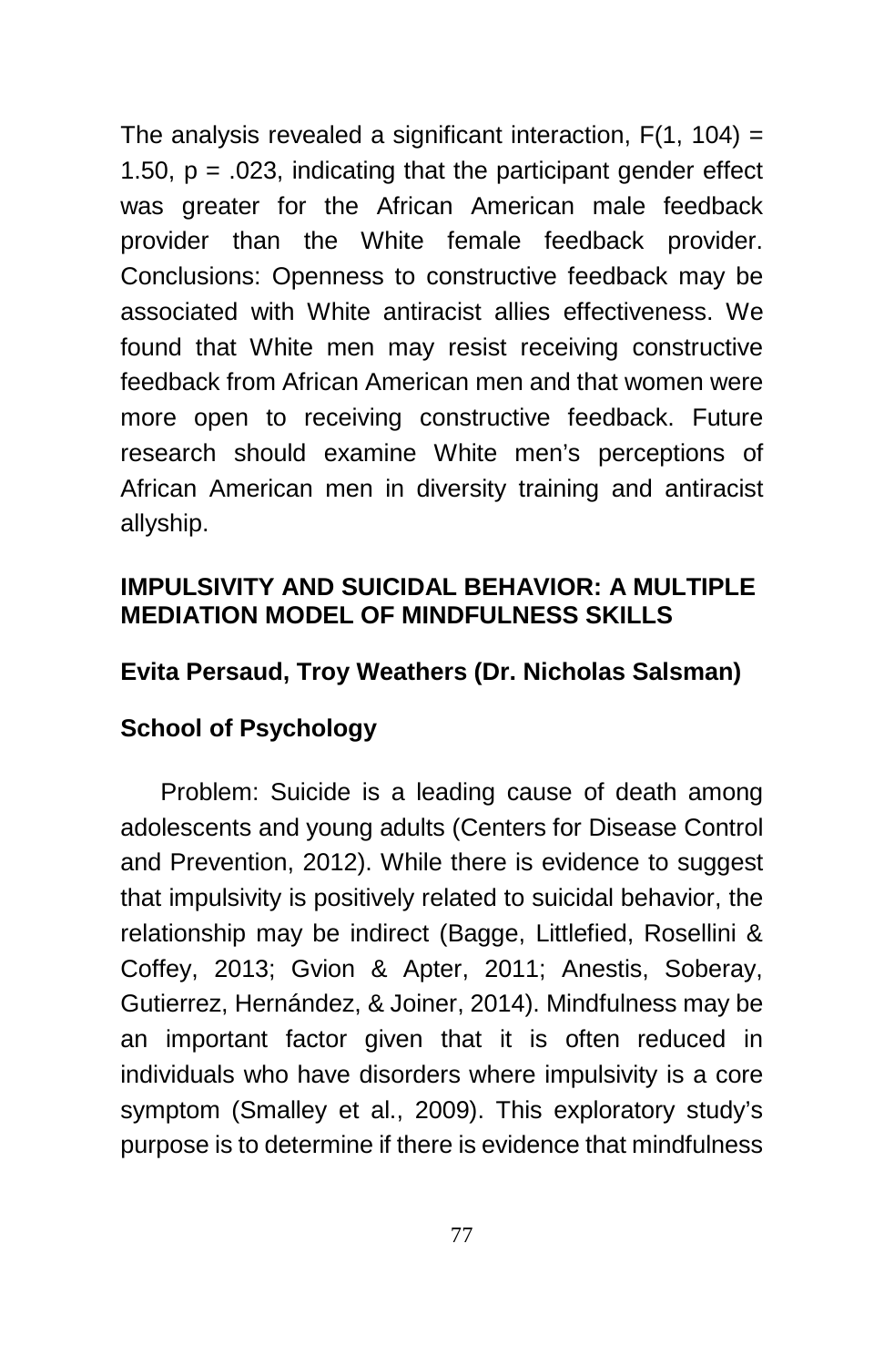The analysis revealed a significant interaction, $F(1, 104) = 1.50$, $p = .023$, indicating that the participant gender effect was greater for the African American male feedback provider than the White female feedback provider. Conclusions: Openness to constructive feedback may be associated with White antiracist allies effectiveness. We found that White men may resist receiving constructive feedback from African American men and that women were more open to receiving constructive feedback. Future research should examine White men's perceptions of African American men in diversity training and antiracist allyship.

**IMPULSIVITY AND SUICIDAL BEHAVIOR: A MULTIPLE MEDIATION MODEL OF MINDFULNESS SKILLS**

**Evita Persaud, Troy Weathers (Dr. Nicholas Salsman)**

**School of Psychology**

Problem: Suicide is a leading cause of death among adolescents and young adults (Centers for Disease Control and Prevention, 2012). While there is evidence to suggest that impulsivity is positively related to suicidal behavior, the relationship may be indirect (Bagge, Littlefied, Rosellini & Coffey, 2013; Gvion & Apter, 2011; Anestis, Soberay, Gutierrez, Hernández, & Joiner, 2014). Mindfulness may be an important factor given that it is often reduced in individuals who have disorders where impulsivity is a core symptom (Smalley et al., 2009). This exploratory study's purpose is to determine if there is evidence that mindfulness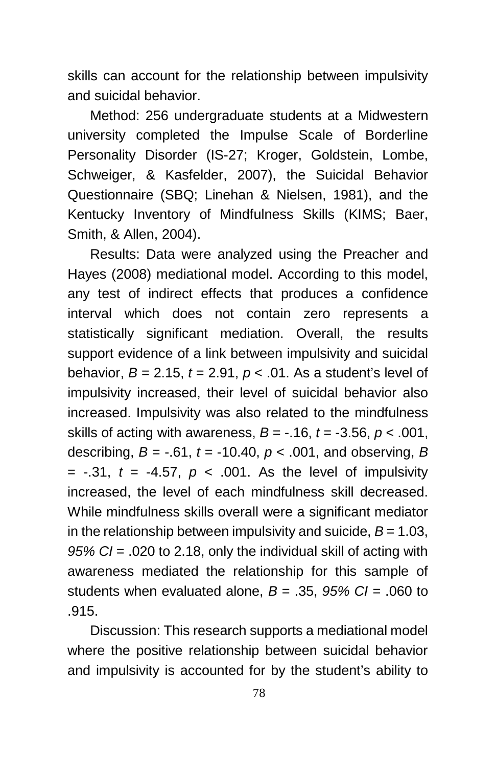skills can account for the relationship between impulsivity and suicidal behavior.

Method: 256 undergraduate students at a Midwestern university completed the Impulse Scale of Borderline Personality Disorder (IS-27; Kroger, Goldstein, Lombe, Schweiger, & Kasfelder, 2007), the Suicidal Behavior Questionnaire (SBQ; Linehan & Nielsen, 1981), and the Kentucky Inventory of Mindfulness Skills (KIMS; Baer, Smith, & Allen, 2004).

Results: Data were analyzed using the Preacher and Hayes (2008) mediational model. According to this model, any test of indirect effects that produces a confidence interval which does not contain zero represents a statistically significant mediation. Overall, the results support evidence of a link between impulsivity and suicidal behavior, $B = 2.15$, $t = 2.91$, $p < .01$. As a student's level of impulsivity increased, their level of suicidal behavior also increased. Impulsivity was also related to the mindfulness skills of acting with awareness, $B = -.16$, $t = -3.56$, $p < .001$, describing, $B = -.61$, $t = -10.40$, $p < .001$, and observing, $B = -.31$, $t = -4.57$, $p < .001$. As the level of impulsivity increased, the level of each mindfulness skill decreased. While mindfulness skills overall were a significant mediator in the relationship between impulsivity and suicide, $B = 1.03$, *95% CI* = .020 to 2.18, only the individual skill of acting with awareness mediated the relationship for this sample of students when evaluated alone, $B = .35$, *95% CI* = .060 to .915.

Discussion: This research supports a mediational model where the positive relationship between suicidal behavior and impulsivity is accounted for by the student's ability to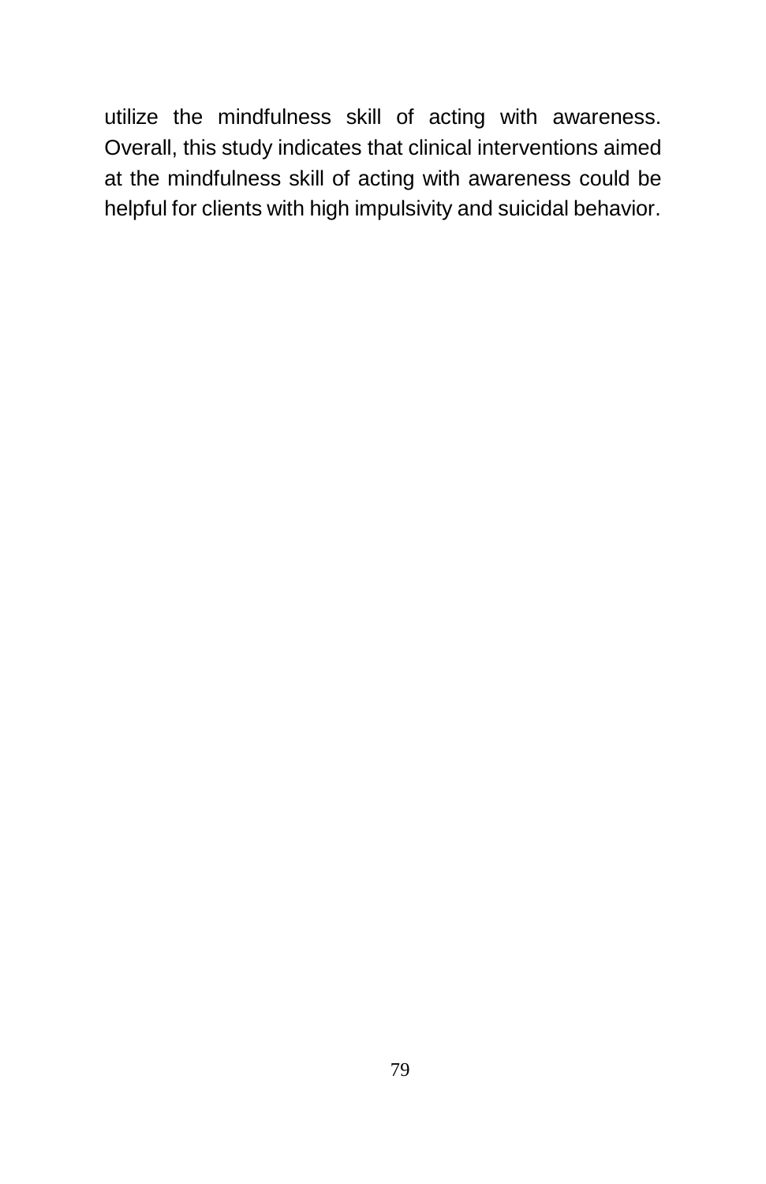utilize the mindfulness skill of acting with awareness. Overall, this study indicates that clinical interventions aimed at the mindfulness skill of acting with awareness could be helpful for clients with high impulsivity and suicidal behavior.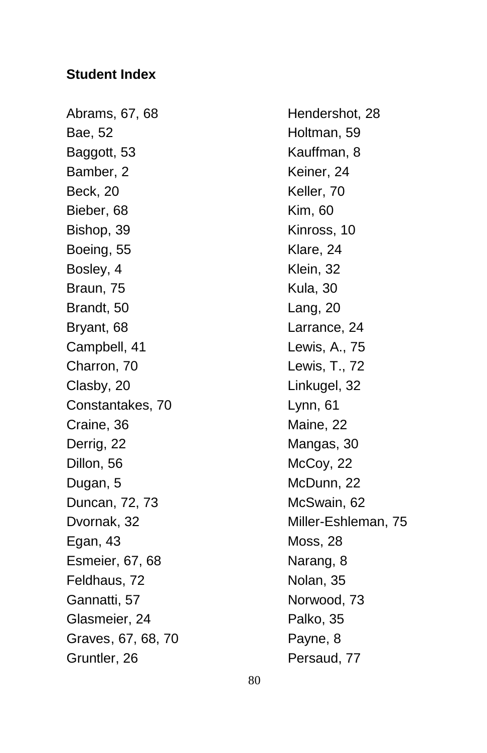**Student Index**

Abrams, 67, 68
Bae, 52
Baggott, 53
Bamber, 2
Beck, 20
Bieber, 68
Bishop, 39
Boeing, 55
Bosley, 4
Braun, 75
Brandt, 50
Bryant, 68
Campbell, 41
Charron, 70
Clasby, 20
Constantakes, 70
Craine, 36
Derrig, 22
Dillon, 56
Dugan, 5
Duncan, 72, 73
Dvornak, 32
Egan, 43
Esmeier, 67, 68
Feldhaus, 72
Gannatti, 57
Glasmeier, 24
Graves, 67, 68, 70
Gruntler, 26
Hendershot, 28
Holtman, 59
Kauffman, 8
Keiner, 24
Keller, 70
Kim, 60
Kinross, 10
Klare, 24
Klein, 32
Kula, 30
Lang, 20
Larrance, 24
Lewis, A., 75
Lewis, T., 72
Linkugel, 32
Lynn, 61
Maine, 22
Mangas, 30
McCoy, 22
McDunn, 22
McSwain, 62
Miller-Eshleman, 75
Moss, 28
Narang, 8
Nolan, 35
Norwood, 73
Palko, 35
Payne, 8
Persaud, 77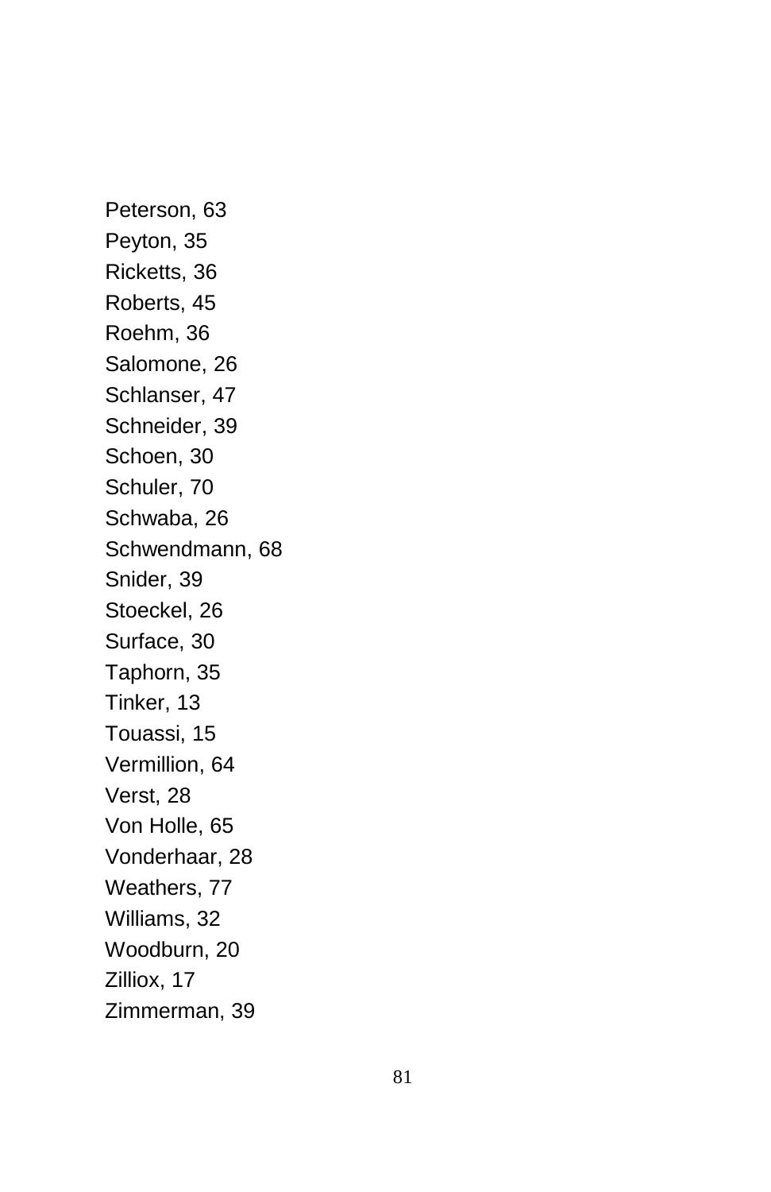Peterson, 63
Peyton, 35
Ricketts, 36
Roberts, 45
Roehm, 36
Salomone, 26
Schlanser, 47
Schneider, 39
Schoen, 30
Schuler, 70
Schwaba, 26
Schwendmann, 68
Snider, 39
Stoeckel, 26
Surface, 30
Taphorn, 35
Tinker, 13
Touassi, 15
Vermillion, 64
Verst, 28
Von Holle, 65
Vonderhaar, 28
Weathers, 77
Williams, 32
Woodburn, 20
Zilliox, 17
Zimmerman, 39